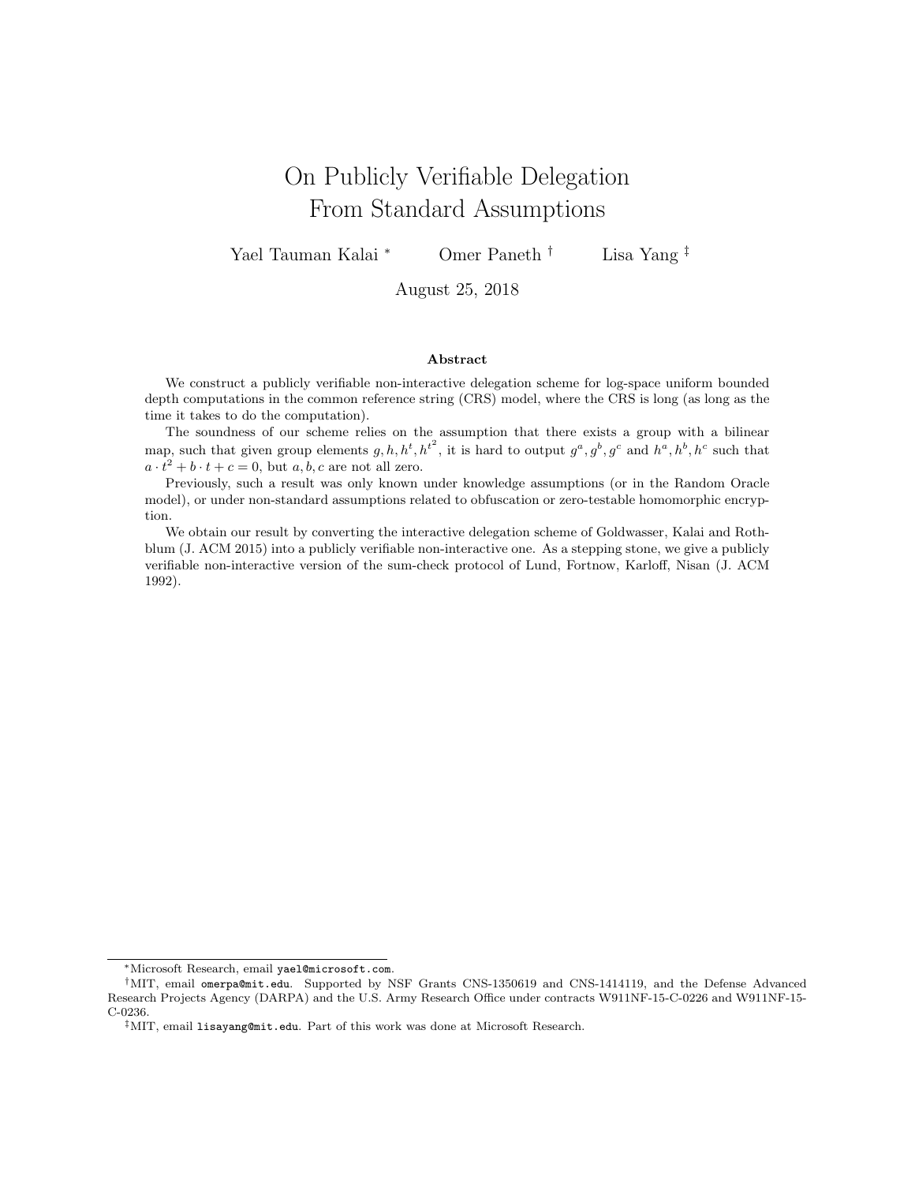# On Publicly Verifiable Delegation From Standard Assumptions

Yael Tauman Kalai [*] Omer Paneth [†] Lisa Yang [‡]

August 25, 2018

### Abstract

We construct a publicly verifiable non-interactive delegation scheme for log-space uniform bounded depth computations in the common reference string (CRS) model, where the CRS is long (as long as the time it takes to do the computation).

The soundness of our scheme relies on the assumption that there exists a group with a bilinear map, such that given group elements $g, h, h^t, h^{t^2}$, it is hard to output $g^a, g^b, g^c$ and $h^a, h^b, h^c$ such that $a \cdot t^2 + b \cdot t + c = 0$, but $a, b, c$ are not all zero.

Previously, such a result was only known under knowledge assumptions (or in the Random Oracle model), or under non-standard assumptions related to obfuscation or zero-testable homomorphic encryption.

We obtain our result by converting the interactive delegation scheme of Goldwasser, Kalai and Rothblum (J. ACM 2015) into a publicly verifiable non-interactive one. As a stepping stone, we give a publicly verifiable non-interactive version of the sum-check protocol of Lund, Fortnow, Karloff, Nisan (J. ACM 1992).

---

[*] Microsoft Research, email yael@microsoft.com.

[†] MIT, email omerpa@mit.edu. Supported by NSF Grants CNS-1350619 and CNS-1414119, and the Defense Advanced Research Projects Agency (DARPA) and the U.S. Army Research Office under contracts W911NF-15-C-0226 and W911NF-15-C-0236.

[‡] MIT, email lisayang@mit.edu. Part of this work was done at Microsoft Research.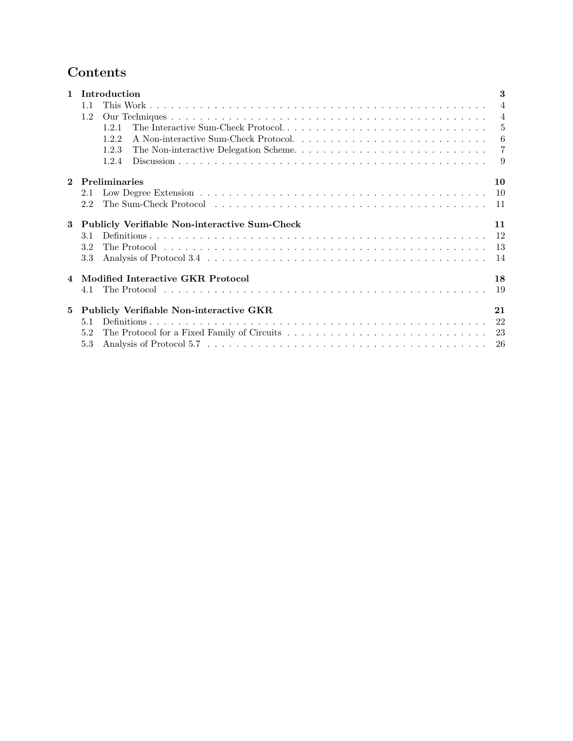# Contents

- **1 Introduction** — 3
  - 1.1 This Work — 4
  - 1.2 Our Techniques — 4
    - 1.2.1 The Interactive Sum-Check Protocol. — 5
    - 1.2.2 A Non-interactive Sum-Check Protocol. — 6
    - 1.2.3 The Non-interactive Delegation Scheme. — 7
    - 1.2.4 Discussion — 9
- **2 Preliminaries** — 10
  - 2.1 Low Degree Extension — 10
  - 2.2 The Sum-Check Protocol — 11
- **3 Publicly Verifiable Non-interactive Sum-Check** — 11
  - 3.1 Definitions — 12
  - 3.2 The Protocol — 13
  - 3.3 Analysis of Protocol 3.4 — 14
- **4 Modified Interactive GKR Protocol** — 18
  - 4.1 The Protocol — 19
- **5 Publicly Verifiable Non-interactive GKR** — 21
  - 5.1 Definitions — 22
  - 5.2 The Protocol for a Fixed Family of Circuits — 23
  - 5.3 Analysis of Protocol 5.7 — 26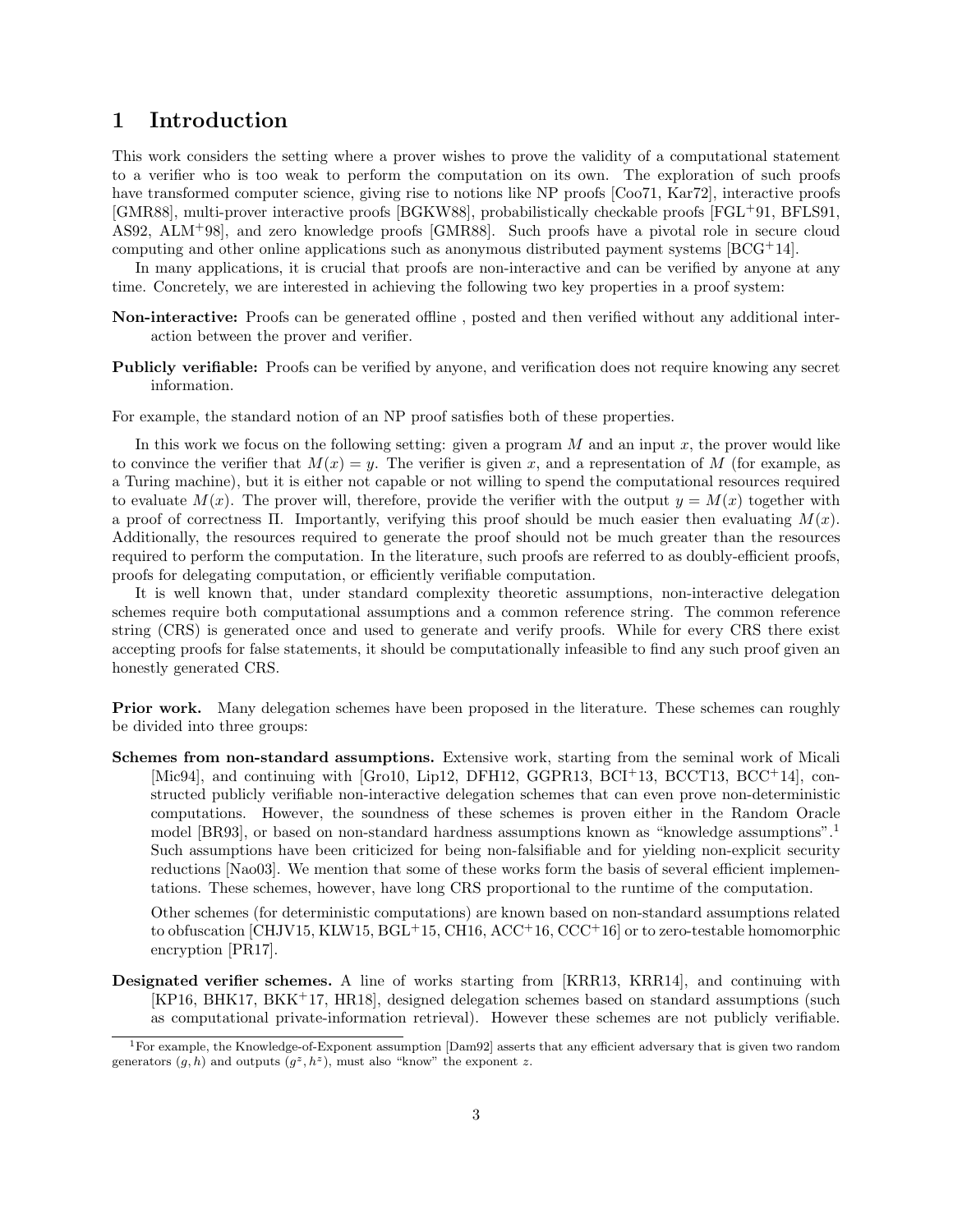# 1 Introduction

This work considers the setting where a prover wishes to prove the validity of a computational statement to a verifier who is too weak to perform the computation on its own. The exploration of such proofs have transformed computer science, giving rise to notions like NP proofs [Coo71, Kar72], interactive proofs [GMR88], multi-prover interactive proofs [BGKW88], probabilistically checkable proofs [FGL+91, BFLS91, AS92, ALM+98], and zero knowledge proofs [GMR88]. Such proofs have a pivotal role in secure cloud computing and other online applications such as anonymous distributed payment systems [BCG+14].

In many applications, it is crucial that proofs are non-interactive and can be verified by anyone at any time. Concretely, we are interested in achieving the following two key properties in a proof system:

**Non-interactive:** Proofs can be generated offline , posted and then verified without any additional interaction between the prover and verifier.

**Publicly verifiable:** Proofs can be verified by anyone, and verification does not require knowing any secret information.

For example, the standard notion of an NP proof satisfies both of these properties.

In this work we focus on the following setting: given a program $M$ and an input $x$, the prover would like to convince the verifier that $M(x) = y$. The verifier is given $x$, and a representation of $M$ (for example, as a Turing machine), but it is either not capable or not willing to spend the computational resources required to evaluate $M(x)$. The prover will, therefore, provide the verifier with the output $y = M(x)$ together with a proof of correctness $\Pi$. Importantly, verifying this proof should be much easier then evaluating $M(x)$. Additionally, the resources required to generate the proof should not be much greater than the resources required to perform the computation. In the literature, such proofs are referred to as doubly-efficient proofs, proofs for delegating computation, or efficiently verifiable computation.

It is well known that, under standard complexity theoretic assumptions, non-interactive delegation schemes require both computational assumptions and a common reference string. The common reference string (CRS) is generated once and used to generate and verify proofs. While for every CRS there exist accepting proofs for false statements, it should be computationally infeasible to find any such proof given an honestly generated CRS.

**Prior work.** Many delegation schemes have been proposed in the literature. These schemes can roughly be divided into three groups:

**Schemes from non-standard assumptions.** Extensive work, starting from the seminal work of Micali [Mic94], and continuing with [Gro10, Lip12, DFH12, GGPR13, BCI+13, BCCT13, BCC+14], constructed publicly verifiable non-interactive delegation schemes that can even prove non-deterministic computations. However, the soundness of these schemes is proven either in the Random Oracle model [BR93], or based on non-standard hardness assumptions known as "knowledge assumptions".[1] Such assumptions have been criticized for being non-falsifiable and for yielding non-explicit security reductions [Nao03]. We mention that some of these works form the basis of several efficient implementations. These schemes, however, have long CRS proportional to the runtime of the computation.

Other schemes (for deterministic computations) are known based on non-standard assumptions related to obfuscation [CHJV15, KLW15, BGL+15, CH16, ACC+16, CCC+16] or to zero-testable homomorphic encryption [PR17].

**Designated verifier schemes.** A line of works starting from [KRR13, KRR14], and continuing with [KP16, BHK17, BKK+17, HR18], designed delegation schemes based on standard assumptions (such as computational private-information retrieval). However these schemes are not publicly verifiable.

[1] For example, the Knowledge-of-Exponent assumption [Dam92] asserts that any efficient adversary that is given two random generators $(g, h)$ and outputs $(g^z, h^z)$, must also "know" the exponent $z$.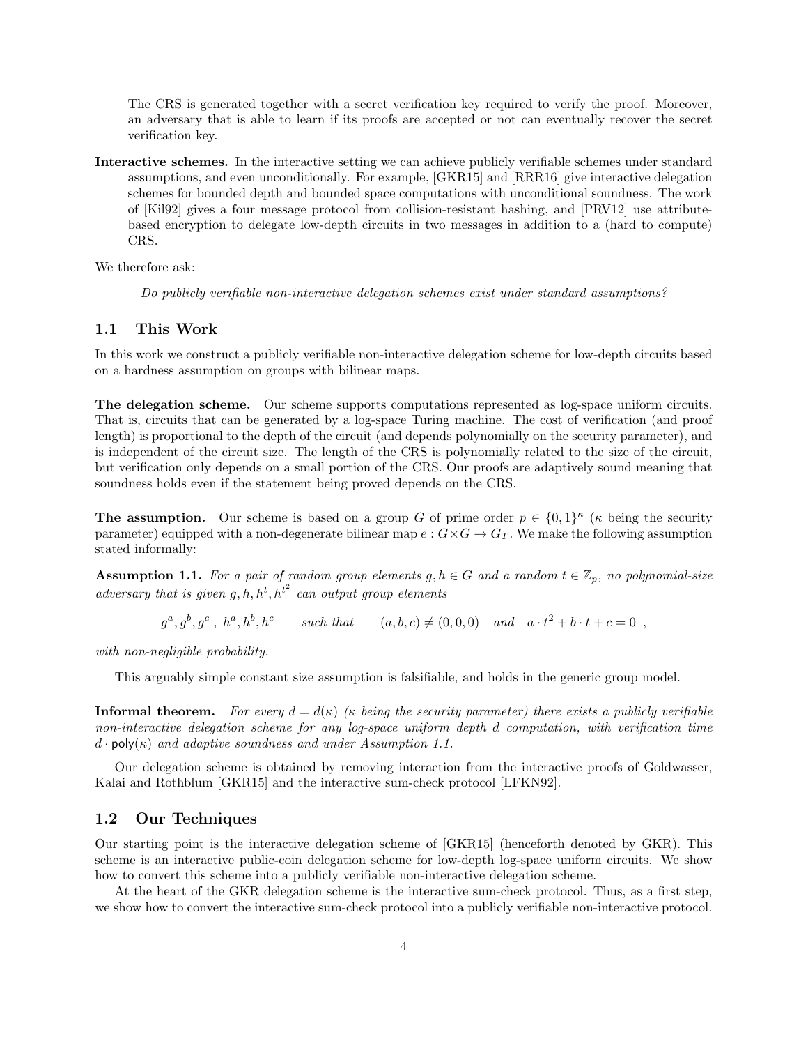The CRS is generated together with a secret verification key required to verify the proof. Moreover, an adversary that is able to learn if its proofs are accepted or not can eventually recover the secret verification key.

**Interactive schemes.** In the interactive setting we can achieve publicly verifiable schemes under standard assumptions, and even unconditionally. For example, [GKR15] and [RRR16] give interactive delegation schemes for bounded depth and bounded space computations with unconditional soundness. The work of [Kil92] gives a four message protocol from collision-resistant hashing, and [PRV12] use attribute-based encryption to delegate low-depth circuits in two messages in addition to a (hard to compute) CRS.

We therefore ask:

*Do publicly verifiable non-interactive delegation schemes exist under standard assumptions?*

## 1.1 This Work

In this work we construct a publicly verifiable non-interactive delegation scheme for low-depth circuits based on a hardness assumption on groups with bilinear maps.

**The delegation scheme.** Our scheme supports computations represented as log-space uniform circuits. That is, circuits that can be generated by a log-space Turing machine. The cost of verification (and proof length) is proportional to the depth of the circuit (and depends polynomially on the security parameter), and is independent of the circuit size. The length of the CRS is polynomially related to the size of the circuit, but verification only depends on a small portion of the CRS. Our proofs are adaptively sound meaning that soundness holds even if the statement being proved depends on the CRS.

**The assumption.** Our scheme is based on a group $G$ of prime order $p \in \{0,1\}^\kappa$ ($\kappa$ being the security parameter) equipped with a non-degenerate bilinear map $e : G \times G \to G_T$. We make the following assumption stated informally:

**Assumption 1.1.** *For a pair of random group elements $g, h \in G$ and a random $t \in \mathbb{Z}_p$, no polynomial-size adversary that is given $g, h, h^t, h^{t^2}$ can output group elements*

$$g^a, g^b, g^c \;,\; h^a, h^b, h^c \qquad \text{such that} \qquad (a,b,c) \neq (0,0,0) \quad \text{and} \quad a \cdot t^2 + b \cdot t + c = 0 \;,$$

*with non-negligible probability.*

This arguably simple constant size assumption is falsifiable, and holds in the generic group model.

**Informal theorem.** *For every $d = d(\kappa)$ ($\kappa$ being the security parameter) there exists a publicly verifiable non-interactive delegation scheme for any log-space uniform depth $d$ computation, with verification time $d \cdot \mathsf{poly}(\kappa)$ and adaptive soundness and under Assumption 1.1.*

Our delegation scheme is obtained by removing interaction from the interactive proofs of Goldwasser, Kalai and Rothblum [GKR15] and the interactive sum-check protocol [LFKN92].

## 1.2 Our Techniques

Our starting point is the interactive delegation scheme of [GKR15] (henceforth denoted by GKR). This scheme is an interactive public-coin delegation scheme for low-depth log-space uniform circuits. We show how to convert this scheme into a publicly verifiable non-interactive delegation scheme.

At the heart of the GKR delegation scheme is the interactive sum-check protocol. Thus, as a first step, we show how to convert the interactive sum-check protocol into a publicly verifiable non-interactive protocol.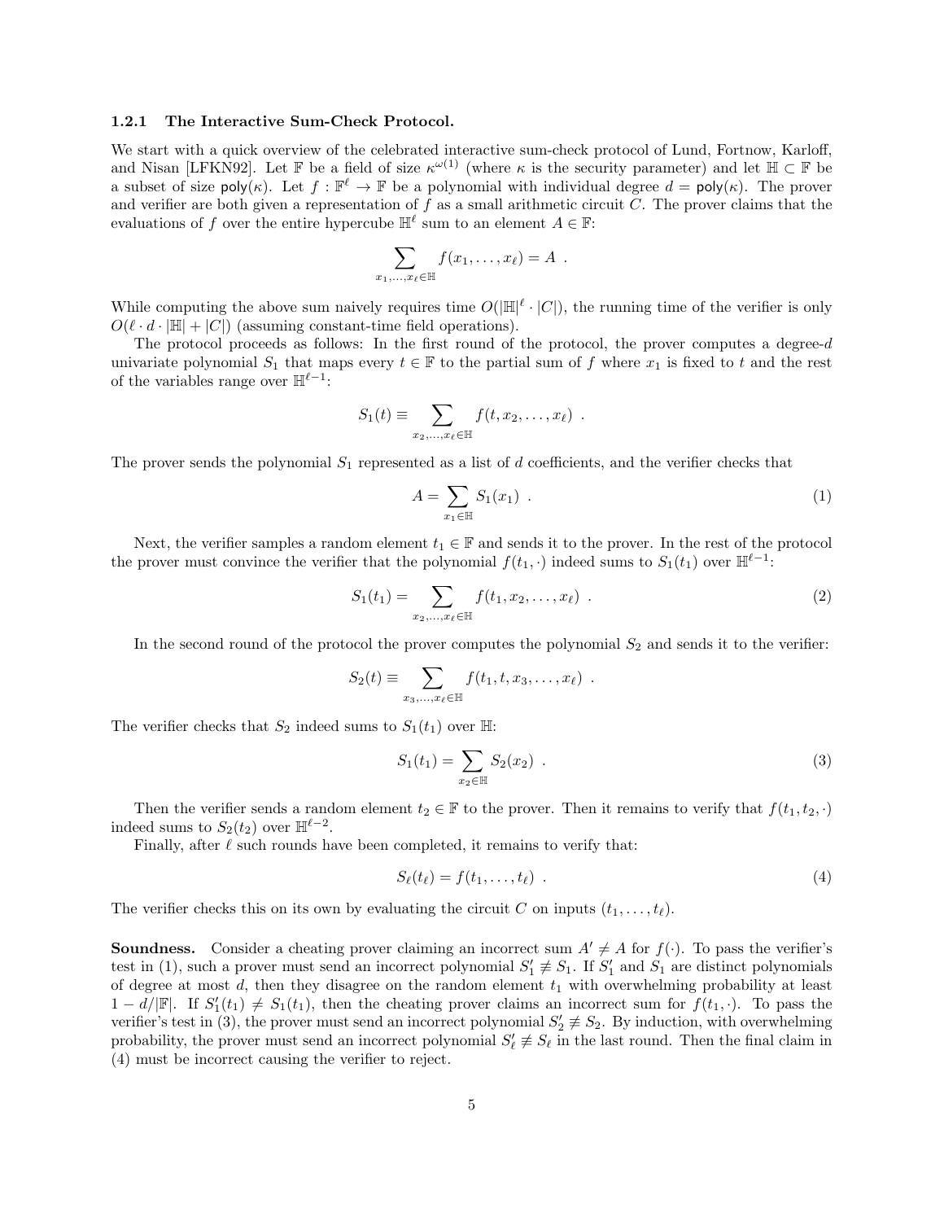### 1.2.1 The Interactive Sum-Check Protocol.

We start with a quick overview of the celebrated interactive sum-check protocol of Lund, Fortnow, Karloff, and Nisan [LFKN92]. Let $\mathbb{F}$ be a field of size $\kappa^{\omega(1)}$ (where $\kappa$ is the security parameter) and let $\mathbb{H} \subset \mathbb{F}$ be a subset of size $\mathsf{poly}(\kappa)$. Let $f : \mathbb{F}^\ell \to \mathbb{F}$ be a polynomial with individual degree $d = \mathsf{poly}(\kappa)$. The prover and verifier are both given a representation of $f$ as a small arithmetic circuit $C$. The prover claims that the evaluations of $f$ over the entire hypercube $\mathbb{H}^\ell$ sum to an element $A \in \mathbb{F}$:

$$\sum_{x_1,\ldots,x_\ell \in \mathbb{H}} f(x_1, \ldots, x_\ell) = A \ .$$

While computing the above sum naively requires time $O(|\mathbb{H}|^\ell \cdot |C|)$, the running time of the verifier is only $O(\ell \cdot d \cdot |\mathbb{H}| + |C|)$ (assuming constant-time field operations).

The protocol proceeds as follows: In the first round of the protocol, the prover computes a degree-$d$ univariate polynomial $S_1$ that maps every $t \in \mathbb{F}$ to the partial sum of $f$ where $x_1$ is fixed to $t$ and the rest of the variables range over $\mathbb{H}^{\ell-1}$:

$$S_1(t) \equiv \sum_{x_2,\ldots,x_\ell \in \mathbb{H}} f(t, x_2, \ldots, x_\ell) \ .$$

The prover sends the polynomial $S_1$ represented as a list of $d$ coefficients, and the verifier checks that

$$A = \sum_{x_1 \in \mathbb{H}} S_1(x_1) \ . \tag{1}$$

Next, the verifier samples a random element $t_1 \in \mathbb{F}$ and sends it to the prover. In the rest of the protocol the prover must convince the verifier that the polynomial $f(t_1, \cdot)$ indeed sums to $S_1(t_1)$ over $\mathbb{H}^{\ell-1}$:

$$S_1(t_1) = \sum_{x_2,\ldots,x_\ell \in \mathbb{H}} f(t_1, x_2, \ldots, x_\ell) \ . \tag{2}$$

In the second round of the protocol the prover computes the polynomial $S_2$ and sends it to the verifier:

$$S_2(t) \equiv \sum_{x_3,\ldots,x_\ell \in \mathbb{H}} f(t_1, t, x_3, \ldots, x_\ell) \ .$$

The verifier checks that $S_2$ indeed sums to $S_1(t_1)$ over $\mathbb{H}$:

$$S_1(t_1) = \sum_{x_2 \in \mathbb{H}} S_2(x_2) \ . \tag{3}$$

Then the verifier sends a random element $t_2 \in \mathbb{F}$ to the prover. Then it remains to verify that $f(t_1, t_2, \cdot)$ indeed sums to $S_2(t_2)$ over $\mathbb{H}^{\ell-2}$.

Finally, after $\ell$ such rounds have been completed, it remains to verify that:

$$S_\ell(t_\ell) = f(t_1, \ldots, t_\ell) \ . \tag{4}$$

The verifier checks this on its own by evaluating the circuit $C$ on inputs $(t_1, \ldots, t_\ell)$.

**Soundness.** Consider a cheating prover claiming an incorrect sum $A' \neq A$ for $f(\cdot)$. To pass the verifier's test in (1), such a prover must send an incorrect polynomial $S'_1 \not\equiv S_1$. If $S'_1$ and $S_1$ are distinct polynomials of degree at most $d$, then they disagree on the random element $t_1$ with overwhelming probability at least $1 - d/|\mathbb{F}|$. If $S'_1(t_1) \neq S_1(t_1)$, then the cheating prover claims an incorrect sum for $f(t_1, \cdot)$. To pass the verifier's test in (3), the prover must send an incorrect polynomial $S'_2 \not\equiv S_2$. By induction, with overwhelming probability, the prover must send an incorrect polynomial $S'_\ell \not\equiv S_\ell$ in the last round. Then the final claim in (4) must be incorrect causing the verifier to reject.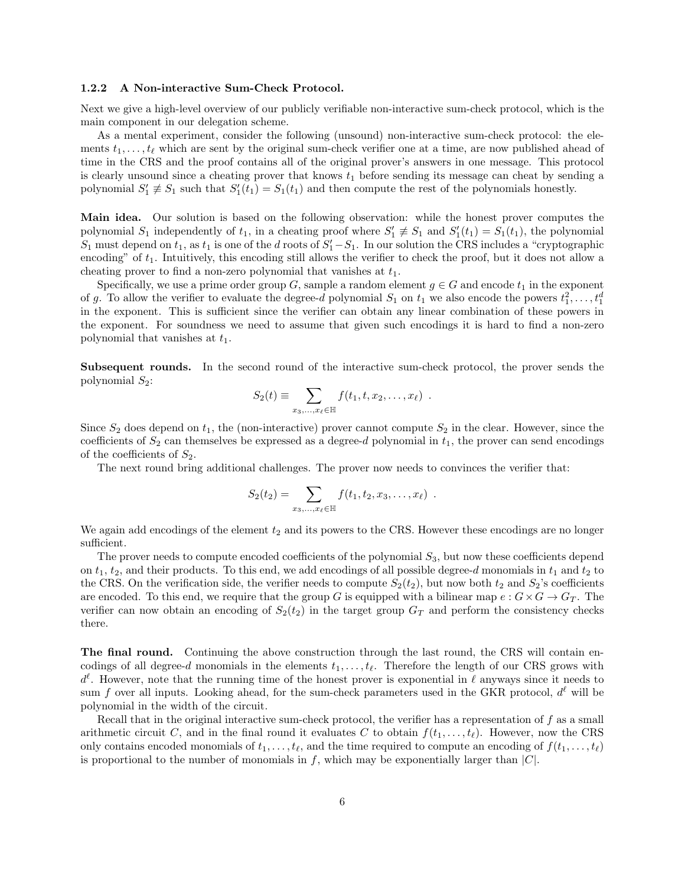### 1.2.2 A Non-interactive Sum-Check Protocol.

Next we give a high-level overview of our publicly verifiable non-interactive sum-check protocol, which is the main component in our delegation scheme.

As a mental experiment, consider the following (unsound) non-interactive sum-check protocol: the elements $t_1, \ldots, t_\ell$ which are sent by the original sum-check verifier one at a time, are now published ahead of time in the CRS and the proof contains all of the original prover's answers in one message. This protocol is clearly unsound since a cheating prover that knows $t_1$ before sending its message can cheat by sending a polynomial $S_1' \not\equiv S_1$ such that $S_1'(t_1) = S_1(t_1)$ and then compute the rest of the polynomials honestly.

**Main idea.** Our solution is based on the following observation: while the honest prover computes the polynomial $S_1$ independently of $t_1$, in a cheating proof where $S_1' \not\equiv S_1$ and $S_1'(t_1) = S_1(t_1)$, the polynomial $S_1$ must depend on $t_1$, as $t_1$ is one of the $d$ roots of $S_1' - S_1$. In our solution the CRS includes a "cryptographic encoding" of $t_1$. Intuitively, this encoding still allows the verifier to check the proof, but it does not allow a cheating prover to find a non-zero polynomial that vanishes at $t_1$.

Specifically, we use a prime order group $G$, sample a random element $g \in G$ and encode $t_1$ in the exponent of $g$. To allow the verifier to evaluate the degree-$d$ polynomial $S_1$ on $t_1$ we also encode the powers $t_1^2, \ldots, t_1^d$ in the exponent. This is sufficient since the verifier can obtain any linear combination of these powers in the exponent. For soundness we need to assume that given such encodings it is hard to find a non-zero polynomial that vanishes at $t_1$.

**Subsequent rounds.** In the second round of the interactive sum-check protocol, the prover sends the polynomial $S_2$:

$$S_2(t) \equiv \sum_{x_3, \ldots, x_\ell \in \mathbb{H}} f(t_1, t, x_2, \ldots, x_\ell) \enspace .$$

Since $S_2$ does depend on $t_1$, the (non-interactive) prover cannot compute $S_2$ in the clear. However, since the coefficients of $S_2$ can themselves be expressed as a degree-$d$ polynomial in $t_1$, the prover can send encodings of the coefficients of $S_2$.

The next round bring additional challenges. The prover now needs to convinces the verifier that:

$$S_2(t_2) = \sum_{x_3, \ldots, x_\ell \in \mathbb{H}} f(t_1, t_2, x_3, \ldots, x_\ell) \enspace .$$

We again add encodings of the element $t_2$ and its powers to the CRS. However these encodings are no longer sufficient.

The prover needs to compute encoded coefficients of the polynomial $S_3$, but now these coefficients depend on $t_1$, $t_2$, and their products. To this end, we add encodings of all possible degree-$d$ monomials in $t_1$ and $t_2$ to the CRS. On the verification side, the verifier needs to compute $S_2(t_2)$, but now both $t_2$ and $S_2$'s coefficients are encoded. To this end, we require that the group $G$ is equipped with a bilinear map $e : G \times G \to G_T$. The verifier can now obtain an encoding of $S_2(t_2)$ in the target group $G_T$ and perform the consistency checks there.

**The final round.** Continuing the above construction through the last round, the CRS will contain encodings of all degree-$d$ monomials in the elements $t_1, \ldots, t_\ell$. Therefore the length of our CRS grows with $d^\ell$. However, note that the running time of the honest prover is exponential in $\ell$ anyways since it needs to sum $f$ over all inputs. Looking ahead, for the sum-check parameters used in the GKR protocol, $d^\ell$ will be polynomial in the width of the circuit.

Recall that in the original interactive sum-check protocol, the verifier has a representation of $f$ as a small arithmetic circuit $C$, and in the final round it evaluates $C$ to obtain $f(t_1, \ldots, t_\ell)$. However, now the CRS only contains encoded monomials of $t_1, \ldots, t_\ell$, and the time required to compute an encoding of $f(t_1, \ldots, t_\ell)$ is proportional to the number of monomials in $f$, which may be exponentially larger than $|C|$.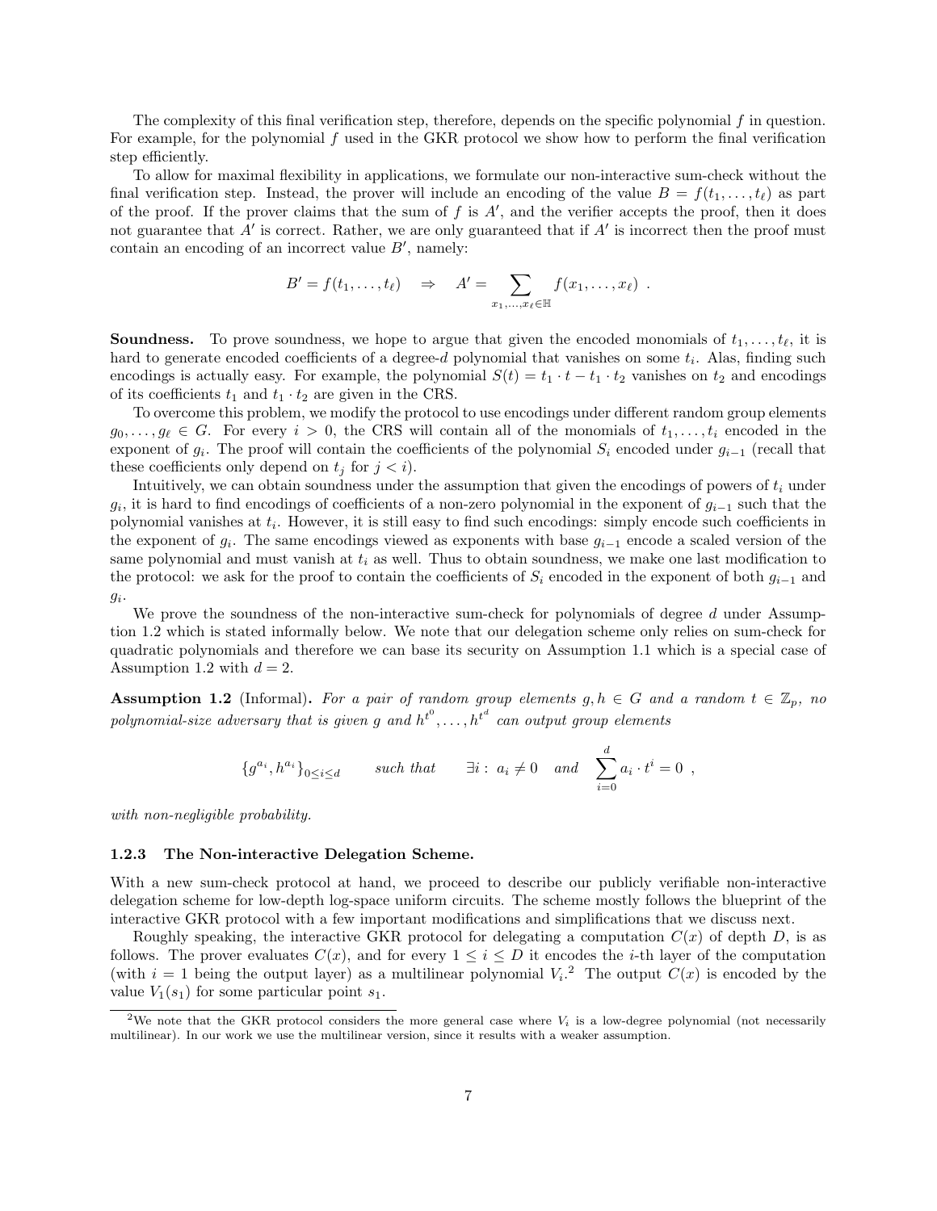The complexity of this final verification step, therefore, depends on the specific polynomial $f$ in question. For example, for the polynomial $f$ used in the GKR protocol we show how to perform the final verification step efficiently.

To allow for maximal flexibility in applications, we formulate our non-interactive sum-check without the final verification step. Instead, the prover will include an encoding of the value $B = f(t_1, \ldots, t_\ell)$ as part of the proof. If the prover claims that the sum of $f$ is $A'$, and the verifier accepts the proof, then it does not guarantee that $A'$ is correct. Rather, we are only guaranteed that if $A'$ is incorrect then the proof must contain an encoding of an incorrect value $B'$, namely:

$$B' = f(t_1, \ldots, t_\ell) \quad \Rightarrow \quad A' = \sum_{x_1, \ldots, x_\ell \in \mathbb{H}} f(x_1, \ldots, x_\ell) \ .$$

**Soundness.** To prove soundness, we hope to argue that given the encoded monomials of $t_1, \ldots, t_\ell$, it is hard to generate encoded coefficients of a degree-$d$ polynomial that vanishes on some $t_i$. Alas, finding such encodings is actually easy. For example, the polynomial $S(t) = t_1 \cdot t - t_1 \cdot t_2$ vanishes on $t_2$ and encodings of its coefficients $t_1$ and $t_1 \cdot t_2$ are given in the CRS.

To overcome this problem, we modify the protocol to use encodings under different random group elements $g_0, \ldots, g_\ell \in G$. For every $i > 0$, the CRS will contain all of the monomials of $t_1, \ldots, t_i$ encoded in the exponent of $g_i$. The proof will contain the coefficients of the polynomial $S_i$ encoded under $g_{i-1}$ (recall that these coefficients only depend on $t_j$ for $j < i$).

Intuitively, we can obtain soundness under the assumption that given the encodings of powers of $t_i$ under $g_i$, it is hard to find encodings of coefficients of a non-zero polynomial in the exponent of $g_{i-1}$ such that the polynomial vanishes at $t_i$. However, it is still easy to find such encodings: simply encode such coefficients in the exponent of $g_i$. The same encodings viewed as exponents with base $g_{i-1}$ encode a scaled version of the same polynomial and must vanish at $t_i$ as well. Thus to obtain soundness, we make one last modification to the protocol: we ask for the proof to contain the coefficients of $S_i$ encoded in the exponent of both $g_{i-1}$ and $g_i$.

We prove the soundness of the non-interactive sum-check for polynomials of degree $d$ under Assumption 1.2 which is stated informally below. We note that our delegation scheme only relies on sum-check for quadratic polynomials and therefore we can base its security on Assumption 1.1 which is a special case of Assumption 1.2 with $d = 2$.

**Assumption 1.2** (Informal)**.** *For a pair of random group elements $g, h \in G$ and a random $t \in \mathbb{Z}_p$, no polynomial-size adversary that is given $g$ and $h^{t^0}, \ldots, h^{t^d}$ can output group elements*

$$\{g^{a_i}, h^{a_i}\}_{0 \le i \le d} \qquad \text{such that} \qquad \exists i : \ a_i \neq 0 \quad \text{and} \quad \sum_{i=0}^{d} a_i \cdot t^i = 0 \ ,$$

*with non-negligible probability.*

### 1.2.3 The Non-interactive Delegation Scheme.

With a new sum-check protocol at hand, we proceed to describe our publicly verifiable non-interactive delegation scheme for low-depth log-space uniform circuits. The scheme mostly follows the blueprint of the interactive GKR protocol with a few important modifications and simplifications that we discuss next.

Roughly speaking, the interactive GKR protocol for delegating a computation $C(x)$ of depth $D$, is as follows. The prover evaluates $C(x)$, and for every $1 \le i \le D$ it encodes the $i$-th layer of the computation (with $i = 1$ being the output layer) as a multilinear polynomial $V_i$.[2] The output $C(x)$ is encoded by the value $V_1(s_1)$ for some particular point $s_1$.

[2] We note that the GKR protocol considers the more general case where $V_i$ is a low-degree polynomial (not necessarily multilinear). In our work we use the multilinear version, since it results with a weaker assumption.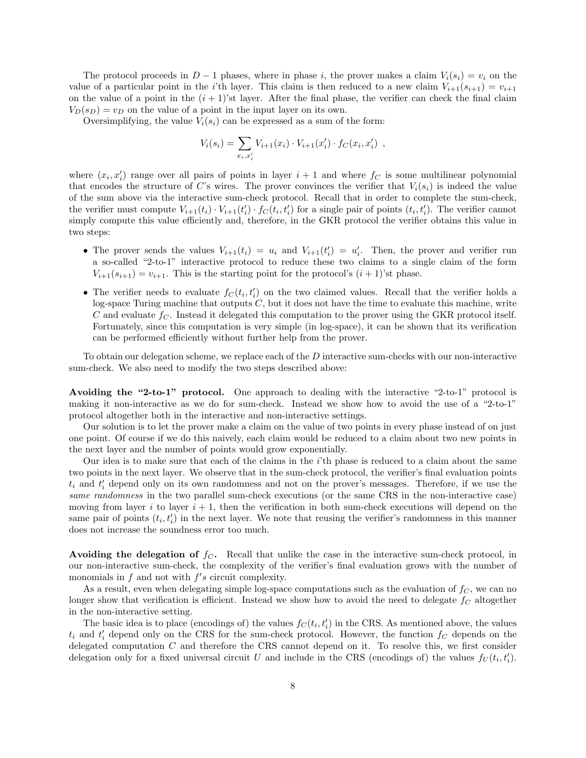The protocol proceeds in $D-1$ phases, where in phase $i$, the prover makes a claim $V_i(s_i) = v_i$ on the value of a particular point in the $i$'th layer. This claim is then reduced to a new claim $V_{i+1}(s_{i+1}) = v_{i+1}$ on the value of a point in the $(i+1)$'st layer. After the final phase, the verifier can check the final claim $V_D(s_D) = v_D$ on the value of a point in the input layer on its own.

Oversimplifying, the value $V_i(s_i)$ can be expressed as a sum of the form:

$$V_i(s_i) = \sum_{x_i, x'_i} V_{i+1}(x_i) \cdot V_{i+1}(x'_i) \cdot f_C(x_i, x'_i) \ ,$$

where $(x_i, x'_i)$ range over all pairs of points in layer $i+1$ and where $f_C$ is some multilinear polynomial that encodes the structure of $C$'s wires. The prover convinces the verifier that $V_i(s_i)$ is indeed the value of the sum above via the interactive sum-check protocol. Recall that in order to complete the sum-check, the verifier must compute $V_{i+1}(t_i) \cdot V_{i+1}(t'_i) \cdot f_C(t_i, t'_i)$ for a single pair of points $(t_i, t'_i)$. The verifier cannot simply compute this value efficiently and, therefore, in the GKR protocol the verifier obtains this value in two steps:

- The prover sends the values $V_{i+1}(t_i) = u_i$ and $V_{i+1}(t'_i) = u'_i$. Then, the prover and verifier run a so-called "2-to-1" interactive protocol to reduce these two claims to a single claim of the form $V_{i+1}(s_{i+1}) = v_{i+1}$. This is the starting point for the protocol's $(i+1)$'st phase.
- The verifier needs to evaluate $f_C(t_i, t'_i)$ on the two claimed values. Recall that the verifier holds a log-space Turing machine that outputs $C$, but it does not have the time to evaluate this machine, write $C$ and evaluate $f_C$. Instead it delegated this computation to the prover using the GKR protocol itself. Fortunately, since this computation is very simple (in log-space), it can be shown that its verification can be performed efficiently without further help from the prover.

To obtain our delegation scheme, we replace each of the $D$ interactive sum-checks with our non-interactive sum-check. We also need to modify the two steps described above:

**Avoiding the "2-to-1" protocol.** One approach to dealing with the interactive "2-to-1" protocol is making it non-interactive as we do for sum-check. Instead we show how to avoid the use of a "2-to-1" protocol altogether both in the interactive and non-interactive settings.

Our solution is to let the prover make a claim on the value of two points in every phase instead of on just one point. Of course if we do this naively, each claim would be reduced to a claim about two new points in the next layer and the number of points would grow exponentially.

Our idea is to make sure that each of the claims in the $i$'th phase is reduced to a claim about the same two points in the next layer. We observe that in the sum-check protocol, the verifier's final evaluation points $t_i$ and $t'_i$ depend only on its own randomness and not on the prover's messages. Therefore, if we use the *same randomness* in the two parallel sum-check executions (or the same CRS in the non-interactive case) moving from layer $i$ to layer $i+1$, then the verification in both sum-check executions will depend on the same pair of points $(t_i, t'_i)$ in the next layer. We note that reusing the verifier's randomness in this manner does not increase the soundness error too much.

**Avoiding the delegation of $f_C$.** Recall that unlike the case in the interactive sum-check protocol, in our non-interactive sum-check, the complexity of the verifier's final evaluation grows with the number of monomials in $f$ and not with $f's$ circuit complexity.

As a result, even when delegating simple log-space computations such as the evaluation of $f_C$, we can no longer show that verification is efficient. Instead we show how to avoid the need to delegate $f_C$ altogether in the non-interactive setting.

The basic idea is to place (encodings of) the values $f_C(t_i, t'_i)$ in the CRS. As mentioned above, the values $t_i$ and $t'_i$ depend only on the CRS for the sum-check protocol. However, the function $f_C$ depends on the delegated computation $C$ and therefore the CRS cannot depend on it. To resolve this, we first consider delegation only for a fixed universal circuit $U$ and include in the CRS (encodings of) the values $f_U(t_i, t'_i)$.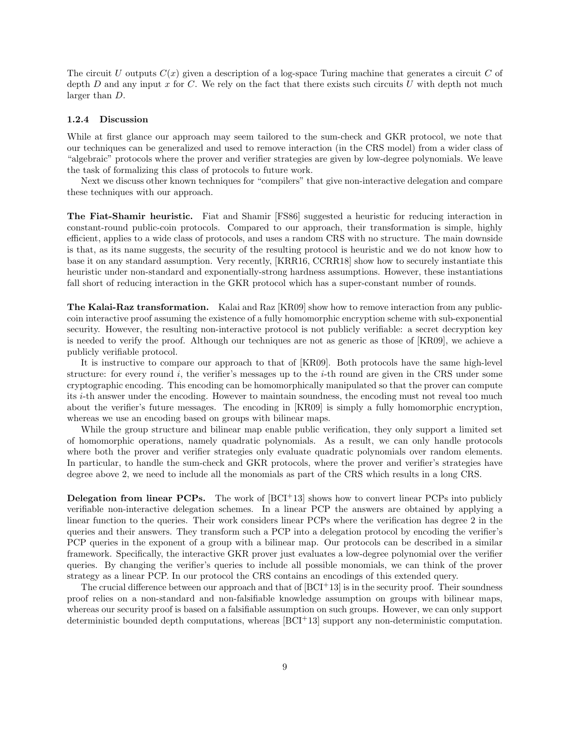The circuit $U$ outputs $C(x)$ given a description of a log-space Turing machine that generates a circuit $C$ of depth $D$ and any input $x$ for $C$. We rely on the fact that there exists such circuits $U$ with depth not much larger than $D$.

#### 1.2.4 Discussion

While at first glance our approach may seem tailored to the sum-check and GKR protocol, we note that our techniques can be generalized and used to remove interaction (in the CRS model) from a wider class of "algebraic" protocols where the prover and verifier strategies are given by low-degree polynomials. We leave the task of formalizing this class of protocols to future work.

Next we discuss other known techniques for "compilers" that give non-interactive delegation and compare these techniques with our approach.

**The Fiat-Shamir heuristic.** Fiat and Shamir [FS86] suggested a heuristic for reducing interaction in constant-round public-coin protocols. Compared to our approach, their transformation is simple, highly efficient, applies to a wide class of protocols, and uses a random CRS with no structure. The main downside is that, as its name suggests, the security of the resulting protocol is heuristic and we do not know how to base it on any standard assumption. Very recently, [KRR16, CCRR18] show how to securely instantiate this heuristic under non-standard and exponentially-strong hardness assumptions. However, these instantiations fall short of reducing interaction in the GKR protocol which has a super-constant number of rounds.

**The Kalai-Raz transformation.** Kalai and Raz [KR09] show how to remove interaction from any public-coin interactive proof assuming the existence of a fully homomorphic encryption scheme with sub-exponential security. However, the resulting non-interactive protocol is not publicly verifiable: a secret decryption key is needed to verify the proof. Although our techniques are not as generic as those of [KR09], we achieve a publicly verifiable protocol.

It is instructive to compare our approach to that of [KR09]. Both protocols have the same high-level structure: for every round $i$, the verifier's messages up to the $i$-th round are given in the CRS under some cryptographic encoding. This encoding can be homomorphically manipulated so that the prover can compute its $i$-th answer under the encoding. However to maintain soundness, the encoding must not reveal too much about the verifier's future messages. The encoding in [KR09] is simply a fully homomorphic encryption, whereas we use an encoding based on groups with bilinear maps.

While the group structure and bilinear map enable public verification, they only support a limited set of homomorphic operations, namely quadratic polynomials. As a result, we can only handle protocols where both the prover and verifier strategies only evaluate quadratic polynomials over random elements. In particular, to handle the sum-check and GKR protocols, where the prover and verifier's strategies have degree above 2, we need to include all the monomials as part of the CRS which results in a long CRS.

**Delegation from linear PCPs.** The work of [BCI+13] shows how to convert linear PCPs into publicly verifiable non-interactive delegation schemes. In a linear PCP the answers are obtained by applying a linear function to the queries. Their work considers linear PCPs where the verification has degree 2 in the queries and their answers. They transform such a PCP into a delegation protocol by encoding the verifier's PCP queries in the exponent of a group with a bilinear map. Our protocols can be described in a similar framework. Specifically, the interactive GKR prover just evaluates a low-degree polynomial over the verifier queries. By changing the verifier's queries to include all possible monomials, we can think of the prover strategy as a linear PCP. In our protocol the CRS contains an encodings of this extended query.

The crucial difference between our approach and that of [BCI+13] is in the security proof. Their soundness proof relies on a non-standard and non-falsifiable knowledge assumption on groups with bilinear maps, whereas our security proof is based on a falsifiable assumption on such groups. However, we can only support deterministic bounded depth computations, whereas [BCI+13] support any non-deterministic computation.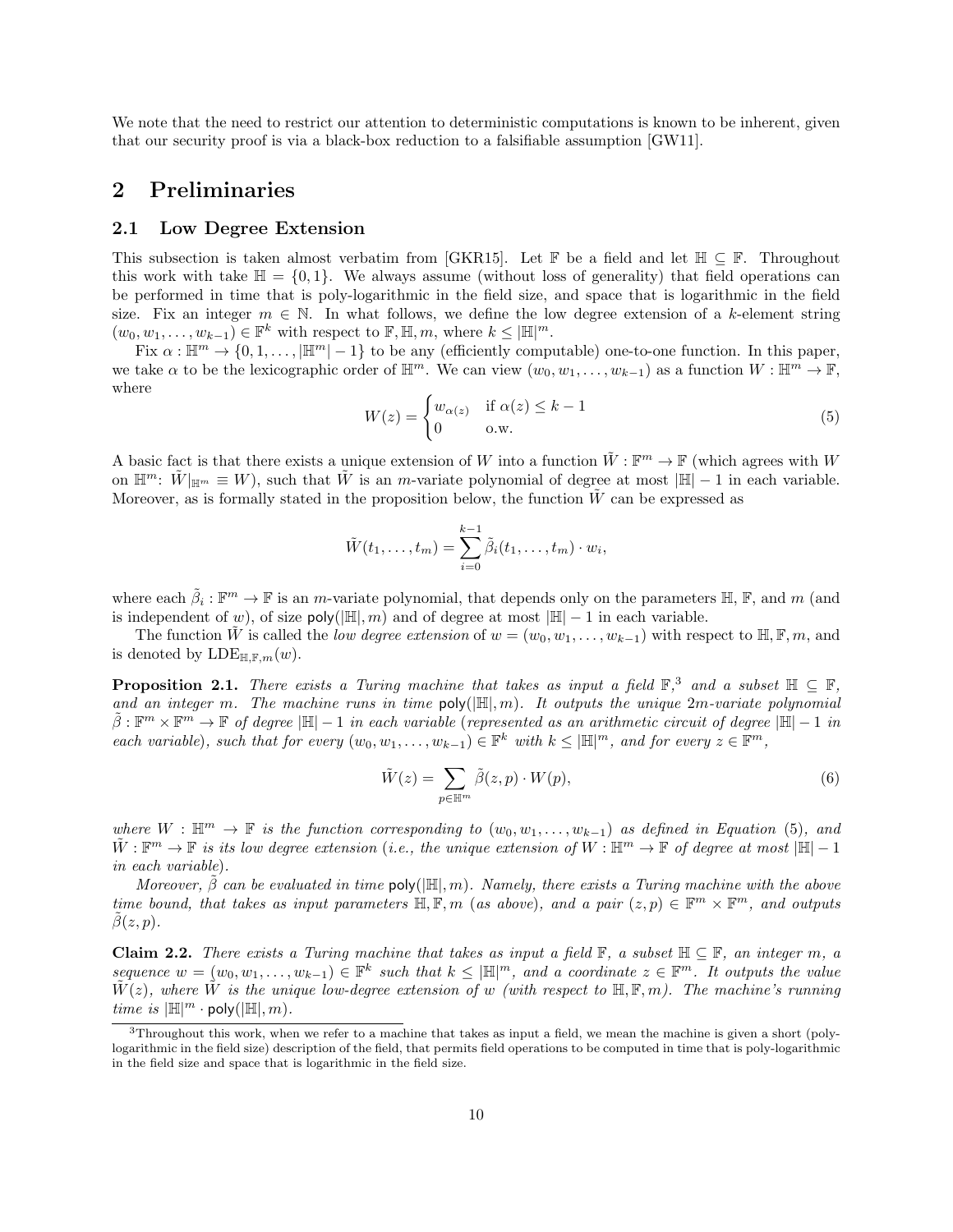We note that the need to restrict our attention to deterministic computations is known to be inherent, given that our security proof is via a black-box reduction to a falsifiable assumption [GW11].

## 2 Preliminaries

### 2.1 Low Degree Extension

This subsection is taken almost verbatim from [GKR15]. Let $\mathbb{F}$ be a field and let $\mathbb{H} \subseteq \mathbb{F}$. Throughout this work with take $\mathbb{H} = \{0, 1\}$. We always assume (without loss of generality) that field operations can be performed in time that is poly-logarithmic in the field size, and space that is logarithmic in the field size. Fix an integer $m \in \mathbb{N}$. In what follows, we define the low degree extension of a $k$-element string $(w_0, w_1, \ldots, w_{k-1}) \in \mathbb{F}^k$ with respect to $\mathbb{F}, \mathbb{H}, m$, where $k \leq |\mathbb{H}|^m$.

Fix $\alpha : \mathbb{H}^m \to \{0, 1, \ldots, |\mathbb{H}^m| - 1\}$ to be any (efficiently computable) one-to-one function. In this paper, we take $\alpha$ to be the lexicographic order of $\mathbb{H}^m$. We can view $(w_0, w_1, \ldots, w_{k-1})$ as a function $W : \mathbb{H}^m \to \mathbb{F}$, where

$$W(z) = \begin{cases} w_{\alpha(z)} & \text{if } \alpha(z) \leq k-1 \\ 0 & \text{o.w.} \end{cases} \tag{5}$$

A basic fact is that there exists a unique extension of $W$ into a function $\tilde{W} : \mathbb{F}^m \to \mathbb{F}$ (which agrees with $W$ on $\mathbb{H}^m$: $\tilde{W}|_{\mathbb{H}^m} \equiv W$), such that $\tilde{W}$ is an $m$-variate polynomial of degree at most $|\mathbb{H}| - 1$ in each variable. Moreover, as is formally stated in the proposition below, the function $\tilde{W}$ can be expressed as

$$\tilde{W}(t_1, \ldots, t_m) = \sum_{i=0}^{k-1} \tilde{\beta}_i(t_1, \ldots, t_m) \cdot w_i,$$

where each $\tilde{\beta}_i : \mathbb{F}^m \to \mathbb{F}$ is an $m$-variate polynomial, that depends only on the parameters $\mathbb{H}$, $\mathbb{F}$, and $m$ (and is independent of $w$), of size $\mathsf{poly}(|\mathbb{H}|, m)$ and of degree at most $|\mathbb{H}| - 1$ in each variable.

The function $\tilde{W}$ is called the *low degree extension* of $w = (w_0, w_1, \ldots, w_{k-1})$ with respect to $\mathbb{H}, \mathbb{F}, m$, and is denoted by $\mathrm{LDE}_{\mathbb{H},\mathbb{F},m}(w)$.

**Proposition 2.1.** *There exists a Turing machine that takes as input a field $\mathbb{F}$,[3] and a subset $\mathbb{H} \subseteq \mathbb{F}$, and an integer $m$. The machine runs in time $\mathsf{poly}(|\mathbb{H}|, m)$. It outputs the unique $2m$-variate polynomial $\tilde{\beta} : \mathbb{F}^m \times \mathbb{F}^m \to \mathbb{F}$ of degree $|\mathbb{H}| - 1$ in each variable (represented as an arithmetic circuit of degree $|\mathbb{H}| - 1$ in each variable), such that for every $(w_0, w_1, \ldots, w_{k-1}) \in \mathbb{F}^k$ with $k \leq |\mathbb{H}|^m$, and for every $z \in \mathbb{F}^m$,*

$$\tilde{W}(z) = \sum_{p \in \mathbb{H}^m} \tilde{\beta}(z, p) \cdot W(p), \tag{6}$$

*where $W : \mathbb{H}^m \to \mathbb{F}$ is the function corresponding to $(w_0, w_1, \ldots, w_{k-1})$ as defined in Equation (5), and $\tilde{W} : \mathbb{F}^m \to \mathbb{F}$ is its low degree extension (i.e., the unique extension of $W : \mathbb{H}^m \to \mathbb{F}$ of degree at most $|\mathbb{H}| - 1$ in each variable).*

*Moreover, $\tilde{\beta}$ can be evaluated in time $\mathsf{poly}(|\mathbb{H}|, m)$. Namely, there exists a Turing machine with the above time bound, that takes as input parameters $\mathbb{H}, \mathbb{F}, m$ (as above), and a pair $(z, p) \in \mathbb{F}^m \times \mathbb{F}^m$, and outputs $\tilde{\beta}(z, p)$.*

**Claim 2.2.** *There exists a Turing machine that takes as input a field $\mathbb{F}$, a subset $\mathbb{H} \subseteq \mathbb{F}$, an integer $m$, a sequence $w = (w_0, w_1, \ldots, w_{k-1}) \in \mathbb{F}^k$ such that $k \leq |\mathbb{H}|^m$, and a coordinate $z \in \mathbb{F}^m$. It outputs the value $\tilde{W}(z)$, where $\tilde{W}$ is the unique low-degree extension of $w$ (with respect to $\mathbb{H}, \mathbb{F}, m$). The machine's running time is $|\mathbb{H}|^m \cdot \mathsf{poly}(|\mathbb{H}|, m)$.*

[3] Throughout this work, when we refer to a machine that takes as input a field, we mean the machine is given a short (poly-logarithmic in the field size) description of the field, that permits field operations to be computed in time that is poly-logarithmic in the field size and space that is logarithmic in the field size.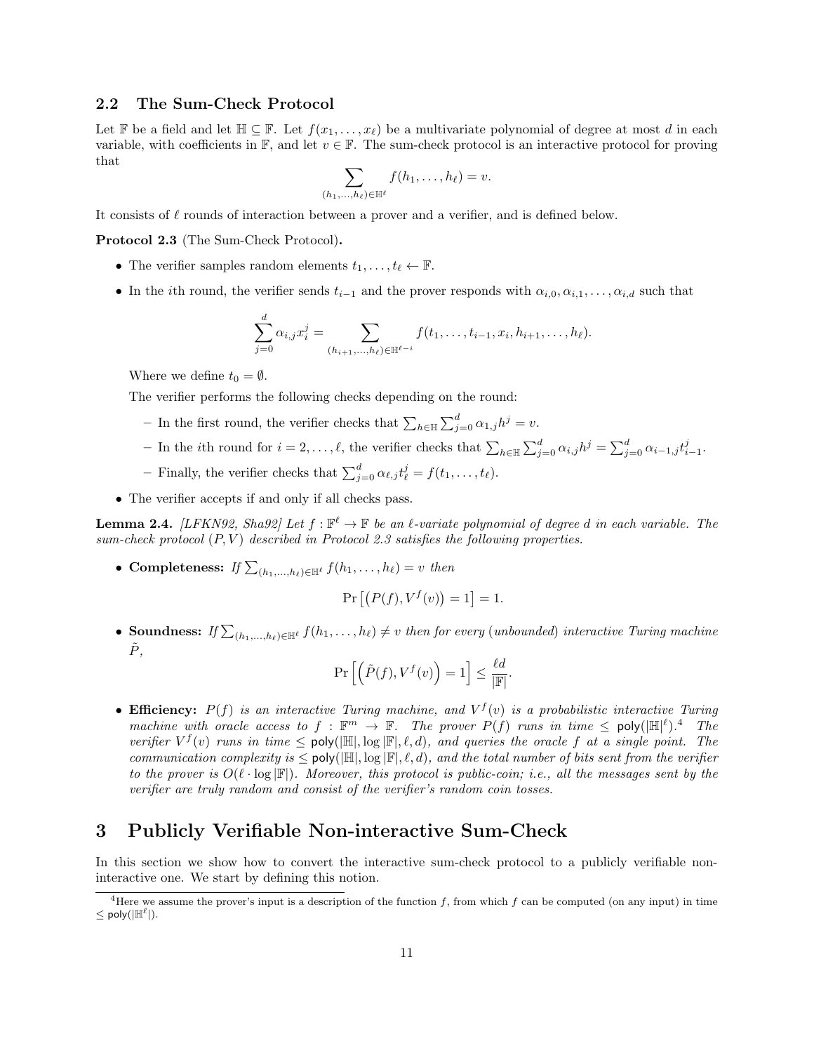### 2.2 The Sum-Check Protocol

Let $\mathbb{F}$ be a field and let $\mathbb{H} \subseteq \mathbb{F}$. Let $f(x_1, \ldots, x_\ell)$ be a multivariate polynomial of degree at most $d$ in each variable, with coefficients in $\mathbb{F}$, and let $v \in \mathbb{F}$. The sum-check protocol is an interactive protocol for proving that

$$\sum_{(h_1,\ldots,h_\ell)\in\mathbb{H}^\ell} f(h_1, \ldots, h_\ell) = v.$$

It consists of $\ell$ rounds of interaction between a prover and a verifier, and is defined below.

**Protocol 2.3** (The Sum-Check Protocol)**.**

- The verifier samples random elements $t_1, \ldots, t_\ell \leftarrow \mathbb{F}$.
- In the $i$th round, the verifier sends $t_{i-1}$ and the prover responds with $\alpha_{i,0}, \alpha_{i,1}, \ldots, \alpha_{i,d}$ such that

$$\sum_{j=0}^{d} \alpha_{i,j} x_i^j = \sum_{(h_{i+1},\ldots,h_\ell)\in\mathbb{H}^{\ell-i}} f(t_1, \ldots, t_{i-1}, x_i, h_{i+1}, \ldots, h_\ell).$$

  Where we define $t_0 = \emptyset$.

  The verifier performs the following checks depending on the round:

  - In the first round, the verifier checks that $\sum_{h\in\mathbb{H}} \sum_{j=0}^{d} \alpha_{1,j} h^j = v$.
  - In the $i$th round for $i = 2, \ldots, \ell$, the verifier checks that $\sum_{h\in\mathbb{H}} \sum_{j=0}^{d} \alpha_{i,j} h^j = \sum_{j=0}^{d} \alpha_{i-1,j} t_{i-1}^j$.
  - Finally, the verifier checks that $\sum_{j=0}^{d} \alpha_{\ell,j} t_\ell^j = f(t_1, \ldots, t_\ell)$.

- The verifier accepts if and only if all checks pass.

**Lemma 2.4.** *[LFKN92, Sha92] Let $f : \mathbb{F}^\ell \to \mathbb{F}$ be an $\ell$-variate polynomial of degree $d$ in each variable. The sum-check protocol $(P, V)$ described in Protocol 2.3 satisfies the following properties.*

- **Completeness:** *If $\sum_{(h_1,\ldots,h_\ell)\in\mathbb{H}^\ell} f(h_1, \ldots, h_\ell) = v$ then*

$$\Pr\left[\left(P(f), V^f(v)\right) = 1\right] = 1.$$

- **Soundness:** *If $\sum_{(h_1,\ldots,h_\ell)\in\mathbb{H}^\ell} f(h_1, \ldots, h_\ell) \neq v$ then for every (unbounded) interactive Turing machine $\tilde{P}$,*

$$\Pr\left[\left(\tilde{P}(f), V^f(v)\right) = 1\right] \leq \frac{\ell d}{|\mathbb{F}|}.$$

- **Efficiency:** *$P(f)$ is an interactive Turing machine, and $V^f(v)$ is a probabilistic interactive Turing machine with oracle access to $f : \mathbb{F}^m \to \mathbb{F}$. The prover $P(f)$ runs in time $\leq \mathsf{poly}(|\mathbb{H}|^\ell)$.[4] The verifier $V^f(v)$ runs in time $\leq \mathsf{poly}(|\mathbb{H}|, \log|\mathbb{F}|, \ell, d)$, and queries the oracle $f$ at a single point. The communication complexity is $\leq \mathsf{poly}(|\mathbb{H}|, \log|\mathbb{F}|, \ell, d)$, and the total number of bits sent from the verifier to the prover is $O(\ell \cdot \log|\mathbb{F}|)$. Moreover, this protocol is public-coin; i.e., all the messages sent by the verifier are truly random and consist of the verifier's random coin tosses.*

# 3 Publicly Verifiable Non-interactive Sum-Check

In this section we show how to convert the interactive sum-check protocol to a publicly verifiable non-interactive one. We start by defining this notion.

[4] Here we assume the prover's input is a description of the function $f$, from which $f$ can be computed (on any input) in time $\leq \mathsf{poly}(|\mathbb{H}^\ell|)$.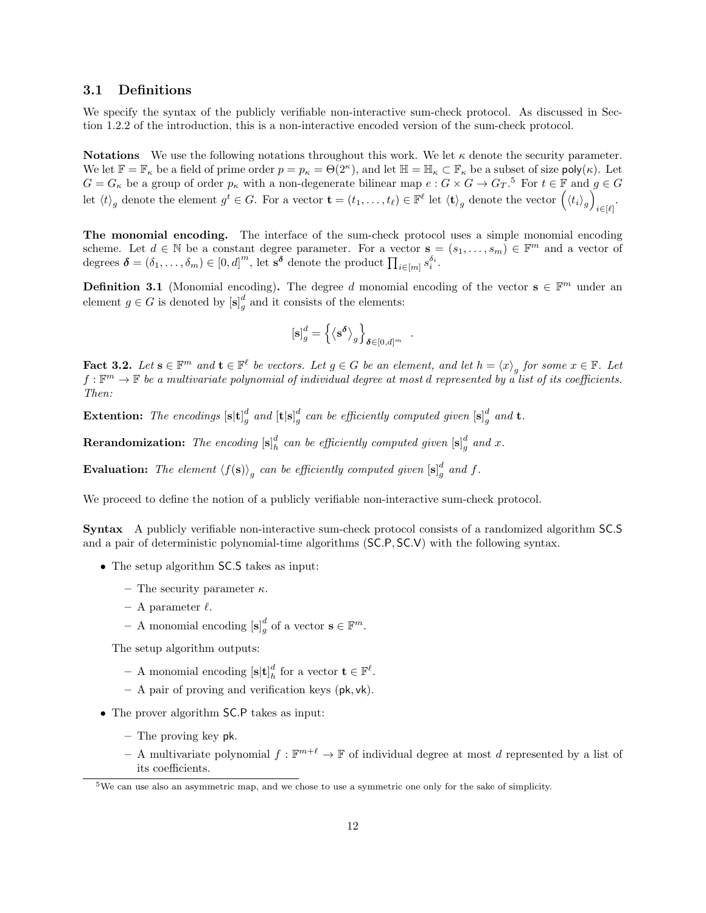### 3.1 Definitions

We specify the syntax of the publicly verifiable non-interactive sum-check protocol. As discussed in Section 1.2.2 of the introduction, this is a non-interactive encoded version of the sum-check protocol.

**Notations** We use the following notations throughout this work. We let $\kappa$ denote the security parameter. We let $\mathbb{F} = \mathbb{F}_\kappa$ be a field of prime order $p = p_\kappa = \Theta(2^\kappa)$, and let $\mathbb{H} = \mathbb{H}_\kappa \subset \mathbb{F}_\kappa$ be a subset of size $\mathsf{poly}(\kappa)$. Let $G = G_\kappa$ be a group of order $p_\kappa$ with a non-degenerate bilinear map $e : G \times G \to G_T$.[5] For $t \in \mathbb{F}$ and $g \in G$ let $\langle t \rangle_g$ denote the element $g^t \in G$. For a vector $\mathbf{t} = (t_1, \ldots, t_\ell) \in \mathbb{F}^\ell$ let $\langle \mathbf{t} \rangle_g$ denote the vector $\left(\langle t_i \rangle_g\right)_{i \in [\ell]}$.

**The monomial encoding.** The interface of the sum-check protocol uses a simple monomial encoding scheme. Let $d \in \mathbb{N}$ be a constant degree parameter. For a vector $\mathbf{s} = (s_1, \ldots, s_m) \in \mathbb{F}^m$ and a vector of degrees $\boldsymbol{\delta} = (\delta_1, \ldots, \delta_m) \in [0, d]^m$, let $\mathbf{s}^{\boldsymbol{\delta}}$ denote the product $\prod_{i \in [m]} s_i^{\delta_i}$.

**Definition 3.1** (Monomial encoding)**.** The degree $d$ monomial encoding of the vector $\mathbf{s} \in \mathbb{F}^m$ under an element $g \in G$ is denoted by $[\mathbf{s}]_g^d$ and it consists of the elements:

$$[\mathbf{s}]_g^d = \left\{ \left\langle \mathbf{s}^{\boldsymbol{\delta}} \right\rangle_g \right\}_{\boldsymbol{\delta} \in [0,d]^m} .$$

**Fact 3.2.** *Let $\mathbf{s} \in \mathbb{F}^m$ and $\mathbf{t} \in \mathbb{F}^\ell$ be vectors. Let $g \in G$ be an element, and let $h = \langle x \rangle_g$ for some $x \in \mathbb{F}$. Let $f : \mathbb{F}^m \to \mathbb{F}$ be a multivariate polynomial of individual degree at most $d$ represented by a list of its coefficients. Then:*

**Extention:** *The encodings $[\mathbf{s}|\mathbf{t}]_g^d$ and $[\mathbf{t}|\mathbf{s}]_g^d$ can be efficiently computed given $[\mathbf{s}]_g^d$ and $\mathbf{t}$.*

**Rerandomization:** *The encoding $[\mathbf{s}]_h^d$ can be efficiently computed given $[\mathbf{s}]_g^d$ and $x$.*

**Evaluation:** *The element $\langle f(\mathbf{s}) \rangle_g$ can be efficiently computed given $[\mathbf{s}]_g^d$ and $f$.*

We proceed to define the notion of a publicly verifiable non-interactive sum-check protocol.

**Syntax** A publicly verifiable non-interactive sum-check protocol consists of a randomized algorithm $\mathsf{SC.S}$ and a pair of deterministic polynomial-time algorithms $(\mathsf{SC.P}, \mathsf{SC.V})$ with the following syntax.

- The setup algorithm $\mathsf{SC.S}$ takes as input:
  - The security parameter $\kappa$.
  - A parameter $\ell$.
  - A monomial encoding $[\mathbf{s}]_g^d$ of a vector $\mathbf{s} \in \mathbb{F}^m$.

  The setup algorithm outputs:
  - A monomial encoding $[\mathbf{s}|\mathbf{t}]_h^d$ for a vector $\mathbf{t} \in \mathbb{F}^\ell$.
  - A pair of proving and verification keys $(\mathsf{pk}, \mathsf{vk})$.
- The prover algorithm $\mathsf{SC.P}$ takes as input:
  - The proving key $\mathsf{pk}$.
  - A multivariate polynomial $f : \mathbb{F}^{m+\ell} \to \mathbb{F}$ of individual degree at most $d$ represented by a list of its coefficients.

[5] We can use also an asymmetric map, and we chose to use a symmetric one only for the sake of simplicity.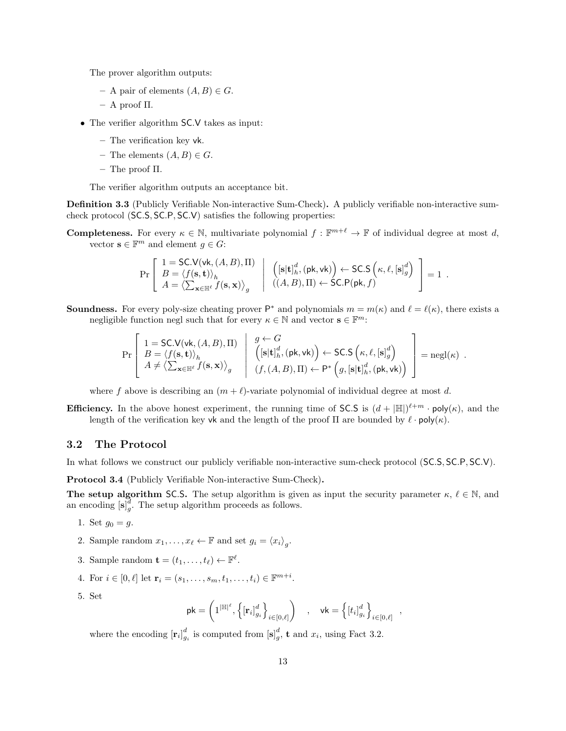The prover algorithm outputs:

- A pair of elements $(A, B) \in G$.
- A proof $\Pi$.

- The verifier algorithm $\mathsf{SC.V}$ takes as input:
  - The verification key $\mathsf{vk}$.
  - The elements $(A, B) \in G$.
  - The proof $\Pi$.

  The verifier algorithm outputs an acceptance bit.

**Definition 3.3** (Publicly Verifiable Non-interactive Sum-Check)**.** A publicly verifiable non-interactive sum-check protocol $(\mathsf{SC.S}, \mathsf{SC.P}, \mathsf{SC.V})$ satisfies the following properties:

**Completeness.** For every $\kappa \in \mathbb{N}$, multivariate polynomial $f : \mathbb{F}^{m+\ell} \to \mathbb{F}$ of individual degree at most $d$, vector $\mathbf{s} \in \mathbb{F}^m$ and element $g \in G$:

$$\Pr\left[\begin{array}{l} 1 = \mathsf{SC.V}(\mathsf{vk}, (A, B), \Pi) \\ B = \langle f(\mathbf{s}, \mathbf{t}) \rangle_h \\ A = \left\langle \sum_{\mathbf{x} \in \mathbb{H}^\ell} f(\mathbf{s}, \mathbf{x}) \right\rangle_g \end{array} \;\middle|\; \begin{array}{l} \left([\mathbf{s}|\mathbf{t}]_h^d, (\mathsf{pk}, \mathsf{vk})\right) \leftarrow \mathsf{SC.S}\left(\kappa, \ell, [\mathbf{s}]_g^d\right) \\ ((A, B), \Pi) \leftarrow \mathsf{SC.P}(\mathsf{pk}, f) \end{array}\right] = 1 \ .$$

**Soundness.** For every poly-size cheating prover $\mathsf{P}^*$ and polynomials $m = m(\kappa)$ and $\ell = \ell(\kappa)$, there exists a negligible function negl such that for every $\kappa \in \mathbb{N}$ and vector $\mathbf{s} \in \mathbb{F}^m$:

$$\Pr\left[\begin{array}{l} 1 = \mathsf{SC.V}(\mathsf{vk}, (A, B), \Pi) \\ B = \langle f(\mathbf{s}, \mathbf{t}) \rangle_h \\ A \neq \left\langle \sum_{\mathbf{x} \in \mathbb{H}^\ell} f(\mathbf{s}, \mathbf{x}) \right\rangle_g \end{array} \;\middle|\; \begin{array}{l} g \leftarrow G \\ \left([\mathbf{s}|\mathbf{t}]_h^d, (\mathsf{pk}, \mathsf{vk})\right) \leftarrow \mathsf{SC.S}\left(\kappa, \ell, [\mathbf{s}]_g^d\right) \\ (f, (A, B), \Pi) \leftarrow \mathsf{P}^*\left(g, [\mathbf{s}|\mathbf{t}]_h^d, (\mathsf{pk}, \mathsf{vk})\right) \end{array}\right] = \mathrm{negl}(\kappa) \ .$$

where $f$ above is describing an $(m + \ell)$-variate polynomial of individual degree at most $d$.

**Efficiency.** In the above honest experiment, the running time of $\mathsf{SC.S}$ is $(d + |\mathbb{H}|)^{\ell+m} \cdot \mathsf{poly}(\kappa)$, and the length of the verification key $\mathsf{vk}$ and the length of the proof $\Pi$ are bounded by $\ell \cdot \mathsf{poly}(\kappa)$.

## 3.2 The Protocol

In what follows we construct our publicly verifiable non-interactive sum-check protocol $(\mathsf{SC.S}, \mathsf{SC.P}, \mathsf{SC.V})$.

**Protocol 3.4** (Publicly Verifiable Non-interactive Sum-Check)**.**

**The setup algorithm $\mathsf{SC.S}$.** The setup algorithm is given as input the security parameter $\kappa$, $\ell \in \mathbb{N}$, and an encoding $[\mathbf{s}]_g^d$. The setup algorithm proceeds as follows.

1. Set $g_0 = g$.
2. Sample random $x_1, \ldots, x_\ell \leftarrow \mathbb{F}$ and set $g_i = \langle x_i \rangle_g$.
3. Sample random $\mathbf{t} = (t_1, \ldots, t_\ell) \leftarrow \mathbb{F}^\ell$.
4. For $i \in [0, \ell]$ let $\mathbf{r}_i = (s_1, \ldots, s_m, t_1, \ldots, t_i) \in \mathbb{F}^{m+i}$.
5. Set
$$\mathsf{pk} = \left(1^{|\mathbb{H}|^\ell}, \left\{[\mathbf{r}_i]_{g_i}^d\right\}_{i \in [0,\ell]}\right) \quad , \quad \mathsf{vk} = \left\{[t_i]_{g_i}^d\right\}_{i \in [0,\ell]} \ ,$$
where the encoding $[\mathbf{r}_i]_{g_i}^d$ is computed from $[\mathbf{s}]_g^d$, $\mathbf{t}$ and $x_i$, using Fact 3.2.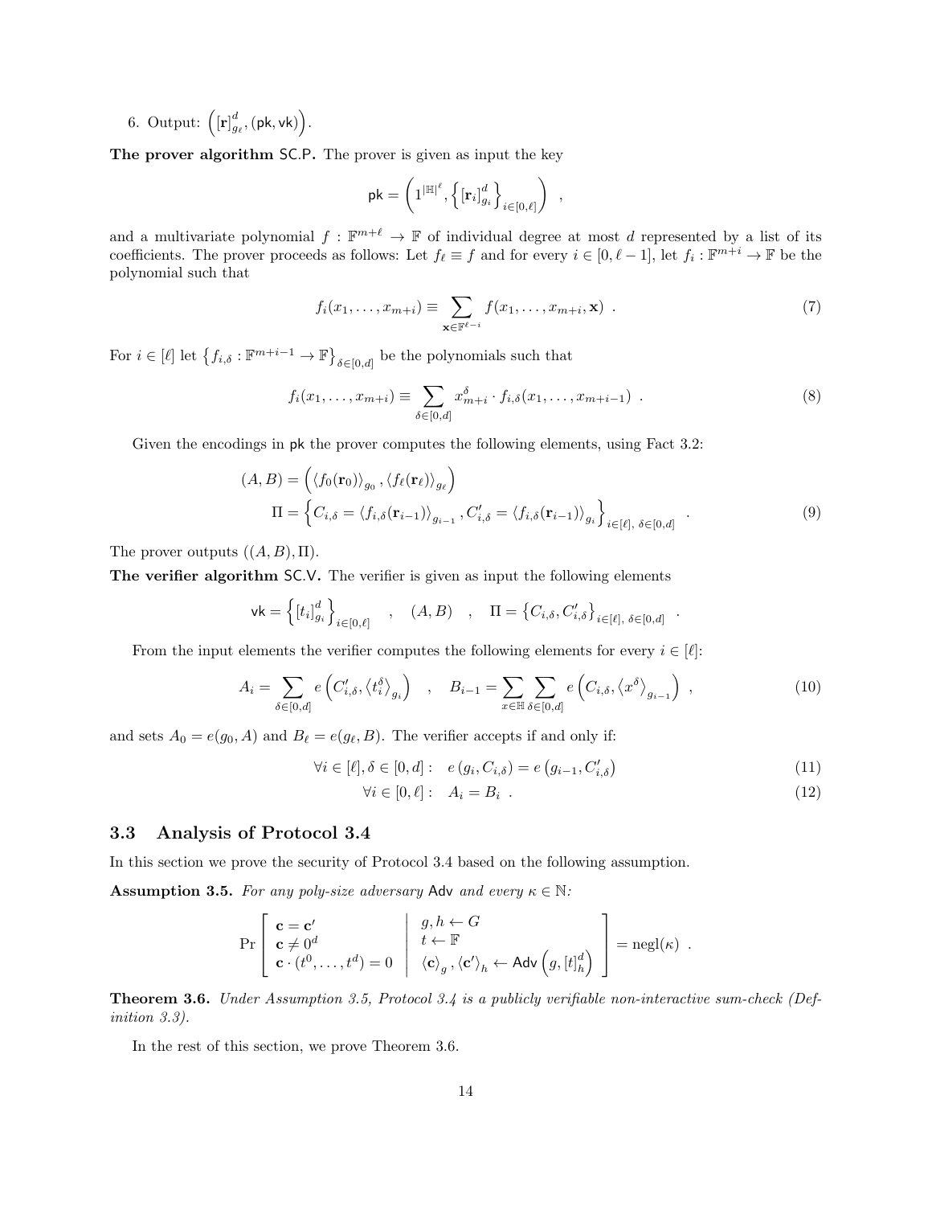6. Output: $\left([\mathbf{r}]^d_{g_\ell}, (\mathsf{pk}, \mathsf{vk})\right)$.

**The prover algorithm** $\mathsf{SC.P}$**.** The prover is given as input the key

$$\mathsf{pk} = \left(1^{|\mathbb{H}|^\ell}, \left\{[\mathbf{r}_i]^d_{g_i}\right\}_{i\in[0,\ell]}\right) \quad ,$$

and a multivariate polynomial $f : \mathbb{F}^{m+\ell} \to \mathbb{F}$ of individual degree at most $d$ represented by a list of its coefficients. The prover proceeds as follows: Let $f_\ell \equiv f$ and for every $i \in [0, \ell - 1]$, let $f_i : \mathbb{F}^{m+i} \to \mathbb{F}$ be the polynomial such that

$$f_i(x_1, \ldots, x_{m+i}) \equiv \sum_{\mathbf{x}\in\mathbb{F}^{\ell-i}} f(x_1, \ldots, x_{m+i}, \mathbf{x}) \ . \tag{7}$$

For $i \in [\ell]$ let $\left\{f_{i,\delta} : \mathbb{F}^{m+i-1} \to \mathbb{F}\right\}_{\delta\in[0,d]}$ be the polynomials such that

$$f_i(x_1, \ldots, x_{m+i}) \equiv \sum_{\delta\in[0,d]} x^\delta_{m+i} \cdot f_{i,\delta}(x_1, \ldots, x_{m+i-1}) \ . \tag{8}$$

Given the encodings in $\mathsf{pk}$ the prover computes the following elements, using Fact 3.2:

$$\begin{aligned}(A, B) &= \left(\langle f_0(\mathbf{r}_0)\rangle_{g_0}, \langle f_\ell(\mathbf{r}_\ell)\rangle_{g_\ell}\right)\\ \Pi &= \left\{C_{i,\delta} = \langle f_{i,\delta}(\mathbf{r}_{i-1})\rangle_{g_{i-1}}, C'_{i,\delta} = \langle f_{i,\delta}(\mathbf{r}_{i-1})\rangle_{g_i}\right\}_{i\in[\ell],\ \delta\in[0,d]} \quad .\end{aligned} \tag{9}$$

The prover outputs $((A, B), \Pi)$.

**The verifier algorithm** $\mathsf{SC.V}$**.** The verifier is given as input the following elements

$$\mathsf{vk} = \left\{[t_i]^d_{g_i}\right\}_{i\in[0,\ell]} \quad , \quad (A, B) \quad , \quad \Pi = \left\{C_{i,\delta}, C'_{i,\delta}\right\}_{i\in[\ell],\ \delta\in[0,d]} \quad .$$

From the input elements the verifier computes the following elements for every $i \in [\ell]$:

$$A_i = \sum_{\delta\in[0,d]} e\left(C'_{i,\delta}, \left\langle t^\delta_i\right\rangle_{g_i}\right) \quad , \quad B_{i-1} = \sum_{x\in\mathbb{H}} \sum_{\delta\in[0,d]} e\left(C_{i,\delta}, \left\langle x^\delta\right\rangle_{g_{i-1}}\right) \ , \tag{10}$$

and sets $A_0 = e(g_0, A)$ and $B_\ell = e(g_\ell, B)$. The verifier accepts if and only if:

$$\forall i \in [\ell], \delta \in [0, d] : \quad e(g_i, C_{i,\delta}) = e\left(g_{i-1}, C'_{i,\delta}\right) \tag{11}$$

$$\forall i \in [0, \ell] : \quad A_i = B_i \ . \tag{12}$$

## 3.3 Analysis of Protocol 3.4

In this section we prove the security of Protocol 3.4 based on the following assumption.

**Assumption 3.5.** *For any poly-size adversary* $\mathsf{Adv}$ *and every* $\kappa \in \mathbb{N}$*:*

$$\Pr\left[\begin{array}{l}\mathbf{c} = \mathbf{c}'\\ \mathbf{c} \neq 0^d\\ \mathbf{c}\cdot(t^0, \ldots, t^d) = 0\end{array} \;\middle|\; \begin{array}{l}g, h \leftarrow G\\ t \leftarrow \mathbb{F}\\ \langle\mathbf{c}\rangle_g, \langle\mathbf{c}'\rangle_h \leftarrow \mathsf{Adv}\left(g, [t]^d_h\right)\end{array}\right] = \mathrm{negl}(\kappa) \ .$$

**Theorem 3.6.** *Under Assumption 3.5, Protocol 3.4 is a publicly verifiable non-interactive sum-check (Definition 3.3).*

In the rest of this section, we prove Theorem 3.6.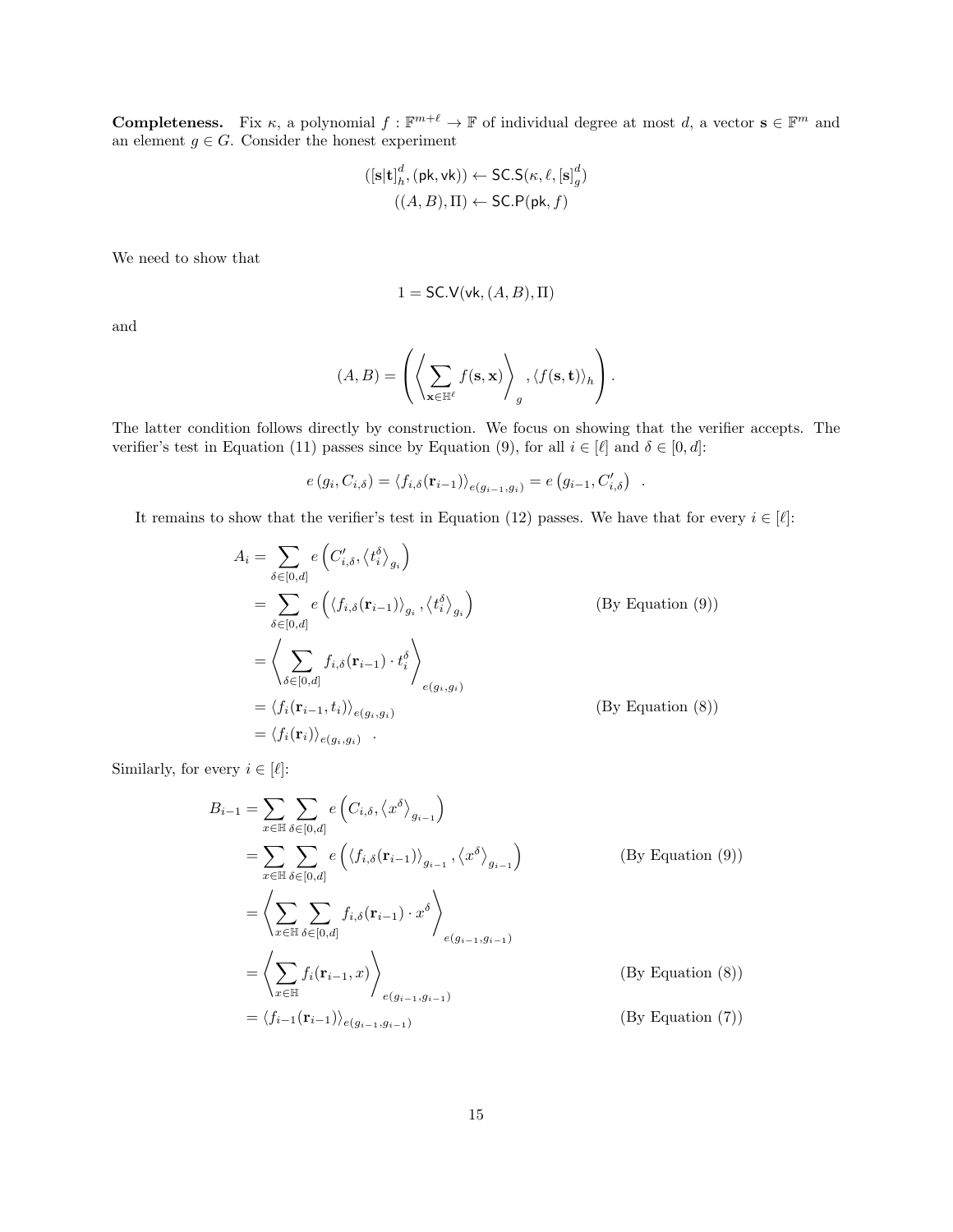**Completeness.** Fix $\kappa$, a polynomial $f : \mathbb{F}^{m+\ell} \to \mathbb{F}$ of individual degree at most $d$, a vector $\mathbf{s} \in \mathbb{F}^m$ and an element $g \in G$. Consider the honest experiment

$$([\mathbf{s}|\mathbf{t}]_h^d, (\mathsf{pk}, \mathsf{vk})) \leftarrow \mathsf{SC.S}(\kappa, \ell, [\mathbf{s}]_g^d)$$
$$((A, B), \Pi) \leftarrow \mathsf{SC.P}(\mathsf{pk}, f)$$

We need to show that

$$1 = \mathsf{SC.V}(\mathsf{vk}, (A, B), \Pi)$$

and

$$(A, B) = \left( \left\langle \sum_{\mathbf{x} \in \mathbb{H}^\ell} f(\mathbf{s}, \mathbf{x}) \right\rangle_g, \langle f(\mathbf{s}, \mathbf{t}) \rangle_h \right).$$

The latter condition follows directly by construction. We focus on showing that the verifier accepts. The verifier's test in Equation (11) passes since by Equation (9), for all $i \in [\ell]$ and $\delta \in [0, d]$:

$$e\left(g_i, C_{i,\delta}\right) = \langle f_{i,\delta}(\mathbf{r}_{i-1}) \rangle_{e(g_{i-1}, g_i)} = e\left(g_{i-1}, C'_{i,\delta}\right) \quad .$$

It remains to show that the verifier's test in Equation (12) passes. We have that for every $i \in [\ell]$:

$$\begin{aligned}
A_i &= \sum_{\delta \in [0,d]} e\left(C'_{i,\delta}, \left\langle t_i^\delta \right\rangle_{g_i}\right) \\
&= \sum_{\delta \in [0,d]} e\left(\langle f_{i,\delta}(\mathbf{r}_{i-1}) \rangle_{g_i}, \left\langle t_i^\delta \right\rangle_{g_i}\right) && \text{(By Equation (9))} \\
&= \left\langle \sum_{\delta \in [0,d]} f_{i,\delta}(\mathbf{r}_{i-1}) \cdot t_i^\delta \right\rangle_{e(g_i, g_i)} \\
&= \langle f_i(\mathbf{r}_{i-1}, t_i) \rangle_{e(g_i, g_i)} && \text{(By Equation (8))} \\
&= \langle f_i(\mathbf{r}_i) \rangle_{e(g_i, g_i)} \quad .
\end{aligned}$$

Similarly, for every $i \in [\ell]$:

$$\begin{aligned}
B_{i-1} &= \sum_{x \in \mathbb{H}} \sum_{\delta \in [0,d]} e\left(C_{i,\delta}, \left\langle x^\delta \right\rangle_{g_{i-1}}\right) \\
&= \sum_{x \in \mathbb{H}} \sum_{\delta \in [0,d]} e\left(\langle f_{i,\delta}(\mathbf{r}_{i-1}) \rangle_{g_{i-1}}, \left\langle x^\delta \right\rangle_{g_{i-1}}\right) && \text{(By Equation (9))} \\
&= \left\langle \sum_{x \in \mathbb{H}} \sum_{\delta \in [0,d]} f_{i,\delta}(\mathbf{r}_{i-1}) \cdot x^\delta \right\rangle_{e(g_{i-1}, g_{i-1})} \\
&= \left\langle \sum_{x \in \mathbb{H}} f_i(\mathbf{r}_{i-1}, x) \right\rangle_{e(g_{i-1}, g_{i-1})} && \text{(By Equation (8))} \\
&= \langle f_{i-1}(\mathbf{r}_{i-1}) \rangle_{e(g_{i-1}, g_{i-1})} && \text{(By Equation (7))}
\end{aligned}$$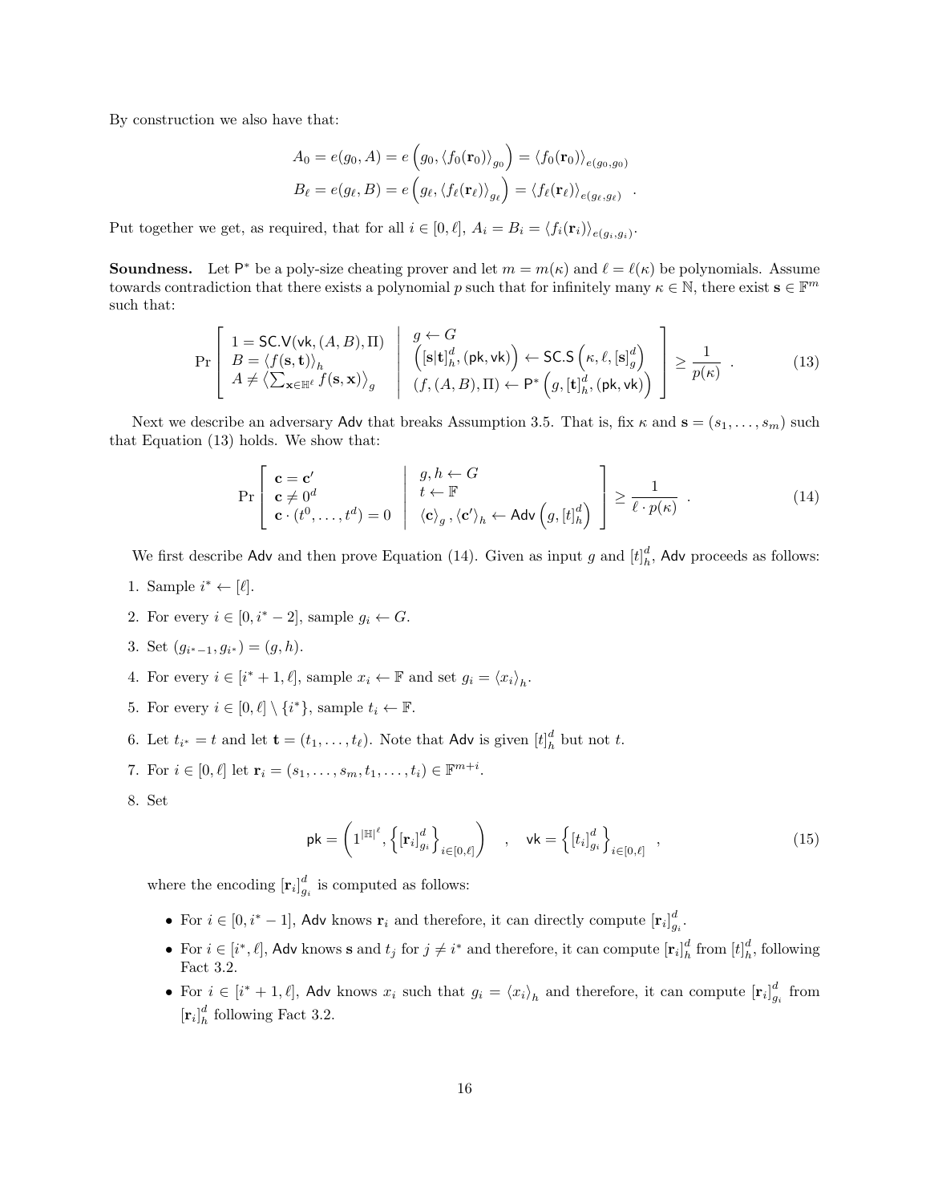By construction we also have that:

$$A_0 = e(g_0, A) = e\left(g_0, \langle f_0(\mathbf{r}_0)\rangle_{g_0}\right) = \langle f_0(\mathbf{r}_0)\rangle_{e(g_0,g_0)}$$
$$B_\ell = e(g_\ell, B) = e\left(g_\ell, \langle f_\ell(\mathbf{r}_\ell)\rangle_{g_\ell}\right) = \langle f_\ell(\mathbf{r}_\ell)\rangle_{e(g_\ell,g_\ell)} \quad .$$

Put together we get, as required, that for all $i \in [0,\ell]$, $A_i = B_i = \langle f_i(\mathbf{r}_i)\rangle_{e(g_i,g_i)}$.

**Soundness.** Let $\mathsf{P}^*$ be a poly-size cheating prover and let $m = m(\kappa)$ and $\ell = \ell(\kappa)$ be polynomials. Assume towards contradiction that there exists a polynomial $p$ such that for infinitely many $\kappa \in \mathbb{N}$, there exist $\mathbf{s} \in \mathbb{F}^m$ such that:

$$\Pr\left[\begin{array}{l} 1 = \mathsf{SC.V}(\mathsf{vk}, (A,B), \Pi) \\ B = \langle f(\mathbf{s},\mathbf{t})\rangle_h \\ A \neq \left\langle \sum_{\mathbf{x}\in\mathbb{H}^\ell} f(\mathbf{s},\mathbf{x})\right\rangle_g \end{array} \;\middle|\; \begin{array}{l} g \leftarrow G \\ \left([\mathbf{s}|\mathbf{t}]_h^d, (\mathsf{pk},\mathsf{vk})\right) \leftarrow \mathsf{SC.S}\left(\kappa,\ell,[\mathbf{s}]_g^d\right) \\ (f,(A,B),\Pi) \leftarrow \mathsf{P}^*\left(g, [\mathbf{t}]_h^d, (\mathsf{pk},\mathsf{vk})\right) \end{array}\right] \geq \frac{1}{p(\kappa)} \quad . \tag{13}$$

Next we describe an adversary $\mathsf{Adv}$ that breaks Assumption 3.5. That is, fix $\kappa$ and $\mathbf{s} = (s_1,\dots,s_m)$ such that Equation (13) holds. We show that:

$$\Pr\left[\begin{array}{l} \mathbf{c} = \mathbf{c}' \\ \mathbf{c} \neq 0^d \\ \mathbf{c}\cdot(t^0,\dots,t^d) = 0 \end{array} \;\middle|\; \begin{array}{l} g,h \leftarrow G \\ t \leftarrow \mathbb{F} \\ \langle\mathbf{c}\rangle_g, \langle\mathbf{c}'\rangle_h \leftarrow \mathsf{Adv}\left(g,[t]_h^d\right) \end{array}\right] \geq \frac{1}{\ell\cdot p(\kappa)} \quad . \tag{14}$$

We first describe $\mathsf{Adv}$ and then prove Equation (14). Given as input $g$ and $[t]_h^d$, $\mathsf{Adv}$ proceeds as follows:

1. Sample $i^* \leftarrow [\ell]$.
2. For every $i \in [0, i^*-2]$, sample $g_i \leftarrow G$.
3. Set $(g_{i^*-1}, g_{i^*}) = (g,h)$.
4. For every $i \in [i^*+1,\ell]$, sample $x_i \leftarrow \mathbb{F}$ and set $g_i = \langle x_i\rangle_h$.
5. For every $i \in [0,\ell]\setminus\{i^*\}$, sample $t_i \leftarrow \mathbb{F}$.
6. Let $t_{i^*} = t$ and let $\mathbf{t} = (t_1,\dots,t_\ell)$. Note that $\mathsf{Adv}$ is given $[t]_h^d$ but not $t$.
7. For $i \in [0,\ell]$ let $\mathbf{r}_i = (s_1,\dots,s_m,t_1,\dots,t_i) \in \mathbb{F}^{m+i}$.
8. Set

$$\mathsf{pk} = \left(1^{|\mathbb{H}|^\ell}, \left\{[\mathbf{r}_i]_{g_i}^d\right\}_{i\in[0,\ell]}\right) \quad , \quad \mathsf{vk} = \left\{[t_i]_{g_i}^d\right\}_{i\in[0,\ell]} \quad , \tag{15}$$

where the encoding $[\mathbf{r}_i]_{g_i}^d$ is computed as follows:

- For $i \in [0, i^*-1]$, $\mathsf{Adv}$ knows $\mathbf{r}_i$ and therefore, it can directly compute $[\mathbf{r}_i]_{g_i}^d$.
- For $i \in [i^*,\ell]$, $\mathsf{Adv}$ knows $\mathbf{s}$ and $t_j$ for $j \neq i^*$ and therefore, it can compute $[\mathbf{r}_i]_h^d$ from $[t]_h^d$, following Fact 3.2.
- For $i \in [i^*+1,\ell]$, $\mathsf{Adv}$ knows $x_i$ such that $g_i = \langle x_i\rangle_h$ and therefore, it can compute $[\mathbf{r}_i]_{g_i}^d$ from $[\mathbf{r}_i]_h^d$ following Fact 3.2.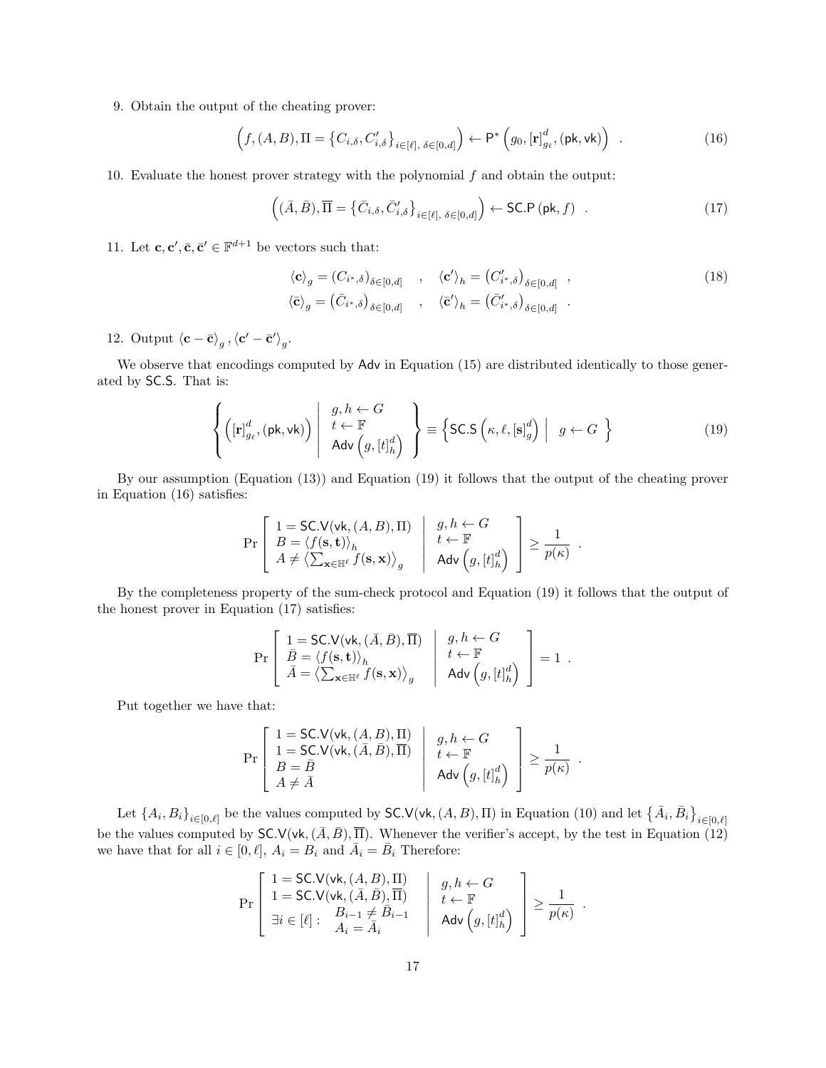9. Obtain the output of the cheating prover:

$$\left(f, (A, B), \Pi = \left\{C_{i,\delta}, C'_{i,\delta}\right\}_{i \in [\ell],\ \delta \in [0,d]}\right) \leftarrow \mathsf{P}^*\left(g_0, [\mathbf{r}]^d_{g_\ell}, (\mathsf{pk}, \mathsf{vk})\right) \quad . \tag{16}$$

10. Evaluate the honest prover strategy with the polynomial $f$ and obtain the output:

$$\left((\bar{A}, \bar{B}), \overline{\Pi} = \left\{\bar{C}_{i,\delta}, \bar{C}'_{i,\delta}\right\}_{i \in [\ell],\ \delta \in [0,d]}\right) \leftarrow \mathsf{SC.P}\left(\mathsf{pk}, f\right) \quad . \tag{17}$$

11. Let $\mathbf{c}, \mathbf{c}', \bar{\mathbf{c}}, \bar{\mathbf{c}}' \in \mathbb{F}^{d+1}$ be vectors such that:

$$\begin{aligned} \langle \mathbf{c} \rangle_g &= \left(C_{i^*,\delta}\right)_{\delta \in [0,d]} \quad , \quad \langle \mathbf{c}' \rangle_h = \left(C'_{i^*,\delta}\right)_{\delta \in [0,d]} \quad , \\ \langle \bar{\mathbf{c}} \rangle_g &= \left(\bar{C}_{i^*,\delta}\right)_{\delta \in [0,d]} \quad , \quad \langle \bar{\mathbf{c}}' \rangle_h = \left(\bar{C}'_{i^*,\delta}\right)_{\delta \in [0,d]} \quad . \end{aligned} \tag{18}$$

12. Output $\langle \mathbf{c} - \bar{\mathbf{c}} \rangle_g, \langle \mathbf{c}' - \bar{\mathbf{c}}' \rangle_g$.

We observe that encodings computed by $\mathsf{Adv}$ in Equation (15) are distributed identically to those generated by $\mathsf{SC.S}$. That is:

$$\left\{ \left([\mathbf{r}]^d_{g_\ell}, (\mathsf{pk}, \mathsf{vk})\right) \;\middle|\; \begin{array}{l} g, h \leftarrow G \\ t \leftarrow \mathbb{F} \\ \mathsf{Adv}\left(g, [t]^d_h\right) \end{array} \right\} \equiv \left\{ \mathsf{SC.S}\left(\kappa, \ell, [\mathbf{s}]^d_g\right) \;\middle|\; g \leftarrow G \right\} \tag{19}$$

By our assumption (Equation (13)) and Equation (19) it follows that the output of the cheating prover in Equation (16) satisfies:

$$\Pr\left[ \begin{array}{l} 1 = \mathsf{SC.V}(\mathsf{vk}, (A, B), \Pi) \\ B = \langle f(\mathbf{s}, \mathbf{t}) \rangle_h \\ A \neq \left\langle \sum_{\mathbf{x} \in \mathbb{H}^\ell} f(\mathbf{s}, \mathbf{x}) \right\rangle_g \end{array} \;\middle|\; \begin{array}{l} g, h \leftarrow G \\ t \leftarrow \mathbb{F} \\ \mathsf{Adv}\left(g, [t]^d_h\right) \end{array} \right] \geq \frac{1}{p(\kappa)} \quad .$$

By the completeness property of the sum-check protocol and Equation (19) it follows that the output of the honest prover in Equation (17) satisfies:

$$\Pr\left[ \begin{array}{l} 1 = \mathsf{SC.V}(\mathsf{vk}, (\bar{A}, \bar{B}), \overline{\Pi}) \\ \bar{B} = \langle f(\mathbf{s}, \mathbf{t}) \rangle_h \\ \bar{A} = \left\langle \sum_{\mathbf{x} \in \mathbb{H}^\ell} f(\mathbf{s}, \mathbf{x}) \right\rangle_g \end{array} \;\middle|\; \begin{array}{l} g, h \leftarrow G \\ t \leftarrow \mathbb{F} \\ \mathsf{Adv}\left(g, [t]^d_h\right) \end{array} \right] = 1 \quad .$$

Put together we have that:

$$\Pr\left[ \begin{array}{l} 1 = \mathsf{SC.V}(\mathsf{vk}, (A, B), \Pi) \\ 1 = \mathsf{SC.V}(\mathsf{vk}, (\bar{A}, \bar{B}), \overline{\Pi}) \\ B = \bar{B} \\ A \neq \bar{A} \end{array} \;\middle|\; \begin{array}{l} g, h \leftarrow G \\ t \leftarrow \mathbb{F} \\ \mathsf{Adv}\left(g, [t]^d_h\right) \end{array} \right] \geq \frac{1}{p(\kappa)} \quad .$$

Let $\{A_i, B_i\}_{i \in [0,\ell]}$ be the values computed by $\mathsf{SC.V}(\mathsf{vk}, (A, B), \Pi)$ in Equation (10) and let $\left\{\bar{A}_i, \bar{B}_i\right\}_{i \in [0,\ell]}$ be the values computed by $\mathsf{SC.V}(\mathsf{vk}, (\bar{A}, \bar{B}), \overline{\Pi})$. Whenever the verifier's accept, by the test in Equation (12) we have that for all $i \in [0, \ell]$, $A_i = B_i$ and $\bar{A}_i = \bar{B}_i$ Therefore:

$$\Pr\left[ \begin{array}{l} 1 = \mathsf{SC.V}(\mathsf{vk}, (A, B), \Pi) \\ 1 = \mathsf{SC.V}(\mathsf{vk}, (\bar{A}, \bar{B}), \overline{\Pi}) \\ \exists i \in [\ell] : \begin{array}{l} B_{i-1} \neq \bar{B}_{i-1} \\ A_i = \bar{A}_i \end{array} \end{array} \;\middle|\; \begin{array}{l} g, h \leftarrow G \\ t \leftarrow \mathbb{F} \\ \mathsf{Adv}\left(g, [t]^d_h\right) \end{array} \right] \geq \frac{1}{p(\kappa)} \quad .$$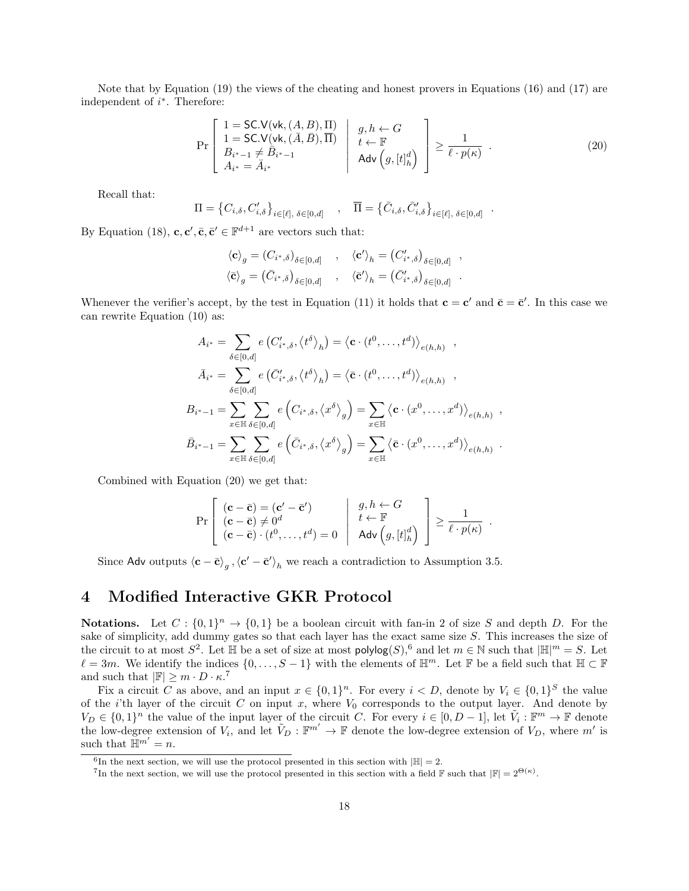Note that by Equation (19) the views of the cheating and honest provers in Equations (16) and (17) are independent of $i^*$. Therefore:

$$\Pr\left[\begin{array}{l} 1 = \mathsf{SC.V}(\mathsf{vk}, (A, B), \Pi) \\ 1 = \mathsf{SC.V}(\mathsf{vk}, (\bar{A}, \bar{B}), \overline{\Pi}) \\ B_{i^*-1} \neq \bar{B}_{i^*-1} \\ A_{i^*} = \bar{A}_{i^*} \end{array} \;\middle|\; \begin{array}{l} g, h \leftarrow G \\ t \leftarrow \mathbb{F} \\ \mathsf{Adv}\left(g, [t]_h^d\right) \end{array}\right] \geq \frac{1}{\ell \cdot p(\kappa)} \quad . \tag{20}$$

Recall that:

$$\Pi = \left\{C_{i,\delta}, C'_{i,\delta}\right\}_{i \in [\ell],\, \delta \in [0,d]} \quad , \quad \overline{\Pi} = \left\{\bar{C}_{i,\delta}, \bar{C}'_{i,\delta}\right\}_{i \in [\ell],\, \delta \in [0,d]} \quad .$$

By Equation (18), $\mathbf{c}, \mathbf{c}', \bar{\mathbf{c}}, \bar{\mathbf{c}}' \in \mathbb{F}^{d+1}$ are vectors such that:

$$\langle \mathbf{c} \rangle_g = \left(C_{i^*,\delta}\right)_{\delta \in [0,d]} \quad , \quad \langle \mathbf{c}' \rangle_h = \left(C'_{i^*,\delta}\right)_{\delta \in [0,d]} \quad ,$$
$$\langle \bar{\mathbf{c}} \rangle_g = \left(\bar{C}_{i^*,\delta}\right)_{\delta \in [0,d]} \quad , \quad \langle \bar{\mathbf{c}}' \rangle_h = \left(\bar{C}'_{i^*,\delta}\right)_{\delta \in [0,d]} \quad .$$

Whenever the verifier's accept, by the test in Equation (11) it holds that $\mathbf{c} = \mathbf{c}'$ and $\bar{\mathbf{c}} = \bar{\mathbf{c}}'$. In this case we can rewrite Equation (10) as:

$$A_{i^*} = \sum_{\delta \in [0,d]} e\left(C'_{i^*,\delta}, \langle t^\delta \rangle_h\right) = \left\langle \mathbf{c} \cdot (t^0, \ldots, t^d) \right\rangle_{e(h,h)} \quad ,$$
$$\bar{A}_{i^*} = \sum_{\delta \in [0,d]} e\left(\bar{C}'_{i^*,\delta}, \langle t^\delta \rangle_h\right) = \left\langle \bar{\mathbf{c}} \cdot (t^0, \ldots, t^d) \right\rangle_{e(h,h)} \quad ,$$
$$B_{i^*-1} = \sum_{x \in \mathbb{H}} \sum_{\delta \in [0,d]} e\left(C_{i^*,\delta}, \langle x^\delta \rangle_g\right) = \sum_{x \in \mathbb{H}} \left\langle \mathbf{c} \cdot (x^0, \ldots, x^d) \right\rangle_{e(h,h)} \quad ,$$
$$\bar{B}_{i^*-1} = \sum_{x \in \mathbb{H}} \sum_{\delta \in [0,d]} e\left(\bar{C}_{i^*,\delta}, \langle x^\delta \rangle_g\right) = \sum_{x \in \mathbb{H}} \left\langle \bar{\mathbf{c}} \cdot (x^0, \ldots, x^d) \right\rangle_{e(h,h)} \quad .$$

Combined with Equation (20) we get that:

$$\Pr\left[\begin{array}{l} (\mathbf{c} - \bar{\mathbf{c}}) = (\mathbf{c}' - \bar{\mathbf{c}}') \\ (\mathbf{c} - \bar{\mathbf{c}}) \neq 0^d \\ (\mathbf{c} - \bar{\mathbf{c}}) \cdot (t^0, \ldots, t^d) = 0 \end{array} \;\middle|\; \begin{array}{l} g, h \leftarrow G \\ t \leftarrow \mathbb{F} \\ \mathsf{Adv}\left(g, [t]_h^d\right) \end{array}\right] \geq \frac{1}{\ell \cdot p(\kappa)} \quad .$$

Since $\mathsf{Adv}$ outputs $\langle \mathbf{c} - \bar{\mathbf{c}} \rangle_g, \langle \mathbf{c}' - \bar{\mathbf{c}}' \rangle_h$ we reach a contradiction to Assumption 3.5.

# 4 Modified Interactive GKR Protocol

**Notations.** Let $C : \{0,1\}^n \rightarrow \{0,1\}$ be a boolean circuit with fan-in 2 of size $S$ and depth $D$. For the sake of simplicity, add dummy gates so that each layer has the exact same size $S$. This increases the size of the circuit to at most $S^2$. Let $\mathbb{H}$ be a set of size at most $\mathsf{polylog}(S)$,[6] and let $m \in \mathbb{N}$ such that $|\mathbb{H}|^m = S$. Let $\ell = 3m$. We identify the indices $\{0, \ldots, S-1\}$ with the elements of $\mathbb{H}^m$. Let $\mathbb{F}$ be a field such that $\mathbb{H} \subset \mathbb{F}$ and such that $|\mathbb{F}| \geq m \cdot D \cdot \kappa$.[7]

Fix a circuit $C$ as above, and an input $x \in \{0,1\}^n$. For every $i < D$, denote by $V_i \in \{0,1\}^S$ the value of the $i$'th layer of the circuit $C$ on input $x$, where $V_0$ corresponds to the output layer. And denote by $V_D \in \{0,1\}^n$ the value of the input layer of the circuit $C$. For every $i \in [0, D-1]$, let $\tilde{V}_i : \mathbb{F}^m \rightarrow \mathbb{F}$ denote the low-degree extension of $V_i$, and let $\tilde{V}_D : \mathbb{F}^{m'} \rightarrow \mathbb{F}$ denote the low-degree extension of $V_D$, where $m'$ is such that $\mathbb{H}^{m'} = n$.

[6] In the next section, we will use the protocol presented in this section with $|\mathbb{H}| = 2$.

[7] In the next section, we will use the protocol presented in this section with a field $\mathbb{F}$ such that $|\mathbb{F}| = 2^{\Theta(\kappa)}$.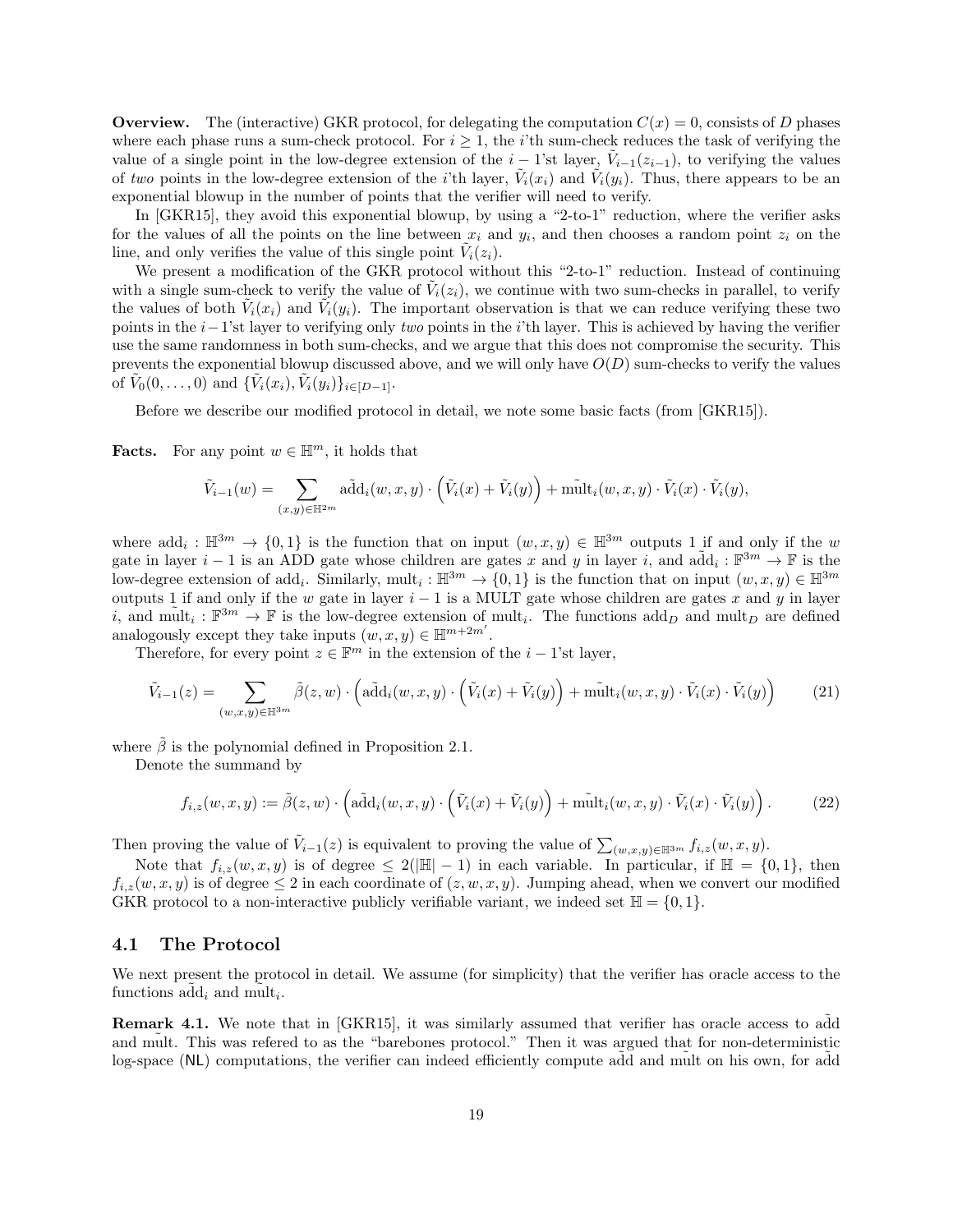**Overview.** The (interactive) GKR protocol, for delegating the computation $C(x) = 0$, consists of $D$ phases where each phase runs a sum-check protocol. For $i \geq 1$, the $i$'th sum-check reduces the task of verifying the value of a single point in the low-degree extension of the $i-1$'st layer, $\tilde{V}_{i-1}(z_{i-1})$, to verifying the values of *two* points in the low-degree extension of the $i$'th layer, $\tilde{V}_i(x_i)$ and $\tilde{V}_i(y_i)$. Thus, there appears to be an exponential blowup in the number of points that the verifier will need to verify.

In [GKR15], they avoid this exponential blowup, by using a "2-to-1" reduction, where the verifier asks for the values of all the points on the line between $x_i$ and $y_i$, and then chooses a random point $z_i$ on the line, and only verifies the value of this single point $\tilde{V}_i(z_i)$.

We present a modification of the GKR protocol without this "2-to-1" reduction. Instead of continuing with a single sum-check to verify the value of $\tilde{V}_i(z_i)$, we continue with two sum-checks in parallel, to verify the values of both $\tilde{V}_i(x_i)$ and $\tilde{V}_i(y_i)$. The important observation is that we can reduce verifying these two points in the $i-1$'st layer to verifying only *two* points in the $i$'th layer. This is achieved by having the verifier use the same randomness in both sum-checks, and we argue that this does not compromise the security. This prevents the exponential blowup discussed above, and we will only have $O(D)$ sum-checks to verify the values of $\tilde{V}_0(0,\ldots,0)$ and $\{\tilde{V}_i(x_i), \tilde{V}_i(y_i)\}_{i\in[D-1]}$.

Before we describe our modified protocol in detail, we note some basic facts (from [GKR15]).

**Facts.** For any point $w \in \mathbb{H}^m$, it holds that

$$\tilde{V}_{i-1}(w) = \sum_{(x,y)\in\mathbb{H}^{2m}} \tilde{\text{add}}_i(w,x,y) \cdot \left(\tilde{V}_i(x) + \tilde{V}_i(y)\right) + \tilde{\text{mult}}_i(w,x,y) \cdot \tilde{V}_i(x) \cdot \tilde{V}_i(y),$$

where $\text{add}_i : \mathbb{H}^{3m} \to \{0,1\}$ is the function that on input $(w,x,y) \in \mathbb{H}^{3m}$ outputs 1 if and only if the $w$ gate in layer $i-1$ is an ADD gate whose children are gates $x$ and $y$ in layer $i$, and $\tilde{\text{add}}_i : \mathbb{F}^{3m} \to \mathbb{F}$ is the low-degree extension of $\text{add}_i$. Similarly, $\text{mult}_i : \mathbb{H}^{3m} \to \{0,1\}$ is the function that on input $(w,x,y) \in \mathbb{H}^{3m}$ outputs 1 if and only if the $w$ gate in layer $i-1$ is a MULT gate whose children are gates $x$ and $y$ in layer $i$, and $\tilde{\text{mult}}_i : \mathbb{F}^{3m} \to \mathbb{F}$ is the low-degree extension of $\text{mult}_i$. The functions $\text{add}_D$ and $\text{mult}_D$ are defined analogously except they take inputs $(w,x,y) \in \mathbb{H}^{m+2m'}$.

Therefore, for every point $z \in \mathbb{F}^m$ in the extension of the $i-1$'st layer,

$$\tilde{V}_{i-1}(z) = \sum_{(w,x,y)\in\mathbb{H}^{3m}} \tilde{\beta}(z,w) \cdot \left(\tilde{\text{add}}_i(w,x,y) \cdot \left(\tilde{V}_i(x) + \tilde{V}_i(y)\right) + \tilde{\text{mult}}_i(w,x,y) \cdot \tilde{V}_i(x) \cdot \tilde{V}_i(y)\right) \tag{21}$$

where $\tilde{\beta}$ is the polynomial defined in Proposition 2.1.

Denote the summand by

$$f_{i,z}(w,x,y) := \tilde{\beta}(z,w) \cdot \left(\tilde{\text{add}}_i(w,x,y) \cdot \left(\tilde{V}_i(x) + \tilde{V}_i(y)\right) + \tilde{\text{mult}}_i(w,x,y) \cdot \tilde{V}_i(x) \cdot \tilde{V}_i(y)\right). \tag{22}$$

Then proving the value of $\tilde{V}_{i-1}(z)$ is equivalent to proving the value of $\sum_{(w,x,y)\in\mathbb{H}^{3m}} f_{i,z}(w,x,y)$.

Note that $f_{i,z}(w,x,y)$ is of degree $\leq 2(|\mathbb{H}|-1)$ in each variable. In particular, if $\mathbb{H} = \{0,1\}$, then $f_{i,z}(w,x,y)$ is of degree $\leq 2$ in each coordinate of $(z,w,x,y)$. Jumping ahead, when we convert our modified GKR protocol to a non-interactive publicly verifiable variant, we indeed set $\mathbb{H} = \{0,1\}$.

## 4.1 The Protocol

We next present the protocol in detail. We assume (for simplicity) that the verifier has oracle access to the functions $\tilde{\text{add}}_i$ and $\tilde{\text{mult}}_i$.

**Remark 4.1.** We note that in [GKR15], it was similarly assumed that verifier has oracle access to $\tilde{\text{add}}$ and $\tilde{\text{mult}}$. This was refered to as the "barebones protocol." Then it was argued that for non-deterministic log-space (NL) computations, the verifier can indeed efficiently compute $\tilde{\text{add}}$ and $\tilde{\text{mult}}$ on his own, for $\tilde{\text{add}}$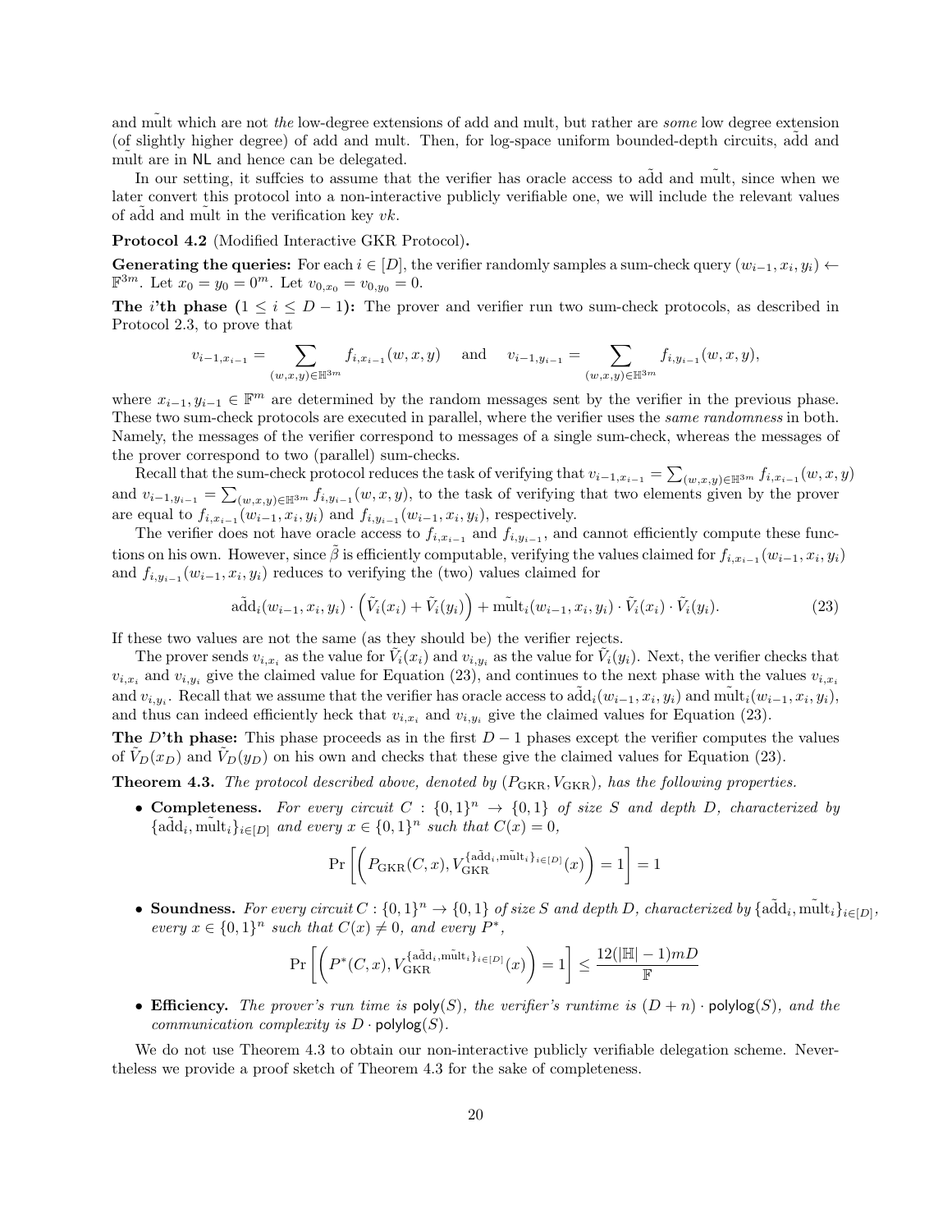and $\tilde{\text{mult}}$ which are not *the* low-degree extensions of add and mult, but rather are *some* low degree extension (of slightly higher degree) of add and mult. Then, for log-space uniform bounded-depth circuits, $\tilde{\text{add}}$ and $\tilde{\text{mult}}$ are in NL and hence can be delegated.

In our setting, it suffcies to assume that the verifier has oracle access to $\tilde{\text{add}}$ and $\tilde{\text{mult}}$, since when we later convert this protocol into a non-interactive publicly verifiable one, we will include the relevant values of $\tilde{\text{add}}$ and $\tilde{\text{mult}}$ in the verification key $vk$.

**Protocol 4.2** (Modified Interactive GKR Protocol)**.**

**Generating the queries:** For each $i \in [D]$, the verifier randomly samples a sum-check query $(w_{i-1}, x_i, y_i) \leftarrow \mathbb{F}^{3m}$. Let $x_0 = y_0 = 0^m$. Let $v_{0,x_0} = v_{0,y_0} = 0$.

**The $i$'th phase ($1 \leq i \leq D-1$):** The prover and verifier run two sum-check protocols, as described in Protocol 2.3, to prove that

$$v_{i-1,x_{i-1}} = \sum_{(w,x,y)\in\mathbb{H}^{3m}} f_{i,x_{i-1}}(w,x,y) \quad \text{and} \quad v_{i-1,y_{i-1}} = \sum_{(w,x,y)\in\mathbb{H}^{3m}} f_{i,y_{i-1}}(w,x,y),$$

where $x_{i-1}, y_{i-1} \in \mathbb{F}^m$ are determined by the random messages sent by the verifier in the previous phase. These two sum-check protocols are executed in parallel, where the verifier uses the *same randomness* in both. Namely, the messages of the verifier correspond to messages of a single sum-check, whereas the messages of the prover correspond to two (parallel) sum-checks.

Recall that the sum-check protocol reduces the task of verifying that $v_{i-1,x_{i-1}} = \sum_{(w,x,y)\in\mathbb{H}^{3m}} f_{i,x_{i-1}}(w,x,y)$ and $v_{i-1,y_{i-1}} = \sum_{(w,x,y)\in\mathbb{H}^{3m}} f_{i,y_{i-1}}(w,x,y)$, to the task of verifying that two elements given by the prover are equal to $f_{i,x_{i-1}}(w_{i-1},x_i,y_i)$ and $f_{i,y_{i-1}}(w_{i-1},x_i,y_i)$, respectively.

The verifier does not have oracle access to $f_{i,x_{i-1}}$ and $f_{i,y_{i-1}}$, and cannot efficiently compute these functions on his own. However, since $\tilde{\beta}$ is efficiently computable, verifying the values claimed for $f_{i,x_{i-1}}(w_{i-1},x_i,y_i)$ and $f_{i,y_{i-1}}(w_{i-1},x_i,y_i)$ reduces to verifying the (two) values claimed for

$$\tilde{\text{add}}_i(w_{i-1},x_i,y_i) \cdot \left(\tilde{V}_i(x_i) + \tilde{V}_i(y_i)\right) + \tilde{\text{mult}}_i(w_{i-1},x_i,y_i) \cdot \tilde{V}_i(x_i) \cdot \tilde{V}_i(y_i). \tag{23}$$

If these two values are not the same (as they should be) the verifier rejects.

The prover sends $v_{i,x_i}$ as the value for $\tilde{V}_i(x_i)$ and $v_{i,y_i}$ as the value for $\tilde{V}_i(y_i)$. Next, the verifier checks that $v_{i,x_i}$ and $v_{i,y_i}$ give the claimed value for Equation (23), and continues to the next phase with the values $v_{i,x_i}$ and $v_{i,y_i}$. Recall that we assume that the verifier has oracle access to $\tilde{\text{add}}_i(w_{i-1},x_i,y_i)$ and $\tilde{\text{mult}}_i(w_{i-1},x_i,y_i)$, and thus can indeed efficiently heck that $v_{i,x_i}$ and $v_{i,y_i}$ give the claimed values for Equation (23).

**The $D$'th phase:** This phase proceeds as in the first $D-1$ phases except the verifier computes the values of $\tilde{V}_D(x_D)$ and $\tilde{V}_D(y_D)$ on his own and checks that these give the claimed values for Equation (23).

**Theorem 4.3.** *The protocol described above, denoted by $(P_{\text{GKR}}, V_{\text{GKR}})$, has the following properties.*

- **Completeness.** *For every circuit $C : \{0,1\}^n \to \{0,1\}$ of size $S$ and depth $D$, characterized by $\{\tilde{\text{add}}_i, \tilde{\text{mult}}_i\}_{i\in[D]}$ and every $x \in \{0,1\}^n$ such that $C(x) = 0$,*

$$\Pr\left[\left(P_{\text{GKR}}(C,x), V_{\text{GKR}}^{\{\tilde{\text{add}}_i, \tilde{\text{mult}}_i\}_{i\in[D]}}(x)\right) = 1\right] = 1$$

- **Soundness.** *For every circuit $C : \{0,1\}^n \to \{0,1\}$ of size $S$ and depth $D$, characterized by $\{\tilde{\text{add}}_i, \tilde{\text{mult}}_i\}_{i\in[D]}$, every $x \in \{0,1\}^n$ such that $C(x) \neq 0$, and every $P^*$,*

$$\Pr\left[\left(P^*(C,x), V_{\text{GKR}}^{\{\tilde{\text{add}}_i, \tilde{\text{mult}}_i\}_{i\in[D]}}(x)\right) = 1\right] \leq \frac{12(|\mathbb{H}|-1)mD}{\mathbb{F}}$$

- **Efficiency.** *The prover's run time is $\mathsf{poly}(S)$, the verifier's runtime is $(D+n)\cdot\mathsf{polylog}(S)$, and the communication complexity is $D\cdot\mathsf{polylog}(S)$.*

We do not use Theorem 4.3 to obtain our non-interactive publicly verifiable delegation scheme. Nevertheless we provide a proof sketch of Theorem 4.3 for the sake of completeness.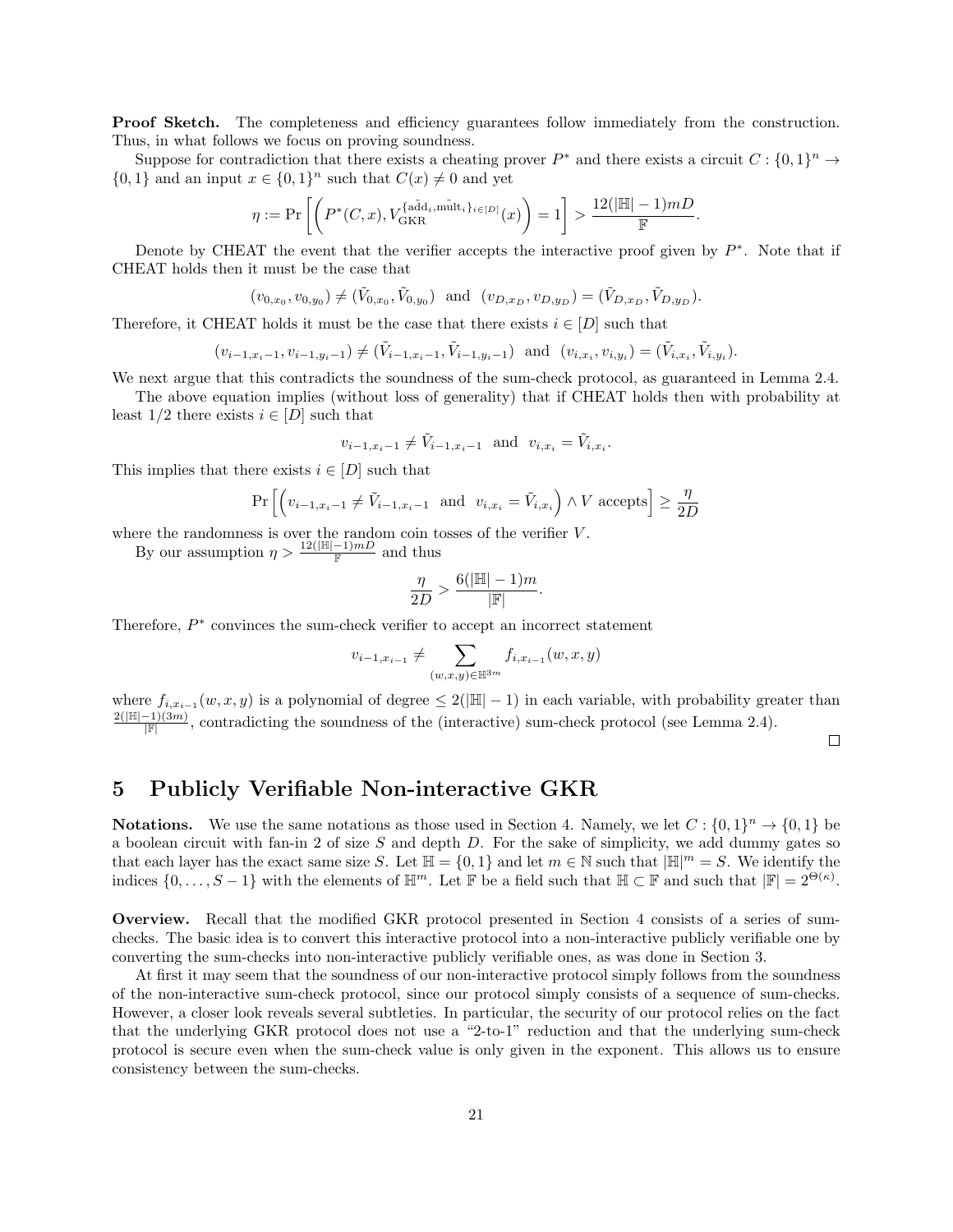**Proof Sketch.** The completeness and efficiency guarantees follow immediately from the construction. Thus, in what follows we focus on proving soundness.

Suppose for contradiction that there exists a cheating prover $P^*$ and there exists a circuit $C : \{0,1\}^n \to \{0,1\}$ and an input $x \in \{0,1\}^n$ such that $C(x) \neq 0$ and yet

$$\eta := \Pr\left[\left(P^*(C,x), V_{\text{GKR}}^{\{\tilde{\text{add}}_i, \tilde{\text{mult}}_i\}_{i\in[D]}}(x)\right) = 1\right] > \frac{12(|\mathbb{H}|-1)mD}{\mathbb{F}}.$$

Denote by CHEAT the event that the verifier accepts the interactive proof given by $P^*$. Note that if CHEAT holds then it must be the case that

$$(v_{0,x_0}, v_{0,y_0}) \neq (\tilde{V}_{0,x_0}, \tilde{V}_{0,y_0}) \text{ and } (v_{D,x_D}, v_{D,y_D}) = (\tilde{V}_{D,x_D}, \tilde{V}_{D,y_D}).$$

Therefore, it CHEAT holds it must be the case that there exists $i \in [D]$ such that

$$(v_{i-1,x_i-1}, v_{i-1,y_i-1}) \neq (\tilde{V}_{i-1,x_i-1}, \tilde{V}_{i-1,y_i-1}) \text{ and } (v_{i,x_i}, v_{i,y_i}) = (\tilde{V}_{i,x_i}, \tilde{V}_{i,y_i}).$$

We next argue that this contradicts the soundness of the sum-check protocol, as guaranteed in Lemma 2.4.

The above equation implies (without loss of generality) that if CHEAT holds then with probability at least 1/2 there exists $i \in [D]$ such that

$$v_{i-1,x_i-1} \neq \tilde{V}_{i-1,x_i-1} \text{ and } v_{i,x_i} = \tilde{V}_{i,x_i}.$$

This implies that there exists $i \in [D]$ such that

$$\Pr\left[\left(v_{i-1,x_i-1} \neq \tilde{V}_{i-1,x_i-1} \text{ and } v_{i,x_i} = \tilde{V}_{i,x_i}\right) \wedge V \text{ accepts}\right] \geq \frac{\eta}{2D}$$

where the randomness is over the random coin tosses of the verifier $V$.

By our assumption $\eta > \frac{12(|\mathbb{H}|-1)mD}{\mathbb{F}}$ and thus

$$\frac{\eta}{2D} > \frac{6(|\mathbb{H}|-1)m}{|\mathbb{F}|}.$$

Therefore, $P^*$ convinces the sum-check verifier to accept an incorrect statement

$$v_{i-1,x_{i-1}} \neq \sum_{(w,x,y)\in\mathbb{H}^{3m}} f_{i,x_{i-1}}(w,x,y)$$

where $f_{i,x_{i-1}}(w,x,y)$ is a polynomial of degree $\leq 2(|\mathbb{H}|-1)$ in each variable, with probability greater than $\frac{2(|\mathbb{H}|-1)(3m)}{|\mathbb{F}|}$, contradicting the soundness of the (interactive) sum-check protocol (see Lemma 2.4). $\square$

# 5 Publicly Verifiable Non-interactive GKR

**Notations.** We use the same notations as those used in Section 4. Namely, we let $C : \{0,1\}^n \to \{0,1\}$ be a boolean circuit with fan-in 2 of size $S$ and depth $D$. For the sake of simplicity, we add dummy gates so that each layer has the exact same size $S$. Let $\mathbb{H} = \{0,1\}$ and let $m \in \mathbb{N}$ such that $|\mathbb{H}|^m = S$. We identify the indices $\{0,\ldots,S-1\}$ with the elements of $\mathbb{H}^m$. Let $\mathbb{F}$ be a field such that $\mathbb{H} \subset \mathbb{F}$ and such that $|\mathbb{F}| = 2^{\Theta(\kappa)}$.

**Overview.** Recall that the modified GKR protocol presented in Section 4 consists of a series of sum-checks. The basic idea is to convert this interactive protocol into a non-interactive publicly verifiable one by converting the sum-checks into non-interactive publicly verifiable ones, as was done in Section 3.

At first it may seem that the soundness of our non-interactive protocol simply follows from the soundness of the non-interactive sum-check protocol, since our protocol simply consists of a sequence of sum-checks. However, a closer look reveals several subtleties. In particular, the security of our protocol relies on the fact that the underlying GKR protocol does not use a "2-to-1" reduction and that the underlying sum-check protocol is secure even when the sum-check value is only given in the exponent. This allows us to ensure consistency between the sum-checks.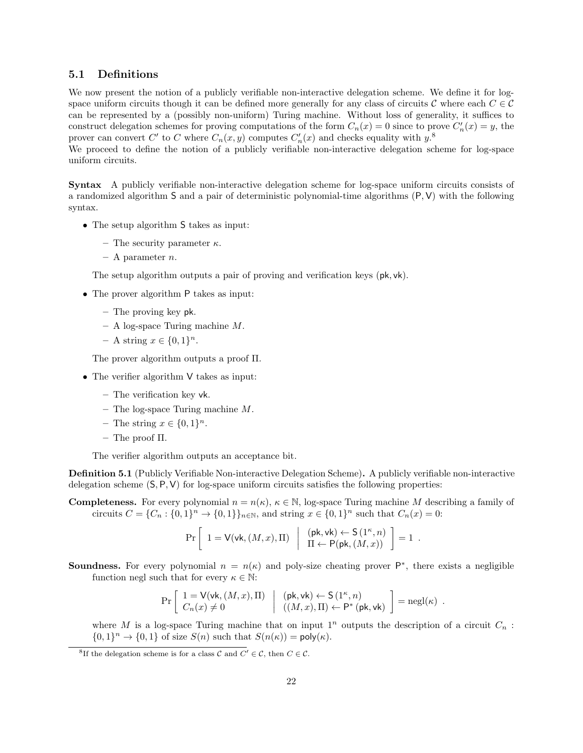### 5.1 Definitions

We now present the notion of a publicly verifiable non-interactive delegation scheme. We define it for log-space uniform circuits though it can be defined more generally for any class of circuits $\mathcal{C}$ where each $C \in \mathcal{C}$ can be represented by a (possibly non-uniform) Turing machine. Without loss of generality, it suffices to construct delegation schemes for proving computations of the form $C_n(x) = 0$ since to prove $C'_n(x) = y$, the prover can convert $C'$ to $C$ where $C_n(x, y)$ computes $C'_n(x)$ and checks equality with $y$.[8]
We proceed to define the notion of a publicly verifiable non-interactive delegation scheme for log-space uniform circuits.

**Syntax** A publicly verifiable non-interactive delegation scheme for log-space uniform circuits consists of a randomized algorithm $\mathsf{S}$ and a pair of deterministic polynomial-time algorithms $(\mathsf{P}, \mathsf{V})$ with the following syntax.

- The setup algorithm $\mathsf{S}$ takes as input:
  - The security parameter $\kappa$.
  - A parameter $n$.

  The setup algorithm outputs a pair of proving and verification keys $(\mathsf{pk}, \mathsf{vk})$.

- The prover algorithm $\mathsf{P}$ takes as input:
  - The proving key $\mathsf{pk}$.
  - A log-space Turing machine $M$.
  - A string $x \in \{0,1\}^n$.

  The prover algorithm outputs a proof $\Pi$.

- The verifier algorithm $\mathsf{V}$ takes as input:
  - The verification key $\mathsf{vk}$.
  - The log-space Turing machine $M$.
  - The string $x \in \{0,1\}^n$.
  - The proof $\Pi$.

  The verifier algorithm outputs an acceptance bit.

**Definition 5.1** (Publicly Verifiable Non-interactive Delegation Scheme)**.** A publicly verifiable non-interactive delegation scheme $(\mathsf{S}, \mathsf{P}, \mathsf{V})$ for log-space uniform circuits satisfies the following properties:

**Completeness.** For every polynomial $n = n(\kappa)$, $\kappa \in \mathbb{N}$, log-space Turing machine $M$ describing a family of circuits $C = \{C_n : \{0,1\}^n \to \{0,1\}\}_{n \in \mathbb{N}}$, and string $x \in \{0,1\}^n$ such that $C_n(x) = 0$:

$$\Pr\left[\ 1 = \mathsf{V}(\mathsf{vk}, (M, x), \Pi) \ \middle|\ \begin{array}{l} (\mathsf{pk}, \mathsf{vk}) \leftarrow \mathsf{S}(1^\kappa, n) \\ \Pi \leftarrow \mathsf{P}(\mathsf{pk}, (M, x)) \end{array} \right] = 1 \ .$$

**Soundness.** For every polynomial $n = n(\kappa)$ and poly-size cheating prover $\mathsf{P}^*$, there exists a negligible function negl such that for every $\kappa \in \mathbb{N}$:

$$\Pr\left[\ \begin{array}{l} 1 = \mathsf{V}(\mathsf{vk}, (M, x), \Pi) \\ C_n(x) \neq 0 \end{array} \ \middle|\ \begin{array}{l} (\mathsf{pk}, \mathsf{vk}) \leftarrow \mathsf{S}(1^\kappa, n) \\ ((M, x), \Pi) \leftarrow \mathsf{P}^*(\mathsf{pk}, \mathsf{vk}) \end{array} \right] = \mathrm{negl}(\kappa) \ .$$

where $M$ is a log-space Turing machine that on input $1^n$ outputs the description of a circuit $C_n : \{0,1\}^n \to \{0,1\}$ of size $S(n)$ such that $S(n(\kappa)) = \mathsf{poly}(\kappa)$.

[8] If the delegation scheme is for a class $\mathcal{C}$ and $C' \in \mathcal{C}$, then $C \in \mathcal{C}$.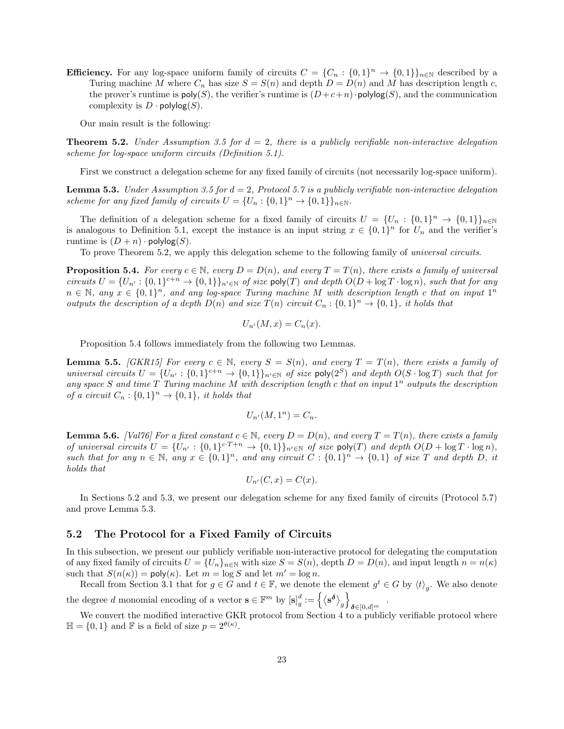**Efficiency.** For any log-space uniform family of circuits $C = \{C_n : \{0,1\}^n \to \{0,1\}\}_{n\in\mathbb{N}}$ described by a Turing machine $M$ where $C_n$ has size $S = S(n)$ and depth $D = D(n)$ and $M$ has description length $c$, the prover's runtime is $\mathsf{poly}(S)$, the verifier's runtime is $(D+c+n)\cdot\mathsf{polylog}(S)$, and the communication complexity is $D \cdot \mathsf{polylog}(S)$.

Our main result is the following:

**Theorem 5.2.** *Under Assumption 3.5 for $d = 2$, there is a publicly verifiable non-interactive delegation scheme for log-space uniform circuits (Definition 5.1).*

First we construct a delegation scheme for any fixed family of circuits (not necessarily log-space uniform).

**Lemma 5.3.** *Under Assumption 3.5 for $d = 2$, Protocol 5.7 is a publicly verifiable non-interactive delegation scheme for any fixed family of circuits $U = \{U_n : \{0,1\}^n \to \{0,1\}\}_{n\in\mathbb{N}}$.*

The definition of a delegation scheme for a fixed family of circuits $U = \{U_n : \{0,1\}^n \to \{0,1\}\}_{n\in\mathbb{N}}$ is analogous to Definition 5.1, except the instance is an input string $x \in \{0,1\}^n$ for $U_n$ and the verifier's runtime is $(D + n) \cdot \mathsf{polylog}(S)$.

To prove Theorem 5.2, we apply this delegation scheme to the following family of *universal circuits*.

**Proposition 5.4.** *For every $c \in \mathbb{N}$, every $D = D(n)$, and every $T = T(n)$, there exists a family of universal circuits $U = \{U_{n'} : \{0,1\}^{c+n} \to \{0,1\}\}_{n'\in\mathbb{N}}$ of size $\mathsf{poly}(T)$ and depth $O(D + \log T \cdot \log n)$, such that for any $n \in \mathbb{N}$, any $x \in \{0,1\}^n$, and any log-space Turing machine $M$ with description length $c$ that on input $1^n$ outputs the description of a depth $D(n)$ and size $T(n)$ circuit $C_n : \{0,1\}^n \to \{0,1\}$, it holds that*

$$U_{n'}(M, x) = C_n(x).$$

Proposition 5.4 follows immediately from the following two Lemmas.

**Lemma 5.5.** *[GKR15] For every $c \in \mathbb{N}$, every $S = S(n)$, and every $T = T(n)$, there exists a family of universal circuits $U = \{U_{n'} : \{0,1\}^{c+n} \to \{0,1\}\}_{n'\in\mathbb{N}}$ of size $\mathsf{poly}(2^S)$ and depth $O(S \cdot \log T)$ such that for any space $S$ and time $T$ Turing machine $M$ with description length $c$ that on input $1^n$ outputs the description of a circuit $C_n : \{0,1\}^n \to \{0,1\}$, it holds that*

$$U_{n'}(M, 1^n) = C_n.$$

**Lemma 5.6.** *[Val76] For a fixed constant $c \in \mathbb{N}$, every $D = D(n)$, and every $T = T(n)$, there exists a family of universal circuits $U = \{U_{n'} : \{0,1\}^{c\cdot T+n} \to \{0,1\}\}_{n'\in\mathbb{N}}$ of size $\mathsf{poly}(T)$ and depth $O(D + \log T \cdot \log n)$, such that for any $n \in \mathbb{N}$, any $x \in \{0,1\}^n$, and any circuit $C : \{0,1\}^n \to \{0,1\}$ of size $T$ and depth $D$, it holds that*

$$U_{n'}(C, x) = C(x).$$

In Sections 5.2 and 5.3, we present our delegation scheme for any fixed family of circuits (Protocol 5.7) and prove Lemma 5.3.

## 5.2 The Protocol for a Fixed Family of Circuits

In this subsection, we present our publicly verifiable non-interactive protocol for delegating the computation of any fixed family of circuits $U = \{U_n\}_{n\in\mathbb{N}}$ with size $S = S(n)$, depth $D = D(n)$, and input length $n = n(\kappa)$ such that $S(n(\kappa)) = \mathsf{poly}(\kappa)$. Let $m = \log S$ and let $m' = \log n$.

Recall from Section 3.1 that for $g \in G$ and $t \in \mathbb{F}$, we denote the element $g^t \in G$ by $\langle t \rangle_g$. We also denote the degree $d$ monomial encoding of a vector $\mathbf{s} \in \mathbb{F}^m$ by $[\mathbf{s}]_g^d := \left\{ \langle \mathbf{s}^{\boldsymbol{\delta}} \rangle_g \right\}_{\boldsymbol{\delta}\in[0,d]^m}$.

We convert the modified interactive GKR protocol from Section 4 to a publicly verifiable protocol where $\mathbb{H} = \{0,1\}$ and $\mathbb{F}$ is a field of size $p = 2^{\theta(\kappa)}$.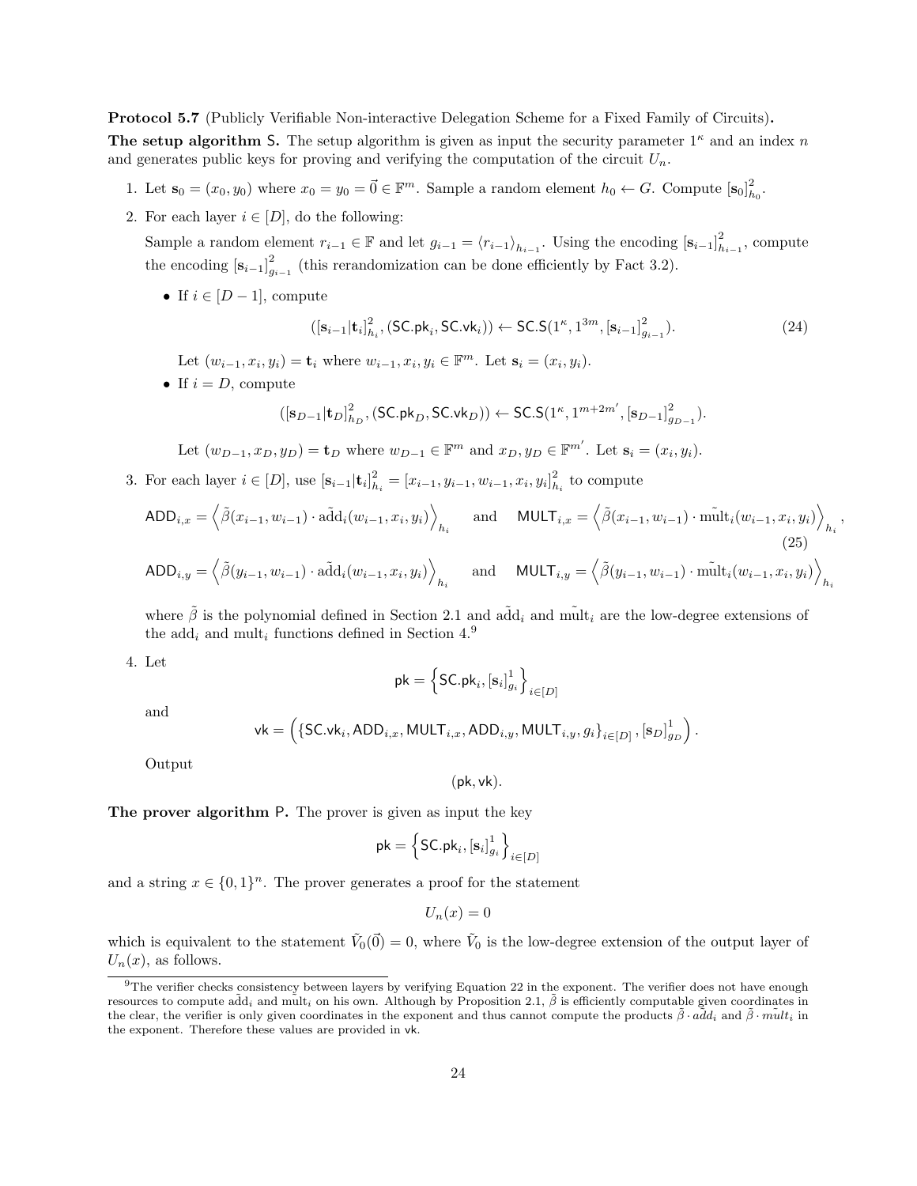**Protocol 5.7** (Publicly Verifiable Non-interactive Delegation Scheme for a Fixed Family of Circuits)**.**

**The setup algorithm** $\mathsf{S}$**.** The setup algorithm is given as input the security parameter $1^\kappa$ and an index $n$ and generates public keys for proving and verifying the computation of the circuit $U_n$.

1. Let $\mathbf{s}_0 = (x_0, y_0)$ where $x_0 = y_0 = \vec{0} \in \mathbb{F}^m$. Sample a random element $h_0 \leftarrow G$. Compute $[\mathbf{s}_0]^2_{h_0}$.
2. For each layer $i \in [D]$, do the following:

   Sample a random element $r_{i-1} \in \mathbb{F}$ and let $g_{i-1} = \langle r_{i-1} \rangle_{h_{i-1}}$. Using the encoding $[\mathbf{s}_{i-1}]^2_{h_{i-1}}$, compute the encoding $[\mathbf{s}_{i-1}]^2_{g_{i-1}}$ (this rerandomization can be done efficiently by Fact 3.2).

   - If $i \in [D-1]$, compute
   $$([\mathbf{s}_{i-1}|\mathbf{t}_i]^2_{h_i}, (\mathsf{SC.pk}_i, \mathsf{SC.vk}_i)) \leftarrow \mathsf{SC.S}(1^\kappa, 1^{3m}, [\mathbf{s}_{i-1}]^2_{g_{i-1}}). \tag{24}$$
   Let $(w_{i-1}, x_i, y_i) = \mathbf{t}_i$ where $w_{i-1}, x_i, y_i \in \mathbb{F}^m$. Let $\mathbf{s}_i = (x_i, y_i)$.
   - If $i = D$, compute
   $$([\mathbf{s}_{D-1}|\mathbf{t}_D]^2_{h_D}, (\mathsf{SC.pk}_D, \mathsf{SC.vk}_D)) \leftarrow \mathsf{SC.S}(1^\kappa, 1^{m+2m'}, [\mathbf{s}_{D-1}]^2_{g_{D-1}}).$$
   Let $(w_{D-1}, x_D, y_D) = \mathbf{t}_D$ where $w_{D-1} \in \mathbb{F}^m$ and $x_D, y_D \in \mathbb{F}^{m'}$. Let $\mathbf{s}_i = (x_i, y_i)$.
3. For each layer $i \in [D]$, use $[\mathbf{s}_{i-1}|\mathbf{t}_i]^2_{h_i} = [x_{i-1}, y_{i-1}, w_{i-1}, x_i, y_i]^2_{h_i}$ to compute
$$\mathsf{ADD}_{i,x} = \left\langle \tilde{\beta}(x_{i-1}, w_{i-1}) \cdot \tilde{\mathrm{add}}_i(w_{i-1}, x_i, y_i) \right\rangle_{h_i} \quad \text{and} \quad \mathsf{MULT}_{i,x} = \left\langle \tilde{\beta}(x_{i-1}, w_{i-1}) \cdot \tilde{\mathrm{mult}}_i(w_{i-1}, x_i, y_i) \right\rangle_{h_i}, \tag{25}$$
$$\mathsf{ADD}_{i,y} = \left\langle \tilde{\beta}(y_{i-1}, w_{i-1}) \cdot \tilde{\mathrm{add}}_i(w_{i-1}, x_i, y_i) \right\rangle_{h_i} \quad \text{and} \quad \mathsf{MULT}_{i,y} = \left\langle \tilde{\beta}(y_{i-1}, w_{i-1}) \cdot \tilde{\mathrm{mult}}_i(w_{i-1}, x_i, y_i) \right\rangle_{h_i}$$
   where $\tilde{\beta}$ is the polynomial defined in Section 2.1 and $\tilde{\mathrm{add}}_i$ and $\tilde{\mathrm{mult}}_i$ are the low-degree extensions of the $\mathrm{add}_i$ and $\mathrm{mult}_i$ functions defined in Section 4.[9]
4. Let
$$\mathsf{pk} = \left\{ \mathsf{SC.pk}_i, [\mathbf{s}_i]^1_{g_i} \right\}_{i \in [D]}$$
   and
$$\mathsf{vk} = \left( \{\mathsf{SC.vk}_i, \mathsf{ADD}_{i,x}, \mathsf{MULT}_{i,x}, \mathsf{ADD}_{i,y}, \mathsf{MULT}_{i,y}, g_i\}_{i \in [D]}, [\mathbf{s}_D]^1_{g_D} \right).$$
   Output
$$(\mathsf{pk}, \mathsf{vk}).$$

**The prover algorithm** $\mathsf{P}$**.** The prover is given as input the key
$$\mathsf{pk} = \left\{ \mathsf{SC.pk}_i, [\mathbf{s}_i]^1_{g_i} \right\}_{i \in [D]}$$
and a string $x \in \{0,1\}^n$. The prover generates a proof for the statement
$$U_n(x) = 0$$
which is equivalent to the statement $\tilde{V}_0(\vec{0}) = 0$, where $\tilde{V}_0$ is the low-degree extension of the output layer of $U_n(x)$, as follows.

[9] The verifier checks consistency between layers by verifying Equation 22 in the exponent. The verifier does not have enough resources to compute $\tilde{\mathrm{add}}_i$ and $\tilde{\mathrm{mult}}_i$ on his own. Although by Proposition 2.1, $\tilde{\beta}$ is efficiently computable given coordinates in the clear, the verifier is only given coordinates in the exponent and thus cannot compute the products $\tilde{\beta} \cdot \tilde{add}_i$ and $\tilde{\beta} \cdot \tilde{mult}_i$ in the exponent. Therefore these values are provided in $\mathsf{vk}$.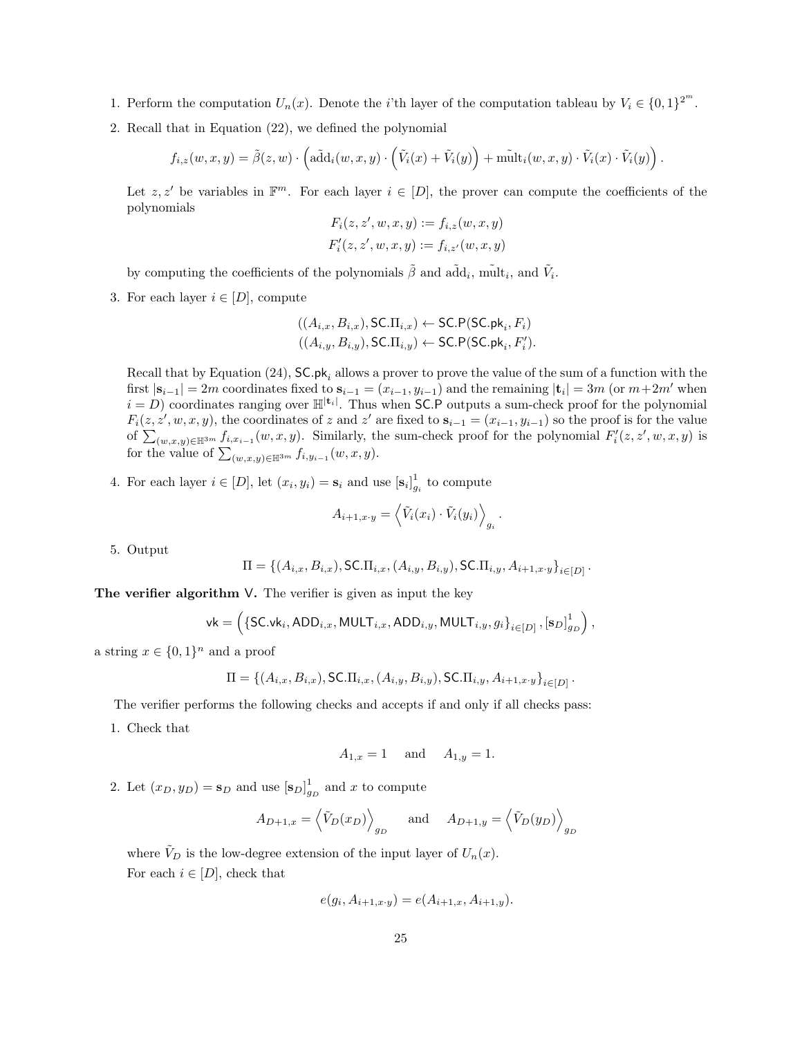1. Perform the computation $U_n(x)$. Denote the $i$'th layer of the computation tableau by $V_i \in \{0,1\}^{2^m}$.
2. Recall that in Equation (22), we defined the polynomial

$$f_{i,z}(w,x,y) = \tilde{\beta}(z,w) \cdot \left( \tilde{\text{add}}_i(w,x,y) \cdot \left( \tilde{V}_i(x) + \tilde{V}_i(y) \right) + \tilde{\text{mult}}_i(w,x,y) \cdot \tilde{V}_i(x) \cdot \tilde{V}_i(y) \right).$$

   Let $z, z'$ be variables in $\mathbb{F}^m$. For each layer $i \in [D]$, the prover can compute the coefficients of the polynomials

$$F_i(z,z',w,x,y) := f_{i,z}(w,x,y)$$
$$F'_i(z,z',w,x,y) := f_{i,z'}(w,x,y)$$

   by computing the coefficients of the polynomials $\tilde{\beta}$ and $\tilde{\text{add}}_i$, $\tilde{\text{mult}}_i$, and $\tilde{V}_i$.

3. For each layer $i \in [D]$, compute

$$((A_{i,x}, B_{i,x}), \mathsf{SC}.\Pi_{i,x}) \leftarrow \mathsf{SC.P}(\mathsf{SC.pk}_i, F_i)$$
$$((A_{i,y}, B_{i,y}), \mathsf{SC}.\Pi_{i,y}) \leftarrow \mathsf{SC.P}(\mathsf{SC.pk}_i, F'_i).$$

   Recall that by Equation (24), $\mathsf{SC.pk}_i$ allows a prover to prove the value of the sum of a function with the first $|\mathbf{s}_{i-1}| = 2m$ coordinates fixed to $\mathbf{s}_{i-1} = (x_{i-1}, y_{i-1})$ and the remaining $|\mathbf{t}_i| = 3m$ (or $m+2m'$ when $i = D$) coordinates ranging over $\mathbb{H}^{|\mathbf{t}_i|}$. Thus when $\mathsf{SC.P}$ outputs a sum-check proof for the polynomial $F_i(z,z',w,x,y)$, the coordinates of $z$ and $z'$ are fixed to $\mathbf{s}_{i-1} = (x_{i-1}, y_{i-1})$ so the proof is for the value of $\sum_{(w,x,y)\in\mathbb{H}^{3m}} f_{i,x_{i-1}}(w,x,y)$. Similarly, the sum-check proof for the polynomial $F'_i(z,z',w,x,y)$ is for the value of $\sum_{(w,x,y)\in\mathbb{H}^{3m}} f_{i,y_{i-1}}(w,x,y)$.

4. For each layer $i \in [D]$, let $(x_i, y_i) = \mathbf{s}_i$ and use $[\mathbf{s}_i]^1_{g_i}$ to compute

$$A_{i+1,x\cdot y} = \left\langle \tilde{V}_i(x_i) \cdot \tilde{V}_i(y_i) \right\rangle_{g_i}.$$

5. Output

$$\Pi = \{(A_{i,x}, B_{i,x}), \mathsf{SC}.\Pi_{i,x}, (A_{i,y}, B_{i,y}), \mathsf{SC}.\Pi_{i,y}, A_{i+1,x\cdot y}\}_{i\in[D]}.$$

**The verifier algorithm V.** The verifier is given as input the key

$$\mathsf{vk} = \left( \{\mathsf{SC.vk}_i, \mathsf{ADD}_{i,x}, \mathsf{MULT}_{i,x}, \mathsf{ADD}_{i,y}, \mathsf{MULT}_{i,y}, g_i\}_{i\in[D]}, [\mathbf{s}_D]^1_{g_D} \right),$$

a string $x \in \{0,1\}^n$ and a proof

$$\Pi = \{(A_{i,x}, B_{i,x}), \mathsf{SC}.\Pi_{i,x}, (A_{i,y}, B_{i,y}), \mathsf{SC}.\Pi_{i,y}, A_{i+1,x\cdot y}\}_{i\in[D]}.$$

The verifier performs the following checks and accepts if and only if all checks pass:

1. Check that

$$A_{1,x} = 1 \quad \text{and} \quad A_{1,y} = 1.$$

2. Let $(x_D, y_D) = \mathbf{s}_D$ and use $[\mathbf{s}_D]^1_{g_D}$ and $x$ to compute

$$A_{D+1,x} = \left\langle \tilde{V}_D(x_D) \right\rangle_{g_D} \quad \text{and} \quad A_{D+1,y} = \left\langle \tilde{V}_D(y_D) \right\rangle_{g_D}$$

   where $\tilde{V}_D$ is the low-degree extension of the input layer of $U_n(x)$.

   For each $i \in [D]$, check that

$$e(g_i, A_{i+1,x\cdot y}) = e(A_{i+1,x}, A_{i+1,y}).$$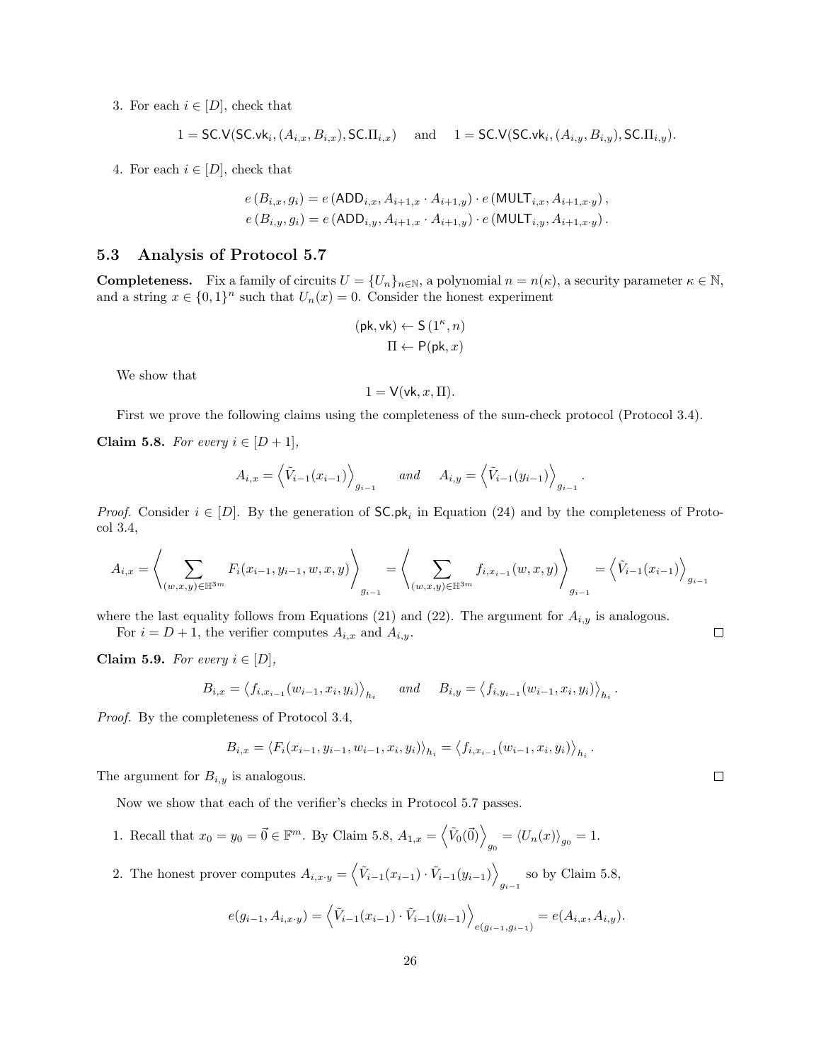3. For each $i \in [D]$, check that

$$1 = \mathsf{SC.V}(\mathsf{SC.vk}_i, (A_{i,x}, B_{i,x}), \mathsf{SC.\Pi}_{i,x}) \quad \text{and} \quad 1 = \mathsf{SC.V}(\mathsf{SC.vk}_i, (A_{i,y}, B_{i,y}), \mathsf{SC.\Pi}_{i,y}).$$

4. For each $i \in [D]$, check that

$$e(B_{i,x}, g_i) = e(\mathsf{ADD}_{i,x}, A_{i+1,x} \cdot A_{i+1,y}) \cdot e(\mathsf{MULT}_{i,x}, A_{i+1,x \cdot y}),$$
$$e(B_{i,y}, g_i) = e(\mathsf{ADD}_{i,y}, A_{i+1,x} \cdot A_{i+1,y}) \cdot e(\mathsf{MULT}_{i,y}, A_{i+1,x \cdot y}).$$

## 5.3 Analysis of Protocol 5.7

**Completeness.** Fix a family of circuits $U = \{U_n\}_{n \in \mathbb{N}}$, a polynomial $n = n(\kappa)$, a security parameter $\kappa \in \mathbb{N}$, and a string $x \in \{0,1\}^n$ such that $U_n(x) = 0$. Consider the honest experiment

$$(\mathsf{pk}, \mathsf{vk}) \leftarrow \mathsf{S}(1^\kappa, n)$$
$$\Pi \leftarrow \mathsf{P}(\mathsf{pk}, x)$$

We show that

$$1 = \mathsf{V}(\mathsf{vk}, x, \Pi).$$

First we prove the following claims using the completeness of the sum-check protocol (Protocol 3.4).

**Claim 5.8.** *For every $i \in [D+1]$,*

$$A_{i,x} = \left\langle \tilde{V}_{i-1}(x_{i-1}) \right\rangle_{g_{i-1}} \quad \text{and} \quad A_{i,y} = \left\langle \tilde{V}_{i-1}(y_{i-1}) \right\rangle_{g_{i-1}}.$$

*Proof.* Consider $i \in [D]$. By the generation of $\mathsf{SC.pk}_i$ in Equation (24) and by the completeness of Protocol 3.4,

$$A_{i,x} = \left\langle \sum_{(w,x,y) \in \mathbb{H}^{3m}} F_i(x_{i-1}, y_{i-1}, w, x, y) \right\rangle_{g_{i-1}} = \left\langle \sum_{(w,x,y) \in \mathbb{H}^{3m}} f_{i,x_{i-1}}(w, x, y) \right\rangle_{g_{i-1}} = \left\langle \tilde{V}_{i-1}(x_{i-1}) \right\rangle_{g_{i-1}}$$

where the last equality follows from Equations (21) and (22). The argument for $A_{i,y}$ is analogous.

For $i = D+1$, the verifier computes $A_{i,x}$ and $A_{i,y}$. ∎

**Claim 5.9.** *For every $i \in [D]$,*

$$B_{i,x} = \left\langle f_{i,x_{i-1}}(w_{i-1}, x_i, y_i) \right\rangle_{h_i} \quad \text{and} \quad B_{i,y} = \left\langle f_{i,y_{i-1}}(w_{i-1}, x_i, y_i) \right\rangle_{h_i}.$$

*Proof.* By the completeness of Protocol 3.4,

$$B_{i,x} = \langle F_i(x_{i-1}, y_{i-1}, w_{i-1}, x_i, y_i) \rangle_{h_i} = \left\langle f_{i,x_{i-1}}(w_{i-1}, x_i, y_i) \right\rangle_{h_i}.$$

The argument for $B_{i,y}$ is analogous. ∎

Now we show that each of the verifier's checks in Protocol 5.7 passes.

1. Recall that $x_0 = y_0 = \vec{0} \in \mathbb{F}^m$. By Claim 5.8, $A_{1,x} = \left\langle \tilde{V}_0(\vec{0}) \right\rangle_{g_0} = \langle U_n(x) \rangle_{g_0} = 1$.

2. The honest prover computes $A_{i,x \cdot y} = \left\langle \tilde{V}_{i-1}(x_{i-1}) \cdot \tilde{V}_{i-1}(y_{i-1}) \right\rangle_{g_{i-1}}$ so by Claim 5.8,

$$e(g_{i-1}, A_{i,x \cdot y}) = \left\langle \tilde{V}_{i-1}(x_{i-1}) \cdot \tilde{V}_{i-1}(y_{i-1}) \right\rangle_{e(g_{i-1}, g_{i-1})} = e(A_{i,x}, A_{i,y}).$$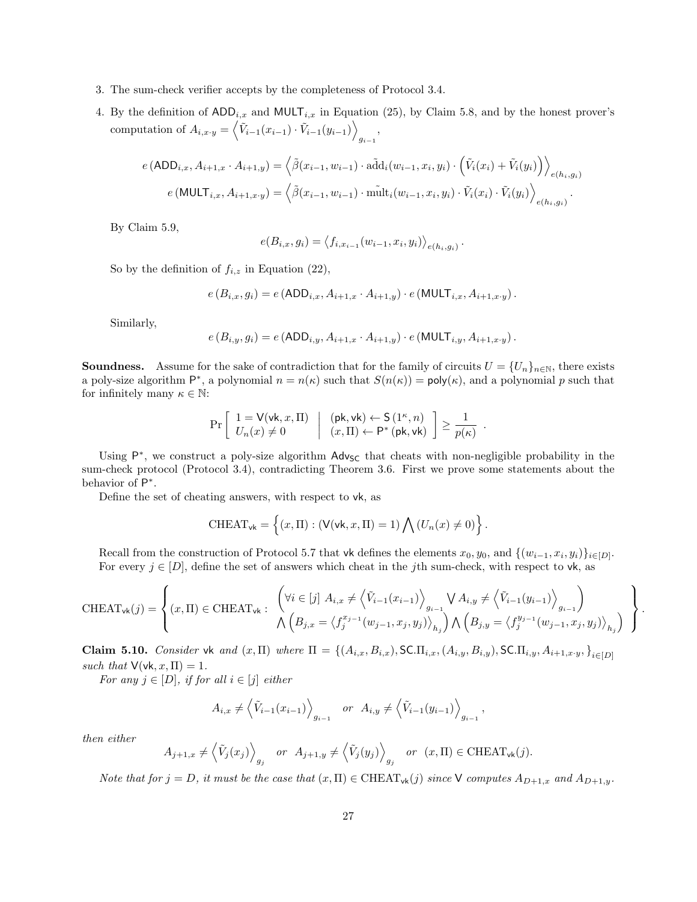3. The sum-check verifier accepts by the completeness of Protocol 3.4.

4. By the definition of $\mathsf{ADD}_{i,x}$ and $\mathsf{MULT}_{i,x}$ in Equation (25), by Claim 5.8, and by the honest prover's computation of $A_{i,x\cdot y} = \left\langle \tilde{V}_{i-1}(x_{i-1}) \cdot \tilde{V}_{i-1}(y_{i-1}) \right\rangle_{g_{i-1}}$,

$$e\left(\mathsf{ADD}_{i,x}, A_{i+1,x} \cdot A_{i+1,y}\right) = \left\langle \tilde{\beta}(x_{i-1}, w_{i-1}) \cdot \tilde{\text{add}}_i(w_{i-1}, x_i, y_i) \cdot \left(\tilde{V}_i(x_i) + \tilde{V}_i(y_i)\right) \right\rangle_{e(h_i, g_i)}$$

$$e\left(\mathsf{MULT}_{i,x}, A_{i+1,x\cdot y}\right) = \left\langle \tilde{\beta}(x_{i-1}, w_{i-1}) \cdot \tilde{\text{mult}}_i(w_{i-1}, x_i, y_i) \cdot \tilde{V}_i(x_i) \cdot \tilde{V}_i(y_i) \right\rangle_{e(h_i, g_i)}.$$

By Claim 5.9,

$$e(B_{i,x}, g_i) = \left\langle f_{i,x_{i-1}}(w_{i-1}, x_i, y_i) \right\rangle_{e(h_i, g_i)}.$$

So by the definition of $f_{i,z}$ in Equation (22),

$$e\left(B_{i,x}, g_i\right) = e\left(\mathsf{ADD}_{i,x}, A_{i+1,x} \cdot A_{i+1,y}\right) \cdot e\left(\mathsf{MULT}_{i,x}, A_{i+1,x\cdot y}\right).$$

Similarly,

$$e\left(B_{i,y}, g_i\right) = e\left(\mathsf{ADD}_{i,y}, A_{i+1,x} \cdot A_{i+1,y}\right) \cdot e\left(\mathsf{MULT}_{i,y}, A_{i+1,x\cdot y}\right).$$

**Soundness.** Assume for the sake of contradiction that for the family of circuits $U = \{U_n\}_{n\in\mathbb{N}}$, there exists a poly-size algorithm $\mathsf{P}^*$, a polynomial $n = n(\kappa)$ such that $S(n(\kappa)) = \mathsf{poly}(\kappa)$, and a polynomial $p$ such that for infinitely many $\kappa \in \mathbb{N}$:

$$\Pr\left[\begin{array}{c} 1 = \mathsf{V}(\mathsf{vk}, x, \Pi) \\ U_n(x) \neq 0 \end{array} \;\middle|\; \begin{array}{c} (\mathsf{pk}, \mathsf{vk}) \leftarrow \mathsf{S}\left(1^\kappa, n\right) \\ (x, \Pi) \leftarrow \mathsf{P}^*\left(\mathsf{pk}, \mathsf{vk}\right) \end{array}\right] \geq \frac{1}{p(\kappa)}\ .$$

Using $\mathsf{P}^*$, we construct a poly-size algorithm $\mathsf{Adv}_{\mathsf{SC}}$ that cheats with non-negligible probability in the sum-check protocol (Protocol 3.4), contradicting Theorem 3.6. First we prove some statements about the behavior of $\mathsf{P}^*$.

Define the set of cheating answers, with respect to $\mathsf{vk}$, as

$$\text{CHEAT}_{\mathsf{vk}} = \left\{(x, \Pi) : (\mathsf{V}(\mathsf{vk}, x, \Pi) = 1) \bigwedge (U_n(x) \neq 0)\right\}.$$

Recall from the construction of Protocol 5.7 that $\mathsf{vk}$ defines the elements $x_0, y_0$, and $\{(w_{i-1}, x_i, y_i)\}_{i\in[D]}$.

For every $j \in [D]$, define the set of answers which cheat in the $j$th sum-check, with respect to $\mathsf{vk}$, as

$$\text{CHEAT}_{\mathsf{vk}}(j) = \left\{ (x, \Pi) \in \text{CHEAT}_{\mathsf{vk}} : \begin{array}{c} \left(\forall i \in [j]\ A_{i,x} \neq \left\langle \tilde{V}_{i-1}(x_{i-1}) \right\rangle_{g_{i-1}} \bigvee A_{i,y} \neq \left\langle \tilde{V}_{i-1}(y_{i-1}) \right\rangle_{g_{i-1}} \right) \\ \bigwedge \left(B_{j,x} = \left\langle f_j^{x_{j-1}}(w_{j-1}, x_j, y_j) \right\rangle_{h_j}\right) \bigwedge \left(B_{j,y} = \left\langle f_j^{y_{j-1}}(w_{j-1}, x_j, y_j) \right\rangle_{h_j}\right) \end{array} \right\}.$$

**Claim 5.10.** *Consider* $\mathsf{vk}$ *and* $(x, \Pi)$ *where* $\Pi = \{(A_{i,x}, B_{i,x}), \mathsf{SC}.\Pi_{i,x}, (A_{i,y}, B_{i,y}), \mathsf{SC}.\Pi_{i,y}, A_{i+1,x\cdot y}, \}_{i\in[D]}$ *such that* $\mathsf{V}(\mathsf{vk}, x, \Pi) = 1$.

*For any* $j \in [D]$*, if for all* $i \in [j]$ *either*

$$A_{i,x} \neq \left\langle \tilde{V}_{i-1}(x_{i-1}) \right\rangle_{g_{i-1}} \quad \text{or} \quad A_{i,y} \neq \left\langle \tilde{V}_{i-1}(y_{i-1}) \right\rangle_{g_{i-1}},$$

*then either*

$$A_{j+1,x} \neq \left\langle \tilde{V}_j(x_j) \right\rangle_{g_j} \quad \text{or} \quad A_{j+1,y} \neq \left\langle \tilde{V}_j(y_j) \right\rangle_{g_j} \quad \text{or} \quad (x, \Pi) \in \text{CHEAT}_{\mathsf{vk}}(j).$$

*Note that for* $j = D$*, it must be the case that* $(x, \Pi) \in \text{CHEAT}_{\mathsf{vk}}(j)$ *since* $\mathsf{V}$ *computes* $A_{D+1,x}$ *and* $A_{D+1,y}$.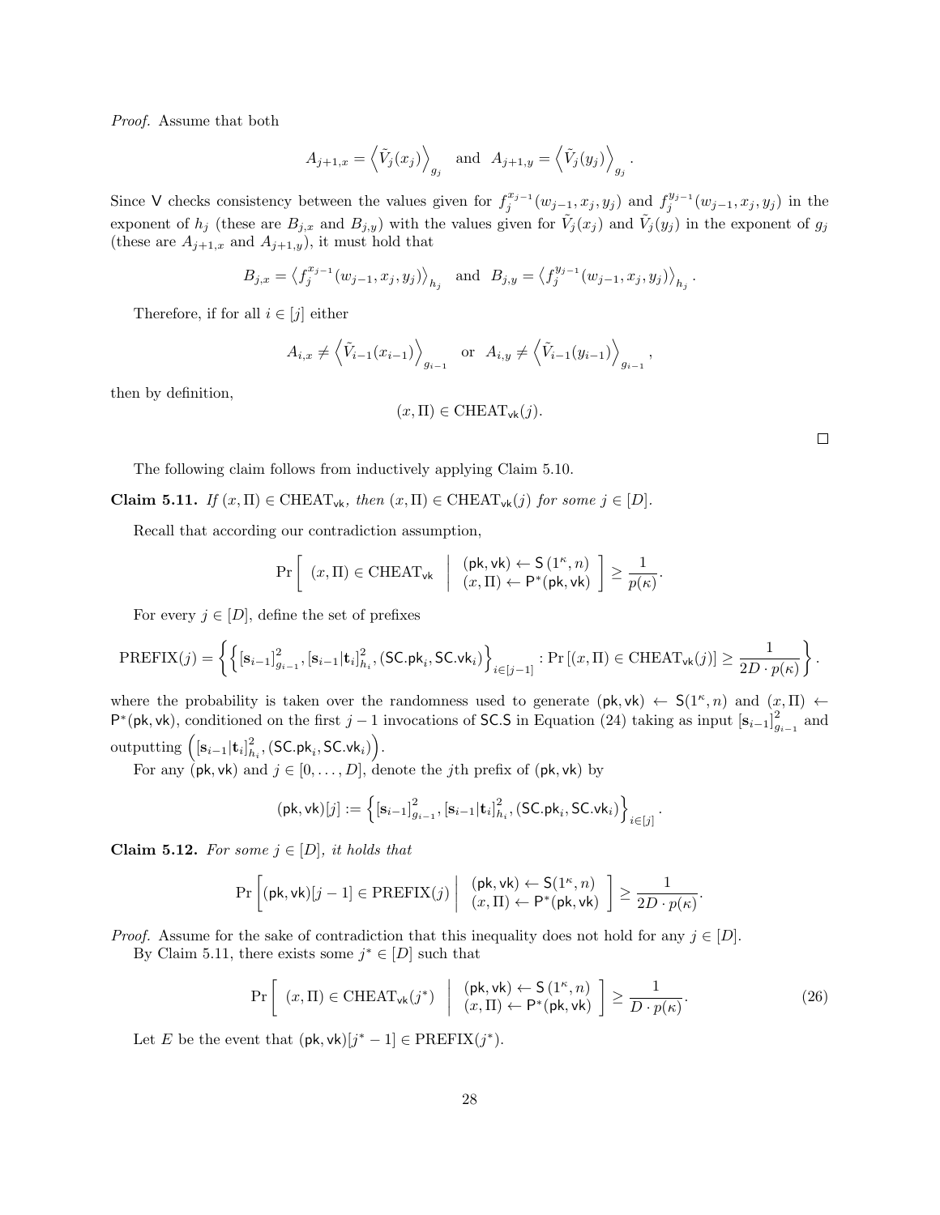*Proof.* Assume that both

$$A_{j+1,x} = \left\langle \tilde{V}_j(x_j) \right\rangle_{g_j} \quad \text{and} \quad A_{j+1,y} = \left\langle \tilde{V}_j(y_j) \right\rangle_{g_j}.$$

Since $\mathsf{V}$ checks consistency between the values given for $f_j^{x_{j-1}}(w_{j-1}, x_j, y_j)$ and $f_j^{y_{j-1}}(w_{j-1}, x_j, y_j)$ in the exponent of $h_j$ (these are $B_{j,x}$ and $B_{j,y}$) with the values given for $\tilde{V}_j(x_j)$ and $\tilde{V}_j(y_j)$ in the exponent of $g_j$ (these are $A_{j+1,x}$ and $A_{j+1,y}$), it must hold that

$$B_{j,x} = \left\langle f_j^{x_{j-1}}(w_{j-1}, x_j, y_j) \right\rangle_{h_j} \quad \text{and} \quad B_{j,y} = \left\langle f_j^{y_{j-1}}(w_{j-1}, x_j, y_j) \right\rangle_{h_j}.$$

Therefore, if for all $i \in [j]$ either

$$A_{i,x} \neq \left\langle \tilde{V}_{i-1}(x_{i-1}) \right\rangle_{g_{i-1}} \quad \text{or} \quad A_{i,y} \neq \left\langle \tilde{V}_{i-1}(y_{i-1}) \right\rangle_{g_{i-1}},$$

then by definition,

$$(x, \Pi) \in \text{CHEAT}_{\mathsf{vk}}(j).$$

□

The following claim follows from inductively applying Claim 5.10.

**Claim 5.11.** *If $(x, \Pi) \in \text{CHEAT}_{\mathsf{vk}}$, then $(x, \Pi) \in \text{CHEAT}_{\mathsf{vk}}(j)$ for some $j \in [D]$.*

Recall that according our contradiction assumption,

$$\Pr\left[ \ (x, \Pi) \in \text{CHEAT}_{\mathsf{vk}} \ \middle| \ \begin{array}{l} (\mathsf{pk}, \mathsf{vk}) \leftarrow \mathsf{S}(1^\kappa, n) \\ (x, \Pi) \leftarrow \mathsf{P}^*(\mathsf{pk}, \mathsf{vk}) \end{array} \right] \geq \frac{1}{p(\kappa)}.$$

For every $j \in [D]$, define the set of prefixes

$$\text{PREFIX}(j) = \left\{ \left\{ [\mathbf{s}_{i-1}]^2_{g_{i-1}}, [\mathbf{s}_{i-1}|\mathbf{t}_i]^2_{h_i}, (\mathsf{SC.pk}_i, \mathsf{SC.vk}_i) \right\}_{i \in [j-1]} : \Pr\left[(x, \Pi) \in \text{CHEAT}_{\mathsf{vk}}(j)\right] \geq \frac{1}{2D \cdot p(\kappa)} \right\}.$$

where the probability is taken over the randomness used to generate $(\mathsf{pk}, \mathsf{vk}) \leftarrow \mathsf{S}(1^\kappa, n)$ and $(x, \Pi) \leftarrow \mathsf{P}^*(\mathsf{pk}, \mathsf{vk})$, conditioned on the first $j-1$ invocations of $\mathsf{SC.S}$ in Equation (24) taking as input $[\mathbf{s}_{i-1}]^2_{g_{i-1}}$ and outputting $\left([\mathbf{s}_{i-1}|\mathbf{t}_i]^2_{h_i}, (\mathsf{SC.pk}_i, \mathsf{SC.vk}_i)\right)$.

For any $(\mathsf{pk}, \mathsf{vk})$ and $j \in [0, \ldots, D]$, denote the $j$th prefix of $(\mathsf{pk}, \mathsf{vk})$ by

$$(\mathsf{pk}, \mathsf{vk})[j] := \left\{ [\mathbf{s}_{i-1}]^2_{g_{i-1}}, [\mathbf{s}_{i-1}|\mathbf{t}_i]^2_{h_i}, (\mathsf{SC.pk}_i, \mathsf{SC.vk}_i) \right\}_{i \in [j]}.$$

**Claim 5.12.** *For some $j \in [D]$, it holds that*

$$\Pr\left[ (\mathsf{pk}, \mathsf{vk})[j-1] \in \text{PREFIX}(j) \ \middle| \ \begin{array}{l} (\mathsf{pk}, \mathsf{vk}) \leftarrow \mathsf{S}(1^\kappa, n) \\ (x, \Pi) \leftarrow \mathsf{P}^*(\mathsf{pk}, \mathsf{vk}) \end{array} \right] \geq \frac{1}{2D \cdot p(\kappa)}.$$

*Proof.* Assume for the sake of contradiction that this inequality does not hold for any $j \in [D]$.

By Claim 5.11, there exists some $j^* \in [D]$ such that

$$\Pr\left[ \ (x, \Pi) \in \text{CHEAT}_{\mathsf{vk}}(j^*) \ \middle| \ \begin{array}{l} (\mathsf{pk}, \mathsf{vk}) \leftarrow \mathsf{S}(1^\kappa, n) \\ (x, \Pi) \leftarrow \mathsf{P}^*(\mathsf{pk}, \mathsf{vk}) \end{array} \right] \geq \frac{1}{D \cdot p(\kappa)}. \tag{26}$$

Let $E$ be the event that $(\mathsf{pk}, \mathsf{vk})[j^* - 1] \in \text{PREFIX}(j^*)$.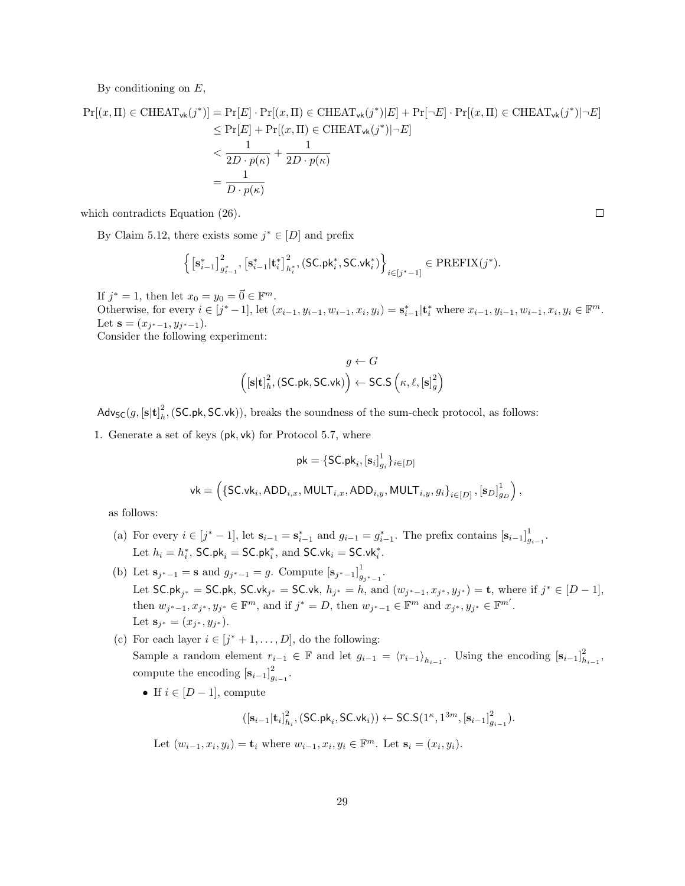By conditioning on $E$,

$$
\begin{aligned}
\Pr[(x,\Pi) \in \text{CHEAT}_{\mathsf{vk}}(j^*)] &= \Pr[E] \cdot \Pr[(x,\Pi) \in \text{CHEAT}_{\mathsf{vk}}(j^*)|E] + \Pr[\neg E] \cdot \Pr[(x,\Pi) \in \text{CHEAT}_{\mathsf{vk}}(j^*)|\neg E] \\
&\leq \Pr[E] + \Pr[(x,\Pi) \in \text{CHEAT}_{\mathsf{vk}}(j^*)|\neg E] \\
&< \frac{1}{2D \cdot p(\kappa)} + \frac{1}{2D \cdot p(\kappa)} \\
&= \frac{1}{D \cdot p(\kappa)}
\end{aligned}
$$

which contradicts Equation (26). □

By Claim 5.12, there exists some $j^* \in [D]$ and prefix

$$
\left\{ \left[\mathbf{s}^*_{i-1}\right]^2_{g^*_{i-1}}, \left[\mathbf{s}^*_{i-1}|\mathbf{t}^*_i\right]^2_{h^*_i}, (\mathsf{SC.pk}^*_i, \mathsf{SC.vk}^*_i) \right\}_{i \in [j^*-1]} \in \text{PREFIX}(j^*).
$$

If $j^* = 1$, then let $x_0 = y_0 = \vec{0} \in \mathbb{F}^m$.
Otherwise, for every $i \in [j^*-1]$, let $(x_{i-1}, y_{i-1}, w_{i-1}, x_i, y_i) = \mathbf{s}^*_{i-1}|\mathbf{t}^*_i$ where $x_{i-1}, y_{i-1}, w_{i-1}, x_i, y_i \in \mathbb{F}^m$.
Let $\mathbf{s} = (x_{j^*-1}, y_{j^*-1})$.
Consider the following experiment:

$$
g \leftarrow G
$$
$$
\left([\mathbf{s}|\mathbf{t}]^2_h, (\mathsf{SC.pk}, \mathsf{SC.vk})\right) \leftarrow \mathsf{SC.S}\left(\kappa, \ell, [\mathbf{s}]^2_g\right)
$$

$\mathsf{Adv}_{\mathsf{SC}}(g, [\mathbf{s}|\mathbf{t}]^2_h, (\mathsf{SC.pk}, \mathsf{SC.vk}))$, breaks the soundness of the sum-check protocol, as follows:

1. Generate a set of keys $(\mathsf{pk}, \mathsf{vk})$ for Protocol 5.7, where

$$
\mathsf{pk} = \{\mathsf{SC.pk}_i, [\mathbf{s}_i]^1_{g_i}\}_{i \in [D]}
$$

$$
\mathsf{vk} = \left(\{\mathsf{SC.vk}_i, \mathsf{ADD}_{i,x}, \mathsf{MULT}_{i,x}, \mathsf{ADD}_{i,y}, \mathsf{MULT}_{i,y}, g_i\}_{i \in [D]}, [\mathbf{s}_D]^1_{g_D}\right),
$$

   as follows:

   (a) For every $i \in [j^*-1]$, let $\mathbf{s}_{i-1} = \mathbf{s}^*_{i-1}$ and $g_{i-1} = g^*_{i-1}$. The prefix contains $[\mathbf{s}_{i-1}]^1_{g_{i-1}}$.
   Let $h_i = h^*_i$, $\mathsf{SC.pk}_i = \mathsf{SC.pk}^*_i$, and $\mathsf{SC.vk}_i = \mathsf{SC.vk}^*_i$.

   (b) Let $\mathbf{s}_{j^*-1} = \mathbf{s}$ and $g_{j^*-1} = g$. Compute $[\mathbf{s}_{j^*-1}]^1_{g_{j^*-1}}$.
   Let $\mathsf{SC.pk}_{j^*} = \mathsf{SC.pk}$, $\mathsf{SC.vk}_{j^*} = \mathsf{SC.vk}$, $h_{j^*} = h$, and $(w_{j^*-1}, x_{j^*}, y_{j^*}) = \mathbf{t}$, where if $j^* \in [D-1]$, then $w_{j^*-1}, x_{j^*}, y_{j^*} \in \mathbb{F}^m$, and if $j^* = D$, then $w_{j^*-1} \in \mathbb{F}^m$ and $x_{j^*}, y_{j^*} \in \mathbb{F}^{m'}$.
   Let $\mathbf{s}_{j^*} = (x_{j^*}, y_{j^*})$.

   (c) For each layer $i \in [j^*+1, \ldots, D]$, do the following:
   Sample a random element $r_{i-1} \in \mathbb{F}$ and let $g_{i-1} = \langle r_{i-1} \rangle_{h_{i-1}}$. Using the encoding $[\mathbf{s}_{i-1}]^2_{h_{i-1}}$, compute the encoding $[\mathbf{s}_{i-1}]^2_{g_{i-1}}$.

   - If $i \in [D-1]$, compute

$$
([\mathbf{s}_{i-1}|\mathbf{t}_i]^2_{h_i}, (\mathsf{SC.pk}_i, \mathsf{SC.vk}_i)) \leftarrow \mathsf{SC.S}(1^\kappa, 1^{3m}, [\mathbf{s}_{i-1}]^2_{g_{i-1}}).
$$

     Let $(w_{i-1}, x_i, y_i) = \mathbf{t}_i$ where $w_{i-1}, x_i, y_i \in \mathbb{F}^m$. Let $\mathbf{s}_i = (x_i, y_i)$.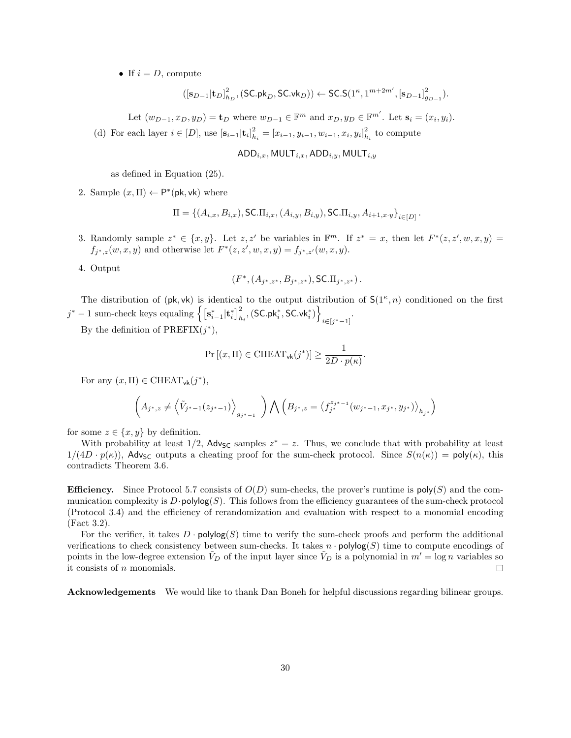- If $i = D$, compute

$$([\mathbf{s}_{D-1}|\mathbf{t}_D]^2_{h_D}, (\mathsf{SC.pk}_D, \mathsf{SC.vk}_D)) \leftarrow \mathsf{SC.S}(1^\kappa, 1^{m+2m'}, [\mathbf{s}_{D-1}]^2_{g_{D-1}}).$$

Let $(w_{D-1}, x_D, y_D) = \mathbf{t}_D$ where $w_{D-1} \in \mathbb{F}^m$ and $x_D, y_D \in \mathbb{F}^{m'}$. Let $\mathbf{s}_i = (x_i, y_i)$.

(d) For each layer $i \in [D]$, use $[\mathbf{s}_{i-1}|\mathbf{t}_i]^2_{h_i} = [x_{i-1}, y_{i-1}, w_{i-1}, x_i, y_i]^2_{h_i}$ to compute

$$\mathsf{ADD}_{i,x}, \mathsf{MULT}_{i,x}, \mathsf{ADD}_{i,y}, \mathsf{MULT}_{i,y}$$

as defined in Equation (25).

2. Sample $(x, \Pi) \leftarrow \mathsf{P}^*(\mathsf{pk}, \mathsf{vk})$ where

$$\Pi = \{(A_{i,x}, B_{i,x}), \mathsf{SC}.\Pi_{i,x}, (A_{i,y}, B_{i,y}), \mathsf{SC}.\Pi_{i,y}, A_{i+1,x \cdot y}\}_{i \in [D]}.$$

3. Randomly sample $z^* \in \{x, y\}$. Let $z, z'$ be variables in $\mathbb{F}^m$. If $z^* = x$, then let $F^*(z, z', w, x, y) = f_{j^*,z}(w, x, y)$ and otherwise let $F^*(z, z', w, x, y) = f_{j^*,z'}(w, x, y)$.

4. Output

$$(F^*, (A_{j^*,z^*}, B_{j^*,z^*}), \mathsf{SC}.\Pi_{j^*,z^*}).$$

The distribution of $(\mathsf{pk}, \mathsf{vk})$ is identical to the output distribution of $\mathsf{S}(1^\kappa, n)$ conditioned on the first $j^* - 1$ sum-check keys equaling $\left\{ [\mathbf{s}^*_{i-1}|\mathbf{t}^*_i]^2_{h_i}, (\mathsf{SC.pk}^*_i, \mathsf{SC.vk}^*_i) \right\}_{i \in [j^*-1]}$.

By the definition of PREFIX($j^*$),

$$\Pr\left[(x, \Pi) \in \mathrm{CHEAT}_{\mathsf{vk}}(j^*)\right] \geq \frac{1}{2D \cdot p(\kappa)}.$$

For any $(x, \Pi) \in \mathrm{CHEAT}_{\mathsf{vk}}(j^*)$,

$$\left( A_{j^*,z} \neq \left\langle \tilde{V}_{j^*-1}(z_{j^*-1}) \right\rangle_{g_{j^*-1}} \right) \bigwedge \left( B_{j^*,z} = \left\langle f^{z_{j^*-1}}_{j^*}(w_{j^*-1}, x_{j^*}, y_{j^*}) \right\rangle_{h_{j^*}} \right)$$

for some $z \in \{x, y\}$ by definition.

With probability at least $1/2$, $\mathsf{Adv}_{\mathsf{SC}}$ samples $z^* = z$. Thus, we conclude that with probability at least $1/(4D \cdot p(\kappa))$, $\mathsf{Adv}_{\mathsf{SC}}$ outputs a cheating proof for the sum-check protocol. Since $S(n(\kappa)) = \mathsf{poly}(\kappa)$, this contradicts Theorem 3.6.

**Efficiency.** Since Protocol 5.7 consists of $O(D)$ sum-checks, the prover's runtime is $\mathsf{poly}(S)$ and the communication complexity is $D \cdot \mathsf{polylog}(S)$. This follows from the efficiency guarantees of the sum-check protocol (Protocol 3.4) and the efficiency of rerandomization and evaluation with respect to a monomial encoding (Fact 3.2).

For the verifier, it takes $D \cdot \mathsf{polylog}(S)$ time to verify the sum-check proofs and perform the additional verifications to check consistency between sum-checks. It takes $n \cdot \mathsf{polylog}(S)$ time to compute encodings of points in the low-degree extension $\tilde{V}_D$ of the input layer since $\tilde{V}_D$ is a polynomial in $m' = \log n$ variables so it consists of $n$ monomials. □

**Acknowledgements** We would like to thank Dan Boneh for helpful discussions regarding bilinear groups.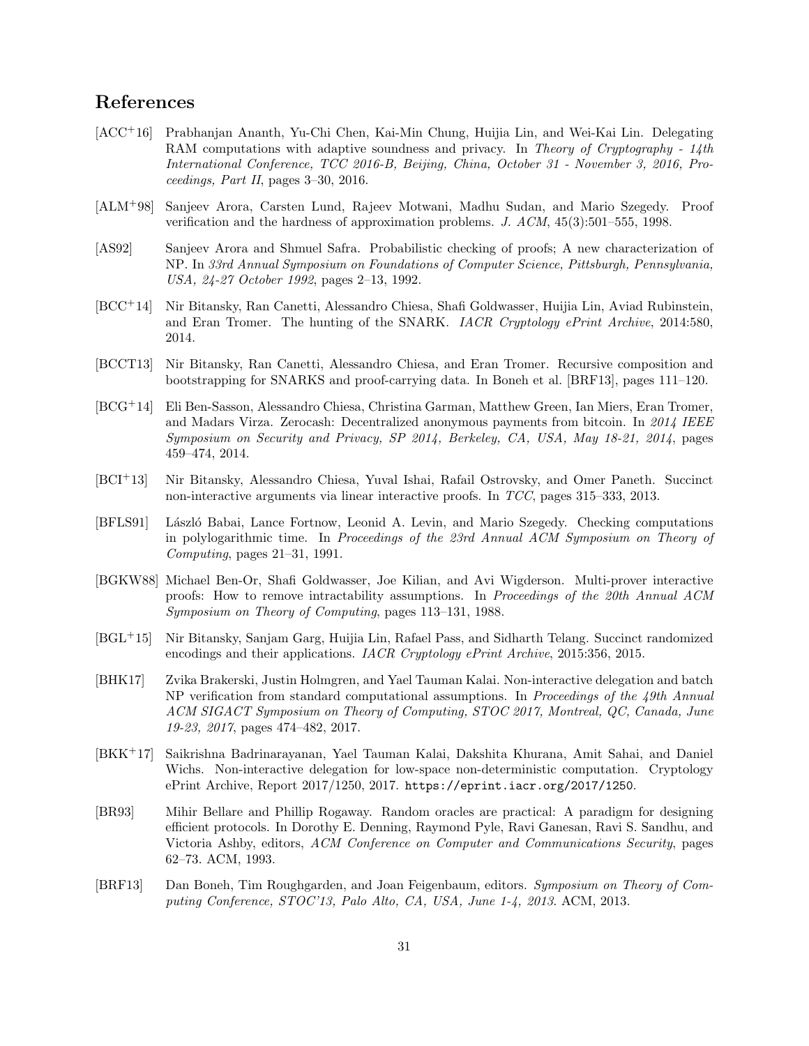## References

[ACC+16] Prabhanjan Ananth, Yu-Chi Chen, Kai-Min Chung, Huijia Lin, and Wei-Kai Lin. Delegating RAM computations with adaptive soundness and privacy. In *Theory of Cryptography - 14th International Conference, TCC 2016-B, Beijing, China, October 31 - November 3, 2016, Proceedings, Part II*, pages 3–30, 2016.

[ALM+98] Sanjeev Arora, Carsten Lund, Rajeev Motwani, Madhu Sudan, and Mario Szegedy. Proof verification and the hardness of approximation problems. *J. ACM*, 45(3):501–555, 1998.

[AS92] Sanjeev Arora and Shmuel Safra. Probabilistic checking of proofs; A new characterization of NP. In *33rd Annual Symposium on Foundations of Computer Science, Pittsburgh, Pennsylvania, USA, 24-27 October 1992*, pages 2–13, 1992.

[BCC+14] Nir Bitansky, Ran Canetti, Alessandro Chiesa, Shafi Goldwasser, Huijia Lin, Aviad Rubinstein, and Eran Tromer. The hunting of the SNARK. *IACR Cryptology ePrint Archive*, 2014:580, 2014.

[BCCT13] Nir Bitansky, Ran Canetti, Alessandro Chiesa, and Eran Tromer. Recursive composition and bootstrapping for SNARKS and proof-carrying data. In Boneh et al. [BRF13], pages 111–120.

[BCG+14] Eli Ben-Sasson, Alessandro Chiesa, Christina Garman, Matthew Green, Ian Miers, Eran Tromer, and Madars Virza. Zerocash: Decentralized anonymous payments from bitcoin. In *2014 IEEE Symposium on Security and Privacy, SP 2014, Berkeley, CA, USA, May 18-21, 2014*, pages 459–474, 2014.

[BCI+13] Nir Bitansky, Alessandro Chiesa, Yuval Ishai, Rafail Ostrovsky, and Omer Paneth. Succinct non-interactive arguments via linear interactive proofs. In *TCC*, pages 315–333, 2013.

[BFLS91] László Babai, Lance Fortnow, Leonid A. Levin, and Mario Szegedy. Checking computations in polylogarithmic time. In *Proceedings of the 23rd Annual ACM Symposium on Theory of Computing*, pages 21–31, 1991.

[BGKW88] Michael Ben-Or, Shafi Goldwasser, Joe Kilian, and Avi Wigderson. Multi-prover interactive proofs: How to remove intractability assumptions. In *Proceedings of the 20th Annual ACM Symposium on Theory of Computing*, pages 113–131, 1988.

[BGL+15] Nir Bitansky, Sanjam Garg, Huijia Lin, Rafael Pass, and Sidharth Telang. Succinct randomized encodings and their applications. *IACR Cryptology ePrint Archive*, 2015:356, 2015.

[BHK17] Zvika Brakerski, Justin Holmgren, and Yael Tauman Kalai. Non-interactive delegation and batch NP verification from standard computational assumptions. In *Proceedings of the 49th Annual ACM SIGACT Symposium on Theory of Computing, STOC 2017, Montreal, QC, Canada, June 19-23, 2017*, pages 474–482, 2017.

[BKK+17] Saikrishna Badrinarayanan, Yael Tauman Kalai, Dakshita Khurana, Amit Sahai, and Daniel Wichs. Non-interactive delegation for low-space non-deterministic computation. Cryptology ePrint Archive, Report 2017/1250, 2017. `https://eprint.iacr.org/2017/1250`.

[BR93] Mihir Bellare and Phillip Rogaway. Random oracles are practical: A paradigm for designing efficient protocols. In Dorothy E. Denning, Raymond Pyle, Ravi Ganesan, Ravi S. Sandhu, and Victoria Ashby, editors, *ACM Conference on Computer and Communications Security*, pages 62–73. ACM, 1993.

[BRF13] Dan Boneh, Tim Roughgarden, and Joan Feigenbaum, editors. *Symposium on Theory of Computing Conference, STOC'13, Palo Alto, CA, USA, June 1-4, 2013*. ACM, 2013.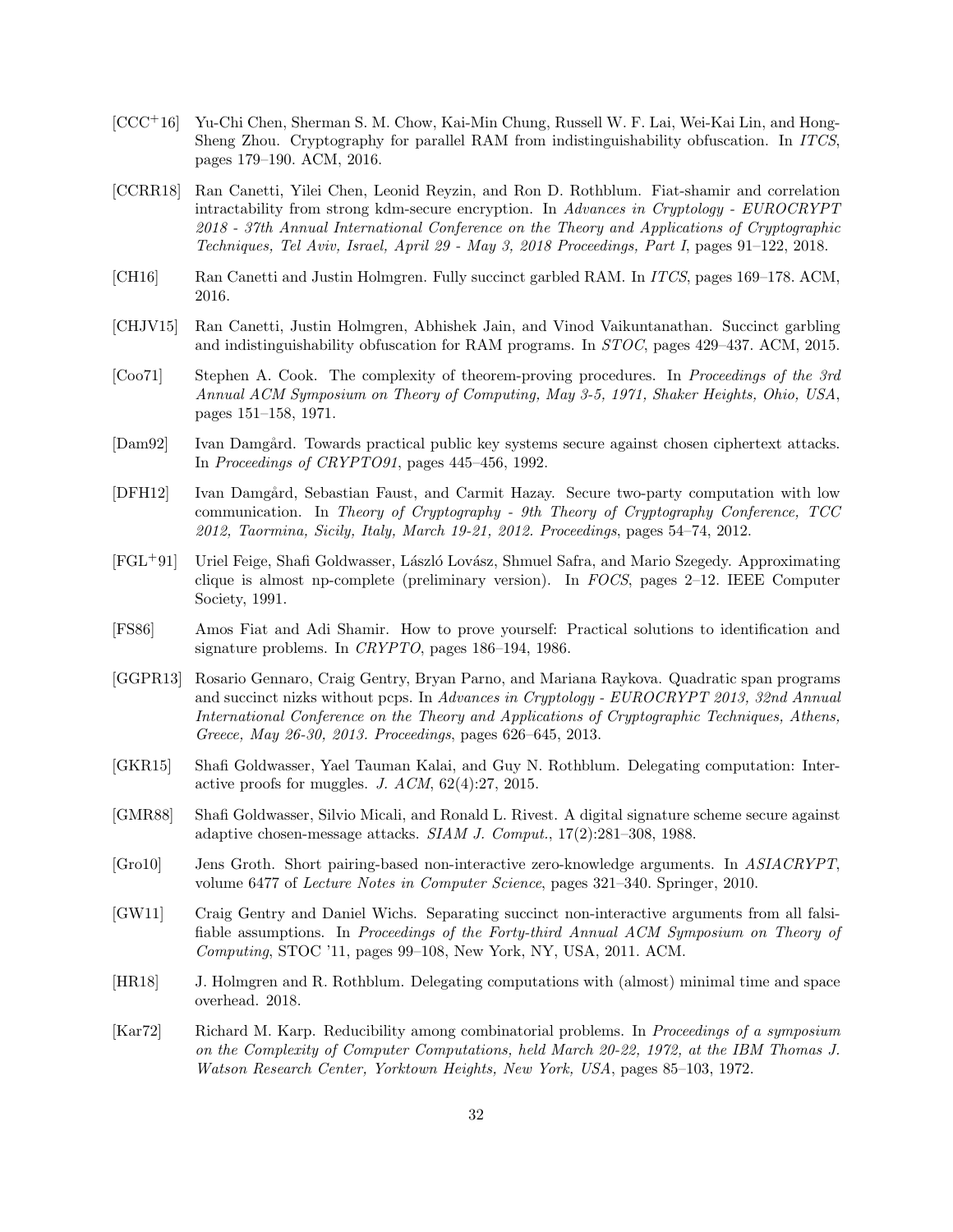[CCC+16] Yu-Chi Chen, Sherman S. M. Chow, Kai-Min Chung, Russell W. F. Lai, Wei-Kai Lin, and Hong-Sheng Zhou. Cryptography for parallel RAM from indistinguishability obfuscation. In *ITCS*, pages 179–190. ACM, 2016.

[CCRR18] Ran Canetti, Yilei Chen, Leonid Reyzin, and Ron D. Rothblum. Fiat-shamir and correlation intractability from strong kdm-secure encryption. In *Advances in Cryptology - EUROCRYPT 2018 - 37th Annual International Conference on the Theory and Applications of Cryptographic Techniques, Tel Aviv, Israel, April 29 - May 3, 2018 Proceedings, Part I*, pages 91–122, 2018.

[CH16] Ran Canetti and Justin Holmgren. Fully succinct garbled RAM. In *ITCS*, pages 169–178. ACM, 2016.

[CHJV15] Ran Canetti, Justin Holmgren, Abhishek Jain, and Vinod Vaikuntanathan. Succinct garbling and indistinguishability obfuscation for RAM programs. In *STOC*, pages 429–437. ACM, 2015.

[Coo71] Stephen A. Cook. The complexity of theorem-proving procedures. In *Proceedings of the 3rd Annual ACM Symposium on Theory of Computing, May 3-5, 1971, Shaker Heights, Ohio, USA*, pages 151–158, 1971.

[Dam92] Ivan Damgård. Towards practical public key systems secure against chosen ciphertext attacks. In *Proceedings of CRYPTO91*, pages 445–456, 1992.

[DFH12] Ivan Damgård, Sebastian Faust, and Carmit Hazay. Secure two-party computation with low communication. In *Theory of Cryptography - 9th Theory of Cryptography Conference, TCC 2012, Taormina, Sicily, Italy, March 19-21, 2012. Proceedings*, pages 54–74, 2012.

[FGL+91] Uriel Feige, Shafi Goldwasser, László Lovász, Shmuel Safra, and Mario Szegedy. Approximating clique is almost np-complete (preliminary version). In *FOCS*, pages 2–12. IEEE Computer Society, 1991.

[FS86] Amos Fiat and Adi Shamir. How to prove yourself: Practical solutions to identification and signature problems. In *CRYPTO*, pages 186–194, 1986.

[GGPR13] Rosario Gennaro, Craig Gentry, Bryan Parno, and Mariana Raykova. Quadratic span programs and succinct nizks without pcps. In *Advances in Cryptology - EUROCRYPT 2013, 32nd Annual International Conference on the Theory and Applications of Cryptographic Techniques, Athens, Greece, May 26-30, 2013. Proceedings*, pages 626–645, 2013.

[GKR15] Shafi Goldwasser, Yael Tauman Kalai, and Guy N. Rothblum. Delegating computation: Interactive proofs for muggles. *J. ACM*, 62(4):27, 2015.

[GMR88] Shafi Goldwasser, Silvio Micali, and Ronald L. Rivest. A digital signature scheme secure against adaptive chosen-message attacks. *SIAM J. Comput.*, 17(2):281–308, 1988.

[Gro10] Jens Groth. Short pairing-based non-interactive zero-knowledge arguments. In *ASIACRYPT*, volume 6477 of *Lecture Notes in Computer Science*, pages 321–340. Springer, 2010.

[GW11] Craig Gentry and Daniel Wichs. Separating succinct non-interactive arguments from all falsifiable assumptions. In *Proceedings of the Forty-third Annual ACM Symposium on Theory of Computing*, STOC '11, pages 99–108, New York, NY, USA, 2011. ACM.

[HR18] J. Holmgren and R. Rothblum. Delegating computations with (almost) minimal time and space overhead. 2018.

[Kar72] Richard M. Karp. Reducibility among combinatorial problems. In *Proceedings of a symposium on the Complexity of Computer Computations, held March 20-22, 1972, at the IBM Thomas J. Watson Research Center, Yorktown Heights, New York, USA*, pages 85–103, 1972.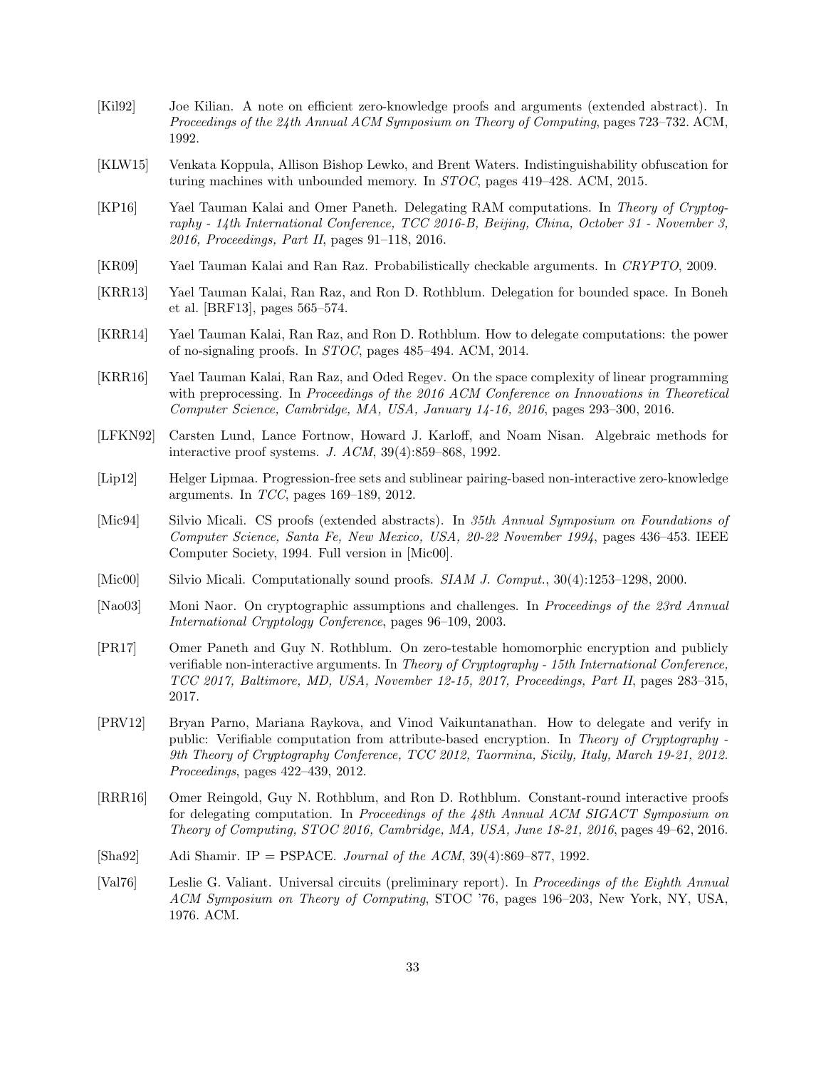[Kil92] Joe Kilian. A note on efficient zero-knowledge proofs and arguments (extended abstract). In *Proceedings of the 24th Annual ACM Symposium on Theory of Computing*, pages 723–732. ACM, 1992.

[KLW15] Venkata Koppula, Allison Bishop Lewko, and Brent Waters. Indistinguishability obfuscation for turing machines with unbounded memory. In *STOC*, pages 419–428. ACM, 2015.

[KP16] Yael Tauman Kalai and Omer Paneth. Delegating RAM computations. In *Theory of Cryptography - 14th International Conference, TCC 2016-B, Beijing, China, October 31 - November 3, 2016, Proceedings, Part II*, pages 91–118, 2016.

[KR09] Yael Tauman Kalai and Ran Raz. Probabilistically checkable arguments. In *CRYPTO*, 2009.

[KRR13] Yael Tauman Kalai, Ran Raz, and Ron D. Rothblum. Delegation for bounded space. In Boneh et al. [BRF13], pages 565–574.

[KRR14] Yael Tauman Kalai, Ran Raz, and Ron D. Rothblum. How to delegate computations: the power of no-signaling proofs. In *STOC*, pages 485–494. ACM, 2014.

[KRR16] Yael Tauman Kalai, Ran Raz, and Oded Regev. On the space complexity of linear programming with preprocessing. In *Proceedings of the 2016 ACM Conference on Innovations in Theoretical Computer Science, Cambridge, MA, USA, January 14-16, 2016*, pages 293–300, 2016.

[LFKN92] Carsten Lund, Lance Fortnow, Howard J. Karloff, and Noam Nisan. Algebraic methods for interactive proof systems. *J. ACM*, 39(4):859–868, 1992.

[Lip12] Helger Lipmaa. Progression-free sets and sublinear pairing-based non-interactive zero-knowledge arguments. In *TCC*, pages 169–189, 2012.

[Mic94] Silvio Micali. CS proofs (extended abstracts). In *35th Annual Symposium on Foundations of Computer Science, Santa Fe, New Mexico, USA, 20-22 November 1994*, pages 436–453. IEEE Computer Society, 1994. Full version in [Mic00].

[Mic00] Silvio Micali. Computationally sound proofs. *SIAM J. Comput.*, 30(4):1253–1298, 2000.

[Nao03] Moni Naor. On cryptographic assumptions and challenges. In *Proceedings of the 23rd Annual International Cryptology Conference*, pages 96–109, 2003.

[PR17] Omer Paneth and Guy N. Rothblum. On zero-testable homomorphic encryption and publicly verifiable non-interactive arguments. In *Theory of Cryptography - 15th International Conference, TCC 2017, Baltimore, MD, USA, November 12-15, 2017, Proceedings, Part II*, pages 283–315, 2017.

[PRV12] Bryan Parno, Mariana Raykova, and Vinod Vaikuntanathan. How to delegate and verify in public: Verifiable computation from attribute-based encryption. In *Theory of Cryptography - 9th Theory of Cryptography Conference, TCC 2012, Taormina, Sicily, Italy, March 19-21, 2012. Proceedings*, pages 422–439, 2012.

[RRR16] Omer Reingold, Guy N. Rothblum, and Ron D. Rothblum. Constant-round interactive proofs for delegating computation. In *Proceedings of the 48th Annual ACM SIGACT Symposium on Theory of Computing, STOC 2016, Cambridge, MA, USA, June 18-21, 2016*, pages 49–62, 2016.

[Sha92] Adi Shamir. IP = PSPACE. *Journal of the ACM*, 39(4):869–877, 1992.

[Val76] Leslie G. Valiant. Universal circuits (preliminary report). In *Proceedings of the Eighth Annual ACM Symposium on Theory of Computing*, STOC '76, pages 196–203, New York, NY, USA, 1976. ACM.